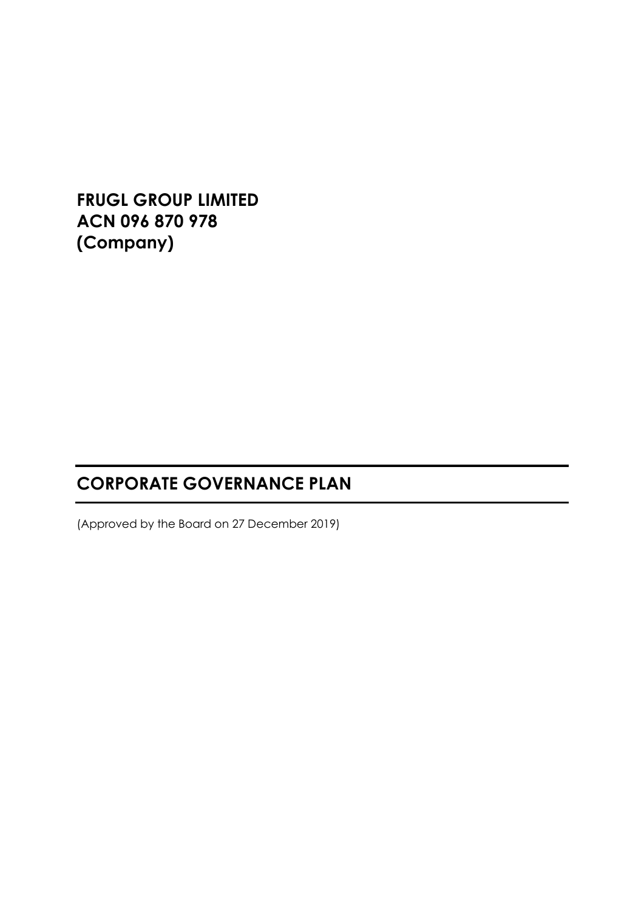**FRUGL GROUP LIMITED**
**ACN 096 870 978**
**(Company)**

# CORPORATE GOVERNANCE PLAN

(Approved by the Board on 27 December 2019)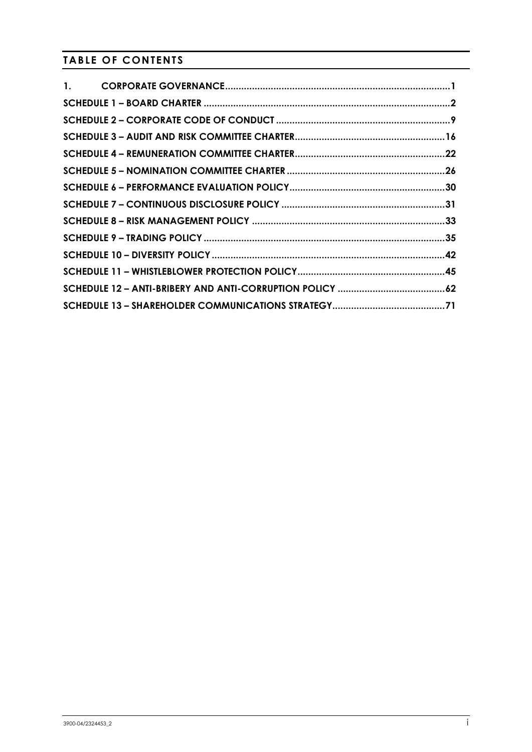## TABLE OF CONTENTS

| | |
|---|---|
| 1. CORPORATE GOVERNANCE | 1 |
| SCHEDULE 1 – BOARD CHARTER | 2 |
| SCHEDULE 2 – CORPORATE CODE OF CONDUCT | 9 |
| SCHEDULE 3 – AUDIT AND RISK COMMITTEE CHARTER | 16 |
| SCHEDULE 4 – REMUNERATION COMMITTEE CHARTER | 22 |
| SCHEDULE 5 – NOMINATION COMMITTEE CHARTER | 26 |
| SCHEDULE 6 – PERFORMANCE EVALUATION POLICY | 30 |
| SCHEDULE 7 – CONTINUOUS DISCLOSURE POLICY | 31 |
| SCHEDULE 8 – RISK MANAGEMENT POLICY | 33 |
| SCHEDULE 9 – TRADING POLICY | 35 |
| SCHEDULE 10 – DIVERSITY POLICY | 42 |
| SCHEDULE 11 – WHISTLEBLOWER PROTECTION POLICY | 45 |
| SCHEDULE 12 – ANTI-BRIBERY AND ANTI-CORRUPTION POLICY | 62 |
| SCHEDULE 13 – SHAREHOLDER COMMUNICATIONS STRATEGY | 71 |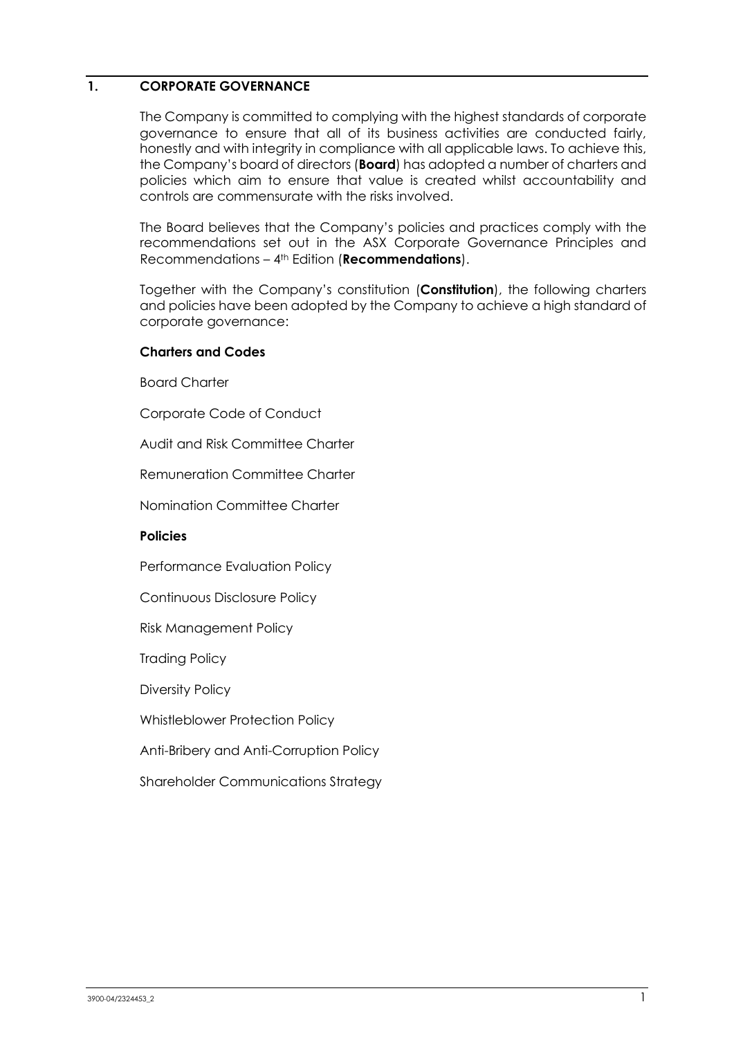# 1. CORPORATE GOVERNANCE

The Company is committed to complying with the highest standards of corporate governance to ensure that all of its business activities are conducted fairly, honestly and with integrity in compliance with all applicable laws. To achieve this, the Company's board of directors (**Board**) has adopted a number of charters and policies which aim to ensure that value is created whilst accountability and controls are commensurate with the risks involved.

The Board believes that the Company's policies and practices comply with the recommendations set out in the ASX Corporate Governance Principles and Recommendations – 4th Edition (**Recommendations**).

Together with the Company's constitution (**Constitution**), the following charters and policies have been adopted by the Company to achieve a high standard of corporate governance:

**Charters and Codes**

Board Charter

Corporate Code of Conduct

Audit and Risk Committee Charter

Remuneration Committee Charter

Nomination Committee Charter

**Policies**

Performance Evaluation Policy

Continuous Disclosure Policy

Risk Management Policy

Trading Policy

Diversity Policy

Whistleblower Protection Policy

Anti-Bribery and Anti-Corruption Policy

Shareholder Communications Strategy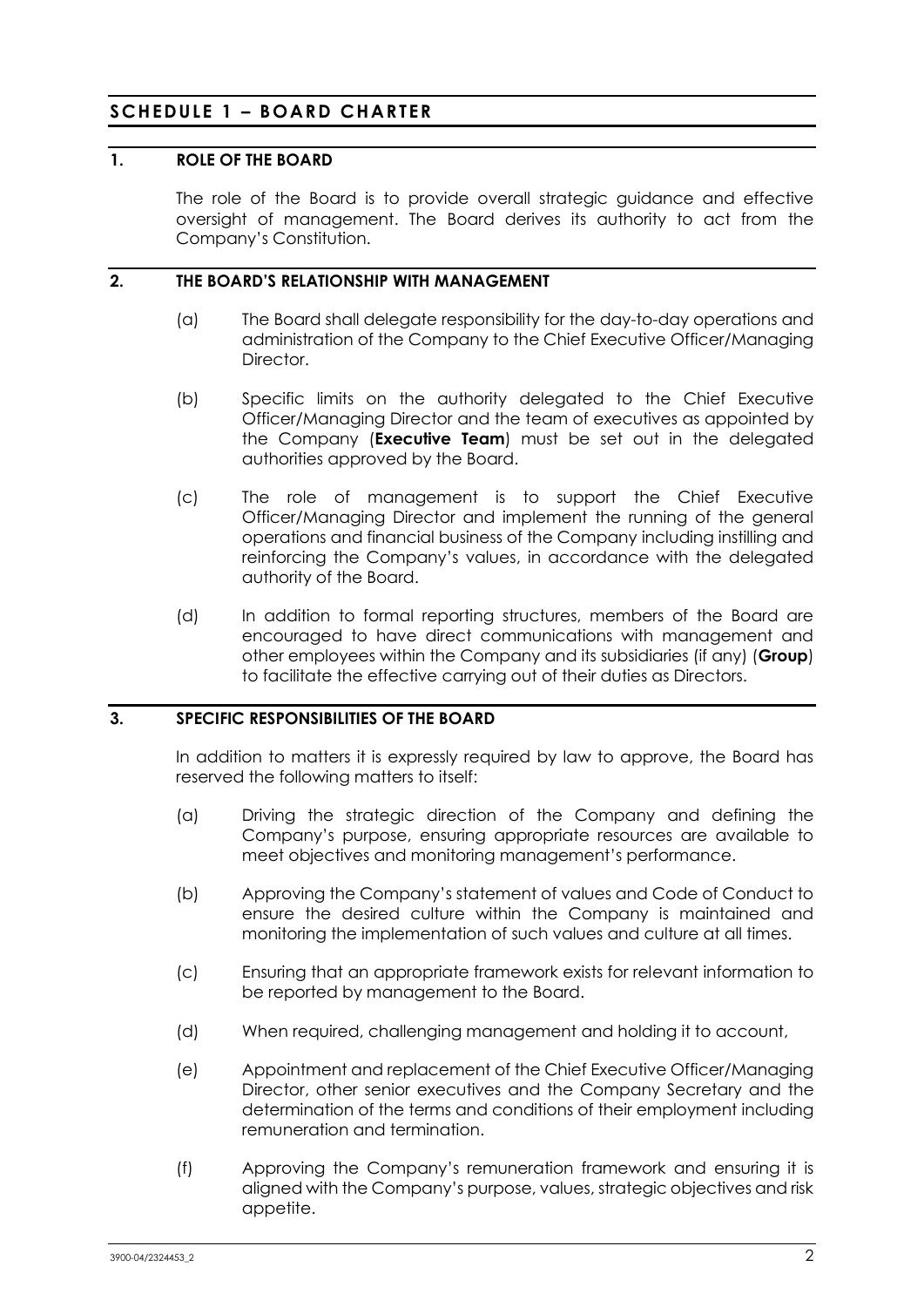# SCHEDULE 1 – BOARD CHARTER

## 1. ROLE OF THE BOARD

The role of the Board is to provide overall strategic guidance and effective oversight of management. The Board derives its authority to act from the Company's Constitution.

## 2. THE BOARD'S RELATIONSHIP WITH MANAGEMENT

(a) The Board shall delegate responsibility for the day-to-day operations and administration of the Company to the Chief Executive Officer/Managing Director.

(b) Specific limits on the authority delegated to the Chief Executive Officer/Managing Director and the team of executives as appointed by the Company (**Executive Team**) must be set out in the delegated authorities approved by the Board.

(c) The role of management is to support the Chief Executive Officer/Managing Director and implement the running of the general operations and financial business of the Company including instilling and reinforcing the Company's values, in accordance with the delegated authority of the Board.

(d) In addition to formal reporting structures, members of the Board are encouraged to have direct communications with management and other employees within the Company and its subsidiaries (if any) (**Group**) to facilitate the effective carrying out of their duties as Directors.

## 3. SPECIFIC RESPONSIBILITIES OF THE BOARD

In addition to matters it is expressly required by law to approve, the Board has reserved the following matters to itself:

(a) Driving the strategic direction of the Company and defining the Company's purpose, ensuring appropriate resources are available to meet objectives and monitoring management's performance.

(b) Approving the Company's statement of values and Code of Conduct to ensure the desired culture within the Company is maintained and monitoring the implementation of such values and culture at all times.

(c) Ensuring that an appropriate framework exists for relevant information to be reported by management to the Board.

(d) When required, challenging management and holding it to account,

(e) Appointment and replacement of the Chief Executive Officer/Managing Director, other senior executives and the Company Secretary and the determination of the terms and conditions of their employment including remuneration and termination.

(f) Approving the Company's remuneration framework and ensuring it is aligned with the Company's purpose, values, strategic objectives and risk appetite.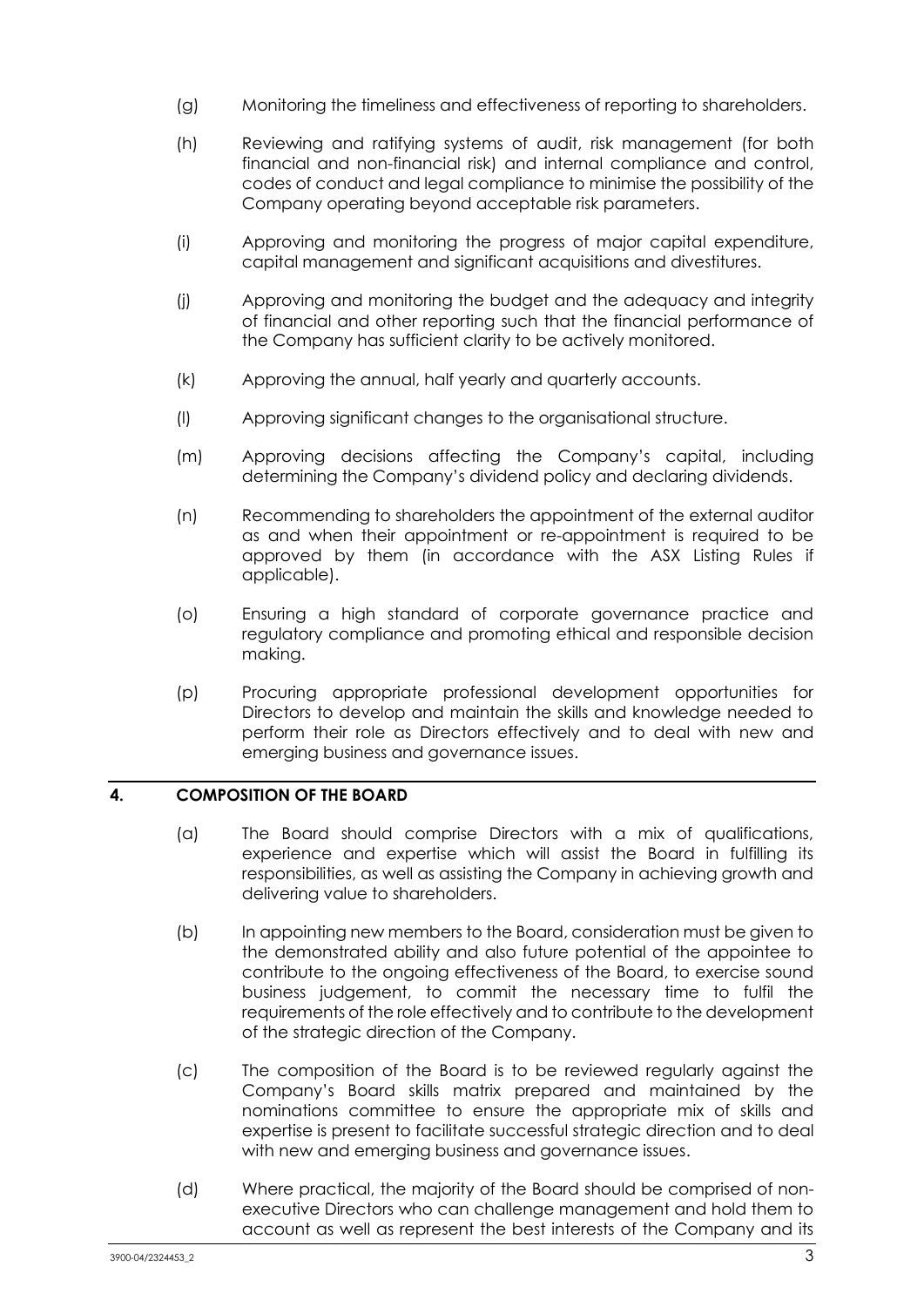(g) Monitoring the timeliness and effectiveness of reporting to shareholders.

(h) Reviewing and ratifying systems of audit, risk management (for both financial and non-financial risk) and internal compliance and control, codes of conduct and legal compliance to minimise the possibility of the Company operating beyond acceptable risk parameters.

(i) Approving and monitoring the progress of major capital expenditure, capital management and significant acquisitions and divestitures.

(j) Approving and monitoring the budget and the adequacy and integrity of financial and other reporting such that the financial performance of the Company has sufficient clarity to be actively monitored.

(k) Approving the annual, half yearly and quarterly accounts.

(l) Approving significant changes to the organisational structure.

(m) Approving decisions affecting the Company's capital, including determining the Company's dividend policy and declaring dividends.

(n) Recommending to shareholders the appointment of the external auditor as and when their appointment or re-appointment is required to be approved by them (in accordance with the ASX Listing Rules if applicable).

(o) Ensuring a high standard of corporate governance practice and regulatory compliance and promoting ethical and responsible decision making.

(p) Procuring appropriate professional development opportunities for Directors to develop and maintain the skills and knowledge needed to perform their role as Directors effectively and to deal with new and emerging business and governance issues.

## 4. COMPOSITION OF THE BOARD

(a) The Board should comprise Directors with a mix of qualifications, experience and expertise which will assist the Board in fulfilling its responsibilities, as well as assisting the Company in achieving growth and delivering value to shareholders.

(b) In appointing new members to the Board, consideration must be given to the demonstrated ability and also future potential of the appointee to contribute to the ongoing effectiveness of the Board, to exercise sound business judgement, to commit the necessary time to fulfil the requirements of the role effectively and to contribute to the development of the strategic direction of the Company.

(c) The composition of the Board is to be reviewed regularly against the Company's Board skills matrix prepared and maintained by the nominations committee to ensure the appropriate mix of skills and expertise is present to facilitate successful strategic direction and to deal with new and emerging business and governance issues.

(d) Where practical, the majority of the Board should be comprised of non-executive Directors who can challenge management and hold them to account as well as represent the best interests of the Company and its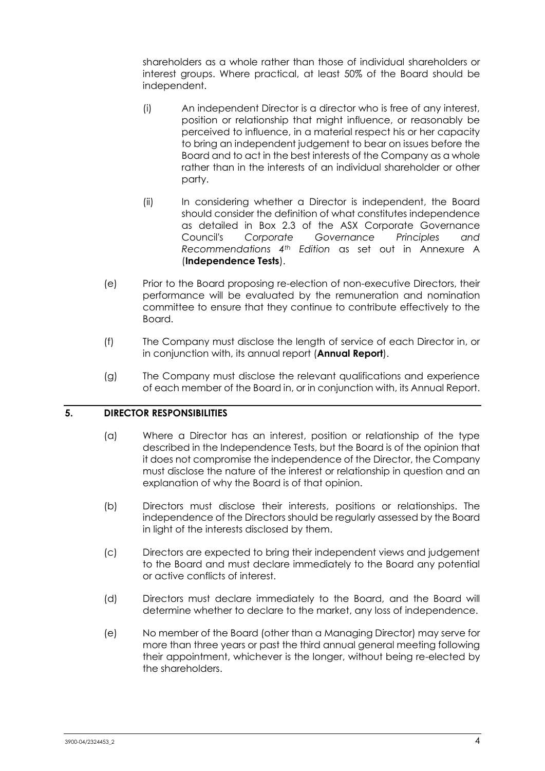shareholders as a whole rather than those of individual shareholders or interest groups. Where practical, at least 50% of the Board should be independent.

(i) An independent Director is a director who is free of any interest, position or relationship that might influence, or reasonably be perceived to influence, in a material respect his or her capacity to bring an independent judgement to bear on issues before the Board and to act in the best interests of the Company as a whole rather than in the interests of an individual shareholder or other party.

(ii) In considering whether a Director is independent, the Board should consider the definition of what constitutes independence as detailed in Box 2.3 of the ASX Corporate Governance Council's *Corporate Governance Principles and Recommendations 4th Edition* as set out in Annexure A (**Independence Tests**).

(e) Prior to the Board proposing re-election of non-executive Directors, their performance will be evaluated by the remuneration and nomination committee to ensure that they continue to contribute effectively to the Board.

(f) The Company must disclose the length of service of each Director in, or in conjunction with, its annual report (**Annual Report**).

(g) The Company must disclose the relevant qualifications and experience of each member of the Board in, or in conjunction with, its Annual Report.

## 5. DIRECTOR RESPONSIBILITIES

(a) Where a Director has an interest, position or relationship of the type described in the Independence Tests, but the Board is of the opinion that it does not compromise the independence of the Director, the Company must disclose the nature of the interest or relationship in question and an explanation of why the Board is of that opinion.

(b) Directors must disclose their interests, positions or relationships. The independence of the Directors should be regularly assessed by the Board in light of the interests disclosed by them.

(c) Directors are expected to bring their independent views and judgement to the Board and must declare immediately to the Board any potential or active conflicts of interest.

(d) Directors must declare immediately to the Board, and the Board will determine whether to declare to the market, any loss of independence.

(e) No member of the Board (other than a Managing Director) may serve for more than three years or past the third annual general meeting following their appointment, whichever is the longer, without being re-elected by the shareholders.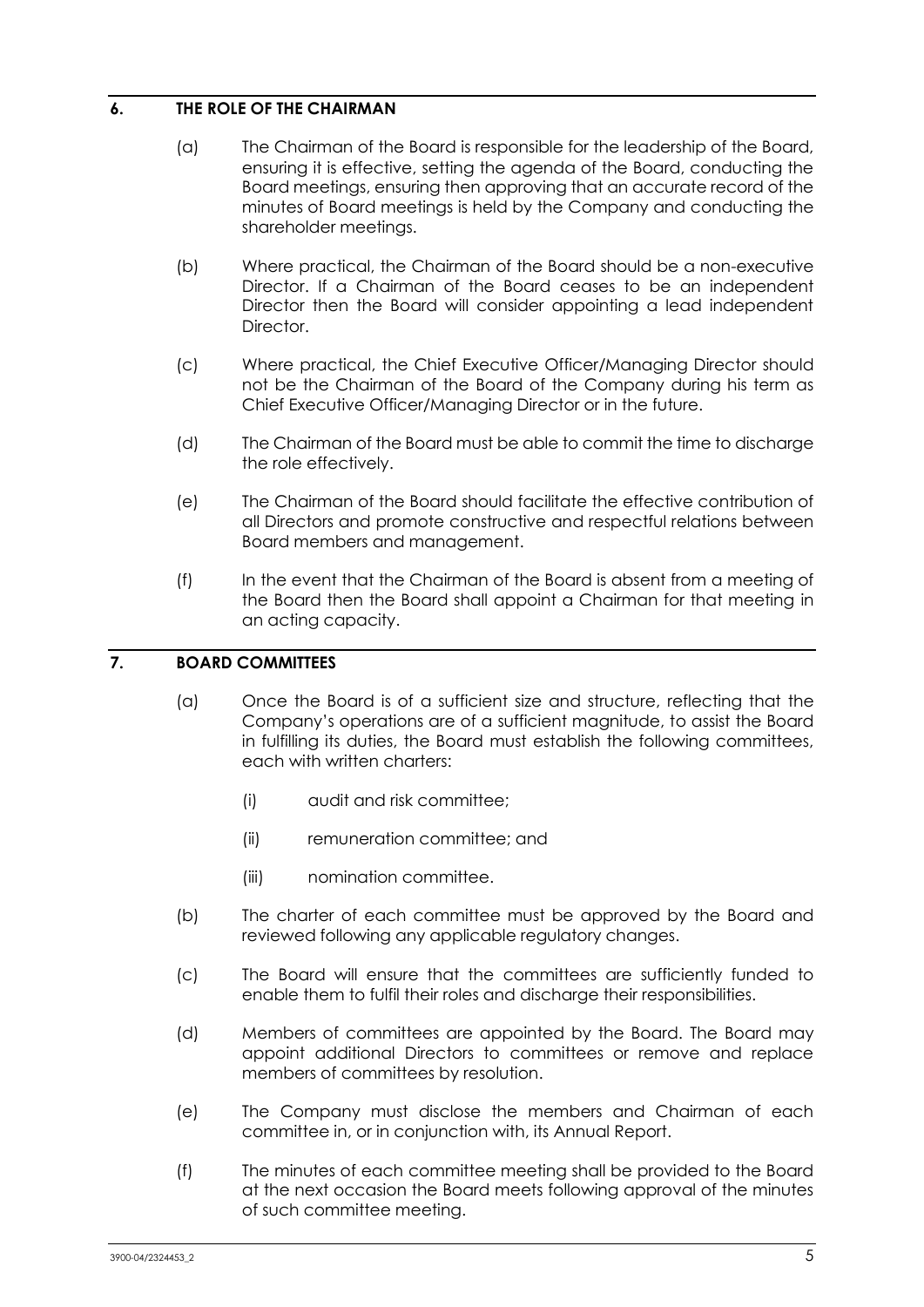## 6. THE ROLE OF THE CHAIRMAN

(a) The Chairman of the Board is responsible for the leadership of the Board, ensuring it is effective, setting the agenda of the Board, conducting the Board meetings, ensuring then approving that an accurate record of the minutes of Board meetings is held by the Company and conducting the shareholder meetings.

(b) Where practical, the Chairman of the Board should be a non-executive Director. If a Chairman of the Board ceases to be an independent Director then the Board will consider appointing a lead independent Director.

(c) Where practical, the Chief Executive Officer/Managing Director should not be the Chairman of the Board of the Company during his term as Chief Executive Officer/Managing Director or in the future.

(d) The Chairman of the Board must be able to commit the time to discharge the role effectively.

(e) The Chairman of the Board should facilitate the effective contribution of all Directors and promote constructive and respectful relations between Board members and management.

(f) In the event that the Chairman of the Board is absent from a meeting of the Board then the Board shall appoint a Chairman for that meeting in an acting capacity.

## 7. BOARD COMMITTEES

(a) Once the Board is of a sufficient size and structure, reflecting that the Company's operations are of a sufficient magnitude, to assist the Board in fulfilling its duties, the Board must establish the following committees, each with written charters:

  (i) audit and risk committee;

  (ii) remuneration committee; and

  (iii) nomination committee.

(b) The charter of each committee must be approved by the Board and reviewed following any applicable regulatory changes.

(c) The Board will ensure that the committees are sufficiently funded to enable them to fulfil their roles and discharge their responsibilities.

(d) Members of committees are appointed by the Board. The Board may appoint additional Directors to committees or remove and replace members of committees by resolution.

(e) The Company must disclose the members and Chairman of each committee in, or in conjunction with, its Annual Report.

(f) The minutes of each committee meeting shall be provided to the Board at the next occasion the Board meets following approval of the minutes of such committee meeting.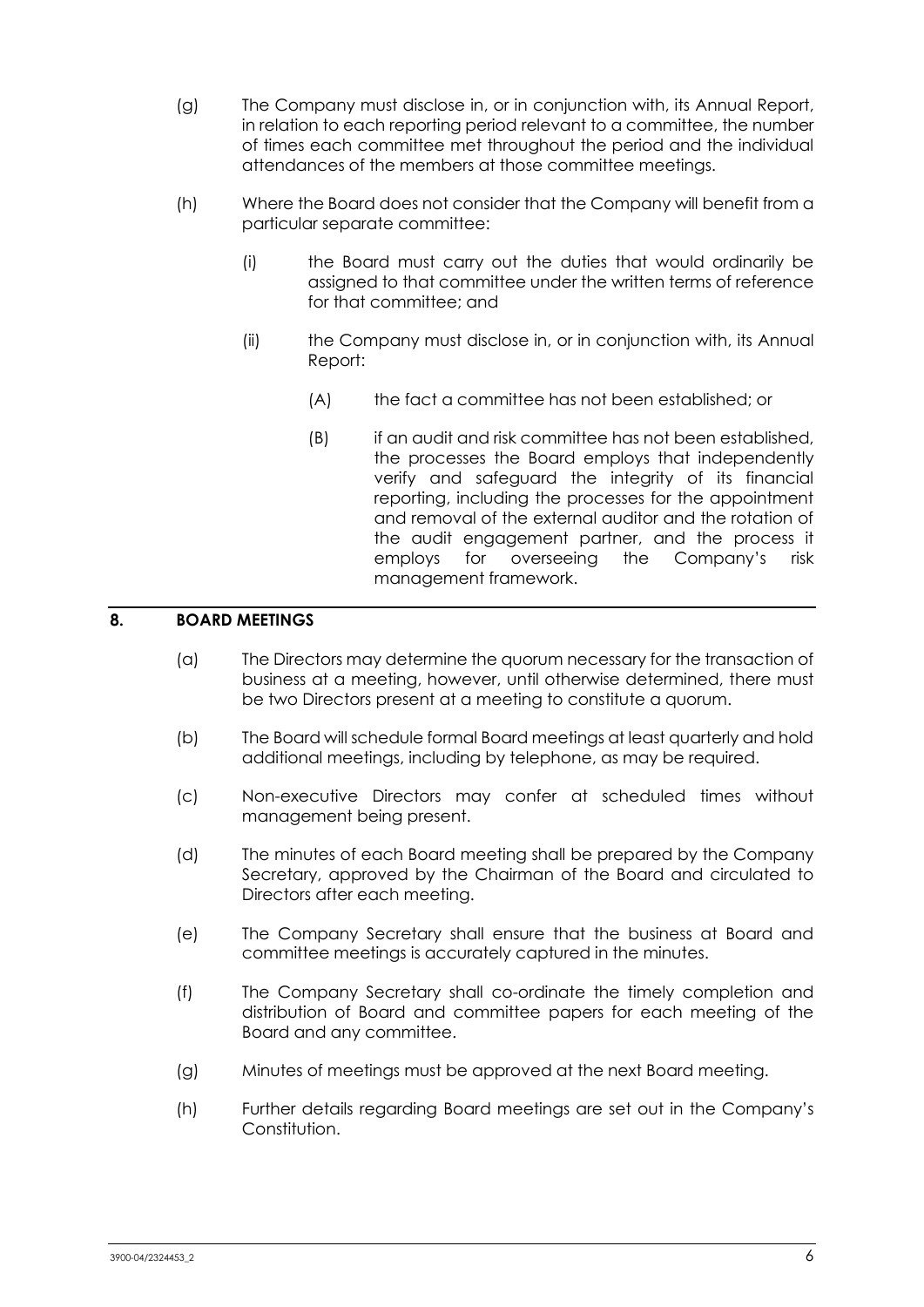(g) The Company must disclose in, or in conjunction with, its Annual Report, in relation to each reporting period relevant to a committee, the number of times each committee met throughout the period and the individual attendances of the members at those committee meetings.

(h) Where the Board does not consider that the Company will benefit from a particular separate committee:

   (i) the Board must carry out the duties that would ordinarily be assigned to that committee under the written terms of reference for that committee; and

   (ii) the Company must disclose in, or in conjunction with, its Annual Report:

      (A) the fact a committee has not been established; or

      (B) if an audit and risk committee has not been established, the processes the Board employs that independently verify and safeguard the integrity of its financial reporting, including the processes for the appointment and removal of the external auditor and the rotation of the audit engagement partner, and the process it employs for overseeing the Company's risk management framework.

## 8. BOARD MEETINGS

(a) The Directors may determine the quorum necessary for the transaction of business at a meeting, however, until otherwise determined, there must be two Directors present at a meeting to constitute a quorum.

(b) The Board will schedule formal Board meetings at least quarterly and hold additional meetings, including by telephone, as may be required.

(c) Non-executive Directors may confer at scheduled times without management being present.

(d) The minutes of each Board meeting shall be prepared by the Company Secretary, approved by the Chairman of the Board and circulated to Directors after each meeting.

(e) The Company Secretary shall ensure that the business at Board and committee meetings is accurately captured in the minutes.

(f) The Company Secretary shall co-ordinate the timely completion and distribution of Board and committee papers for each meeting of the Board and any committee.

(g) Minutes of meetings must be approved at the next Board meeting.

(h) Further details regarding Board meetings are set out in the Company's Constitution.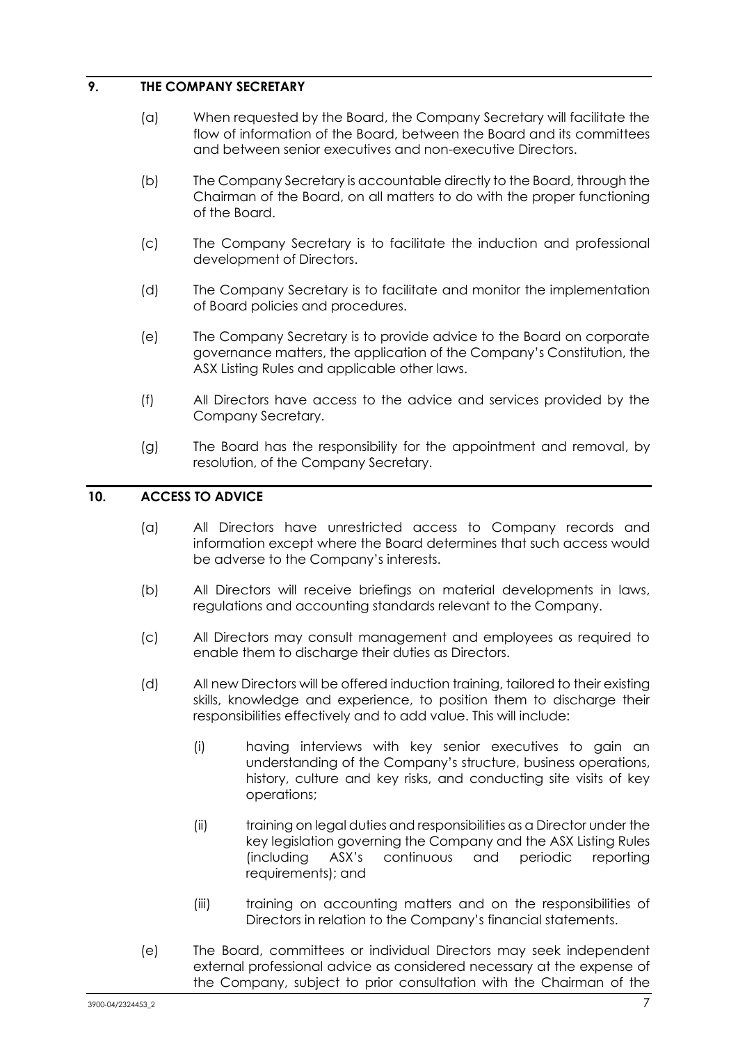## 9. THE COMPANY SECRETARY

(a) When requested by the Board, the Company Secretary will facilitate the flow of information of the Board, between the Board and its committees and between senior executives and non-executive Directors.

(b) The Company Secretary is accountable directly to the Board, through the Chairman of the Board, on all matters to do with the proper functioning of the Board.

(c) The Company Secretary is to facilitate the induction and professional development of Directors.

(d) The Company Secretary is to facilitate and monitor the implementation of Board policies and procedures.

(e) The Company Secretary is to provide advice to the Board on corporate governance matters, the application of the Company's Constitution, the ASX Listing Rules and applicable other laws.

(f) All Directors have access to the advice and services provided by the Company Secretary.

(g) The Board has the responsibility for the appointment and removal, by resolution, of the Company Secretary.

## 10. ACCESS TO ADVICE

(a) All Directors have unrestricted access to Company records and information except where the Board determines that such access would be adverse to the Company's interests.

(b) All Directors will receive briefings on material developments in laws, regulations and accounting standards relevant to the Company.

(c) All Directors may consult management and employees as required to enable them to discharge their duties as Directors.

(d) All new Directors will be offered induction training, tailored to their existing skills, knowledge and experience, to position them to discharge their responsibilities effectively and to add value. This will include:

   (i) having interviews with key senior executives to gain an understanding of the Company's structure, business operations, history, culture and key risks, and conducting site visits of key operations;

   (ii) training on legal duties and responsibilities as a Director under the key legislation governing the Company and the ASX Listing Rules (including ASX's continuous and periodic reporting requirements); and

   (iii) training on accounting matters and on the responsibilities of Directors in relation to the Company's financial statements.

(e) The Board, committees or individual Directors may seek independent external professional advice as considered necessary at the expense of the Company, subject to prior consultation with the Chairman of the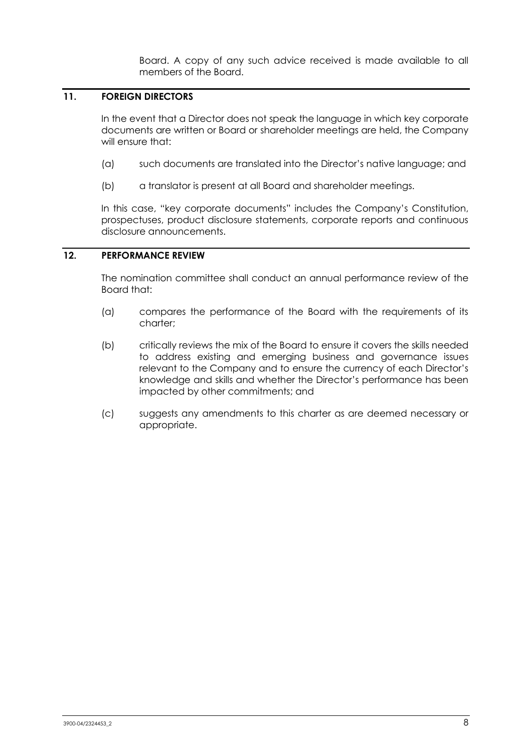Board. A copy of any such advice received is made available to all members of the Board.

## 11. FOREIGN DIRECTORS

In the event that a Director does not speak the language in which key corporate documents are written or Board or shareholder meetings are held, the Company will ensure that:

(a) such documents are translated into the Director's native language; and

(b) a translator is present at all Board and shareholder meetings.

In this case, "key corporate documents" includes the Company's Constitution, prospectuses, product disclosure statements, corporate reports and continuous disclosure announcements.

## 12. PERFORMANCE REVIEW

The nomination committee shall conduct an annual performance review of the Board that:

(a) compares the performance of the Board with the requirements of its charter;

(b) critically reviews the mix of the Board to ensure it covers the skills needed to address existing and emerging business and governance issues relevant to the Company and to ensure the currency of each Director's knowledge and skills and whether the Director's performance has been impacted by other commitments; and

(c) suggests any amendments to this charter as are deemed necessary or appropriate.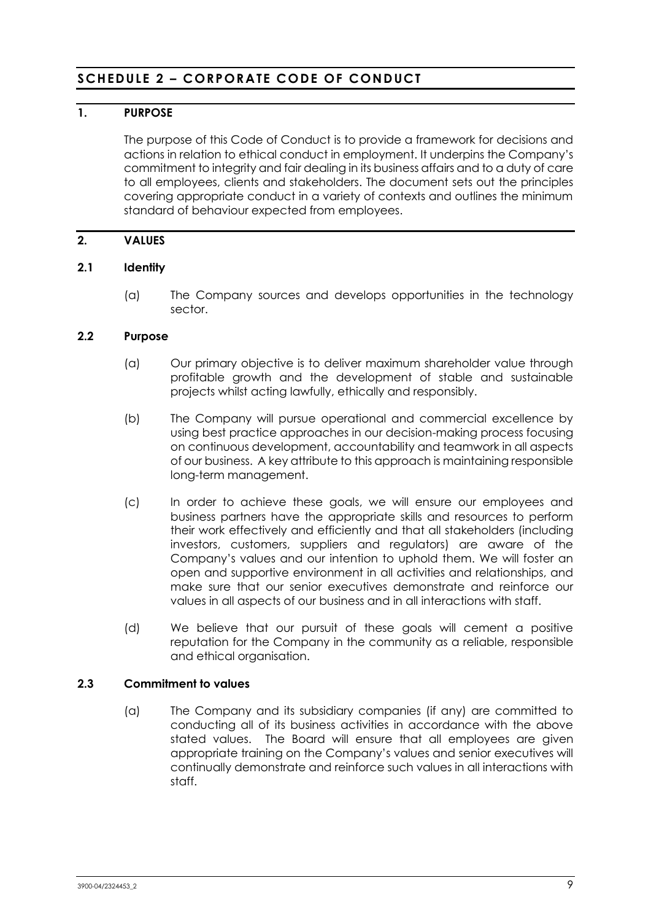# SCHEDULE 2 – CORPORATE CODE OF CONDUCT

## 1. PURPOSE

The purpose of this Code of Conduct is to provide a framework for decisions and actions in relation to ethical conduct in employment. It underpins the Company's commitment to integrity and fair dealing in its business affairs and to a duty of care to all employees, clients and stakeholders. The document sets out the principles covering appropriate conduct in a variety of contexts and outlines the minimum standard of behaviour expected from employees.

## 2. VALUES

### 2.1 Identity

(a) The Company sources and develops opportunities in the technology sector.

### 2.2 Purpose

(a) Our primary objective is to deliver maximum shareholder value through profitable growth and the development of stable and sustainable projects whilst acting lawfully, ethically and responsibly.

(b) The Company will pursue operational and commercial excellence by using best practice approaches in our decision-making process focusing on continuous development, accountability and teamwork in all aspects of our business. A key attribute to this approach is maintaining responsible long-term management.

(c) In order to achieve these goals, we will ensure our employees and business partners have the appropriate skills and resources to perform their work effectively and efficiently and that all stakeholders (including investors, customers, suppliers and regulators) are aware of the Company's values and our intention to uphold them. We will foster an open and supportive environment in all activities and relationships, and make sure that our senior executives demonstrate and reinforce our values in all aspects of our business and in all interactions with staff.

(d) We believe that our pursuit of these goals will cement a positive reputation for the Company in the community as a reliable, responsible and ethical organisation.

### 2.3 Commitment to values

(a) The Company and its subsidiary companies (if any) are committed to conducting all of its business activities in accordance with the above stated values. The Board will ensure that all employees are given appropriate training on the Company's values and senior executives will continually demonstrate and reinforce such values in all interactions with staff.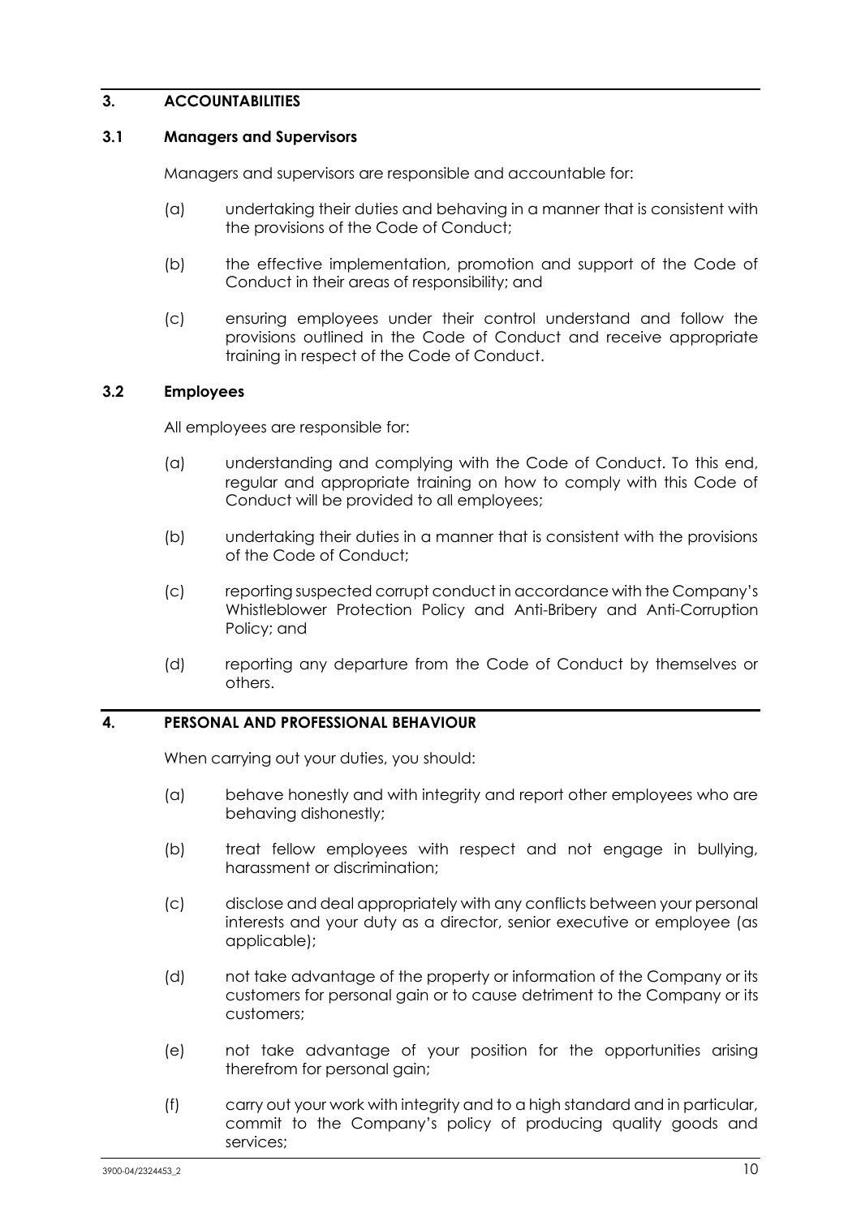## 3. ACCOUNTABILITIES

### 3.1 Managers and Supervisors

Managers and supervisors are responsible and accountable for:

(a) undertaking their duties and behaving in a manner that is consistent with the provisions of the Code of Conduct;

(b) the effective implementation, promotion and support of the Code of Conduct in their areas of responsibility; and

(c) ensuring employees under their control understand and follow the provisions outlined in the Code of Conduct and receive appropriate training in respect of the Code of Conduct.

### 3.2 Employees

All employees are responsible for:

(a) understanding and complying with the Code of Conduct. To this end, regular and appropriate training on how to comply with this Code of Conduct will be provided to all employees;

(b) undertaking their duties in a manner that is consistent with the provisions of the Code of Conduct;

(c) reporting suspected corrupt conduct in accordance with the Company's Whistleblower Protection Policy and Anti-Bribery and Anti-Corruption Policy; and

(d) reporting any departure from the Code of Conduct by themselves or others.

## 4. PERSONAL AND PROFESSIONAL BEHAVIOUR

When carrying out your duties, you should:

(a) behave honestly and with integrity and report other employees who are behaving dishonestly;

(b) treat fellow employees with respect and not engage in bullying, harassment or discrimination;

(c) disclose and deal appropriately with any conflicts between your personal interests and your duty as a director, senior executive or employee (as applicable);

(d) not take advantage of the property or information of the Company or its customers for personal gain or to cause detriment to the Company or its customers;

(e) not take advantage of your position for the opportunities arising therefrom for personal gain;

(f) carry out your work with integrity and to a high standard and in particular, commit to the Company's policy of producing quality goods and services;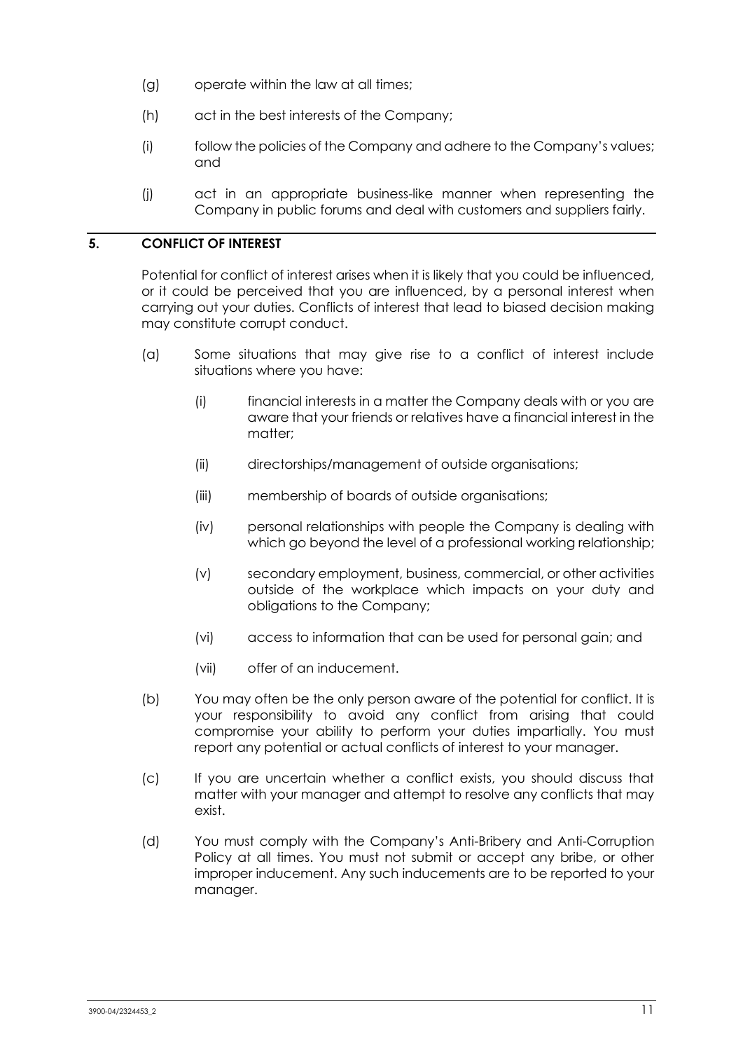(g) operate within the law at all times;

(h) act in the best interests of the Company;

(i) follow the policies of the Company and adhere to the Company's values; and

(j) act in an appropriate business-like manner when representing the Company in public forums and deal with customers and suppliers fairly.

## 5. CONFLICT OF INTEREST

Potential for conflict of interest arises when it is likely that you could be influenced, or it could be perceived that you are influenced, by a personal interest when carrying out your duties. Conflicts of interest that lead to biased decision making may constitute corrupt conduct.

(a) Some situations that may give rise to a conflict of interest include situations where you have:

   (i) financial interests in a matter the Company deals with or you are aware that your friends or relatives have a financial interest in the matter;

   (ii) directorships/management of outside organisations;

   (iii) membership of boards of outside organisations;

   (iv) personal relationships with people the Company is dealing with which go beyond the level of a professional working relationship;

   (v) secondary employment, business, commercial, or other activities outside of the workplace which impacts on your duty and obligations to the Company;

   (vi) access to information that can be used for personal gain; and

   (vii) offer of an inducement.

(b) You may often be the only person aware of the potential for conflict. It is your responsibility to avoid any conflict from arising that could compromise your ability to perform your duties impartially. You must report any potential or actual conflicts of interest to your manager.

(c) If you are uncertain whether a conflict exists, you should discuss that matter with your manager and attempt to resolve any conflicts that may exist.

(d) You must comply with the Company's Anti-Bribery and Anti-Corruption Policy at all times. You must not submit or accept any bribe, or other improper inducement. Any such inducements are to be reported to your manager.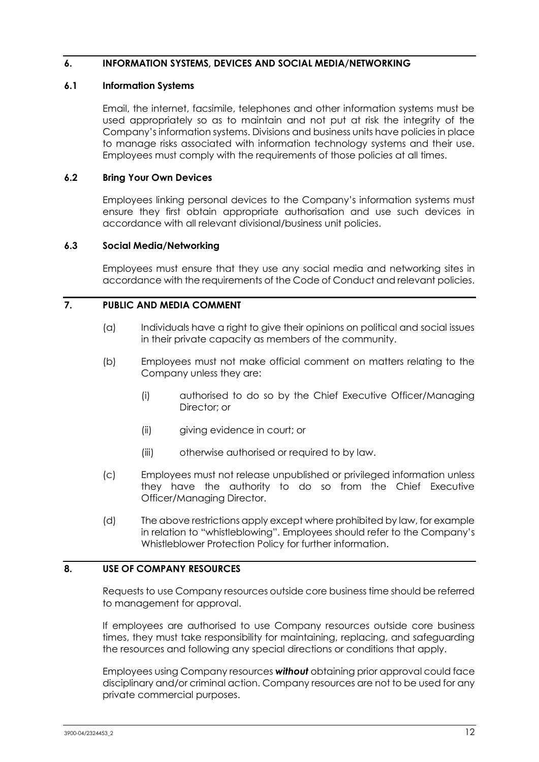## 6. INFORMATION SYSTEMS, DEVICES AND SOCIAL MEDIA/NETWORKING

### 6.1 Information Systems

Email, the internet, facsimile, telephones and other information systems must be used appropriately so as to maintain and not put at risk the integrity of the Company's information systems. Divisions and business units have policies in place to manage risks associated with information technology systems and their use. Employees must comply with the requirements of those policies at all times.

### 6.2 Bring Your Own Devices

Employees linking personal devices to the Company's information systems must ensure they first obtain appropriate authorisation and use such devices in accordance with all relevant divisional/business unit policies.

### 6.3 Social Media/Networking

Employees must ensure that they use any social media and networking sites in accordance with the requirements of the Code of Conduct and relevant policies.

## 7. PUBLIC AND MEDIA COMMENT

(a) Individuals have a right to give their opinions on political and social issues in their private capacity as members of the community.

(b) Employees must not make official comment on matters relating to the Company unless they are:

  (i) authorised to do so by the Chief Executive Officer/Managing Director; or

  (ii) giving evidence in court; or

  (iii) otherwise authorised or required to by law.

(c) Employees must not release unpublished or privileged information unless they have the authority to do so from the Chief Executive Officer/Managing Director.

(d) The above restrictions apply except where prohibited by law, for example in relation to "whistleblowing". Employees should refer to the Company's Whistleblower Protection Policy for further information.

## 8. USE OF COMPANY RESOURCES

Requests to use Company resources outside core business time should be referred to management for approval.

If employees are authorised to use Company resources outside core business times, they must take responsibility for maintaining, replacing, and safeguarding the resources and following any special directions or conditions that apply.

Employees using Company resources ***without*** obtaining prior approval could face disciplinary and/or criminal action. Company resources are not to be used for any private commercial purposes.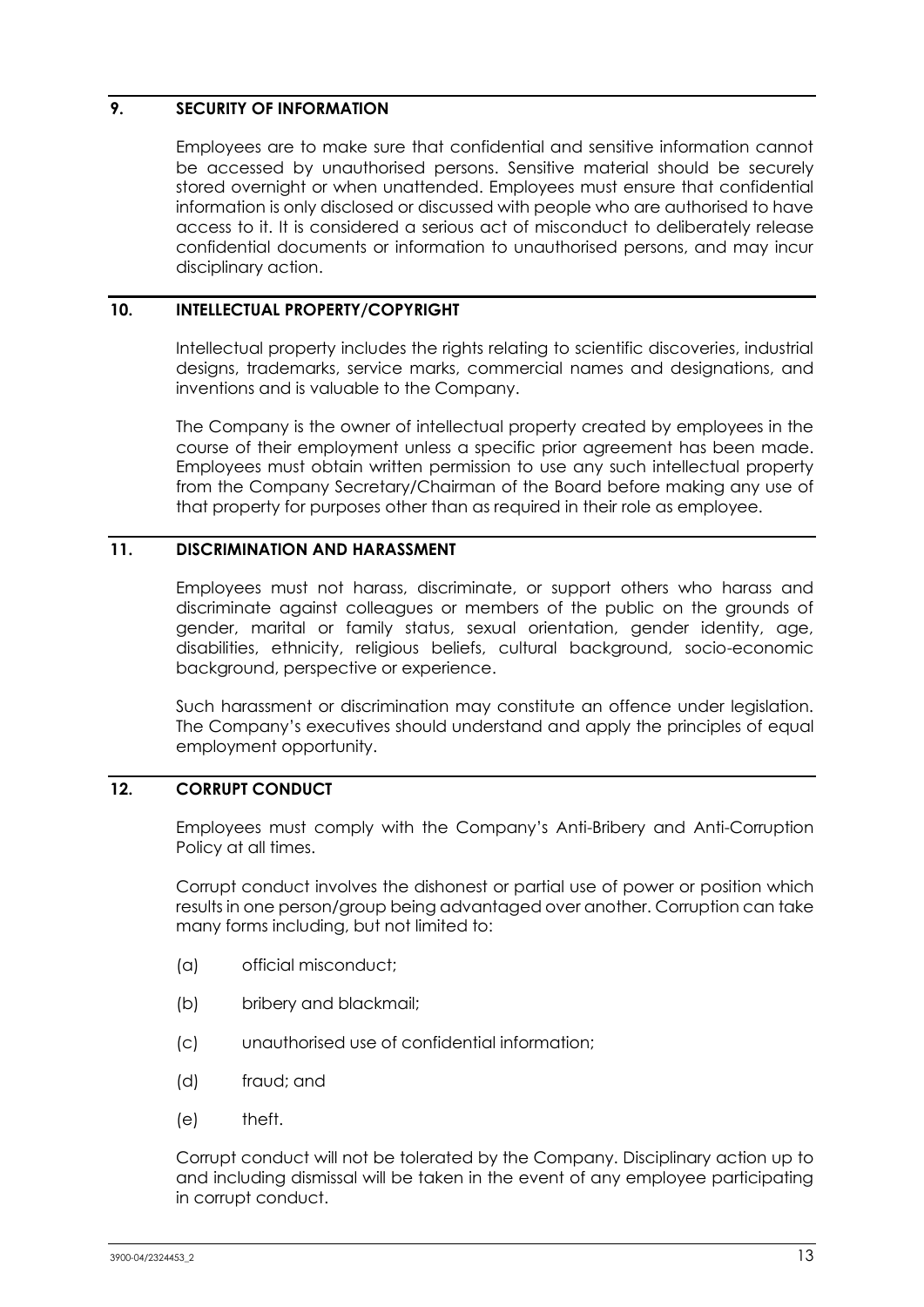## 9. SECURITY OF INFORMATION

Employees are to make sure that confidential and sensitive information cannot be accessed by unauthorised persons. Sensitive material should be securely stored overnight or when unattended. Employees must ensure that confidential information is only disclosed or discussed with people who are authorised to have access to it. It is considered a serious act of misconduct to deliberately release confidential documents or information to unauthorised persons, and may incur disciplinary action.

## 10. INTELLECTUAL PROPERTY/COPYRIGHT

Intellectual property includes the rights relating to scientific discoveries, industrial designs, trademarks, service marks, commercial names and designations, and inventions and is valuable to the Company.

The Company is the owner of intellectual property created by employees in the course of their employment unless a specific prior agreement has been made. Employees must obtain written permission to use any such intellectual property from the Company Secretary/Chairman of the Board before making any use of that property for purposes other than as required in their role as employee.

## 11. DISCRIMINATION AND HARASSMENT

Employees must not harass, discriminate, or support others who harass and discriminate against colleagues or members of the public on the grounds of gender, marital or family status, sexual orientation, gender identity, age, disabilities, ethnicity, religious beliefs, cultural background, socio-economic background, perspective or experience.

Such harassment or discrimination may constitute an offence under legislation. The Company's executives should understand and apply the principles of equal employment opportunity.

## 12. CORRUPT CONDUCT

Employees must comply with the Company's Anti-Bribery and Anti-Corruption Policy at all times.

Corrupt conduct involves the dishonest or partial use of power or position which results in one person/group being advantaged over another. Corruption can take many forms including, but not limited to:

(a) official misconduct;

(b) bribery and blackmail;

(c) unauthorised use of confidential information;

(d) fraud; and

(e) theft.

Corrupt conduct will not be tolerated by the Company. Disciplinary action up to and including dismissal will be taken in the event of any employee participating in corrupt conduct.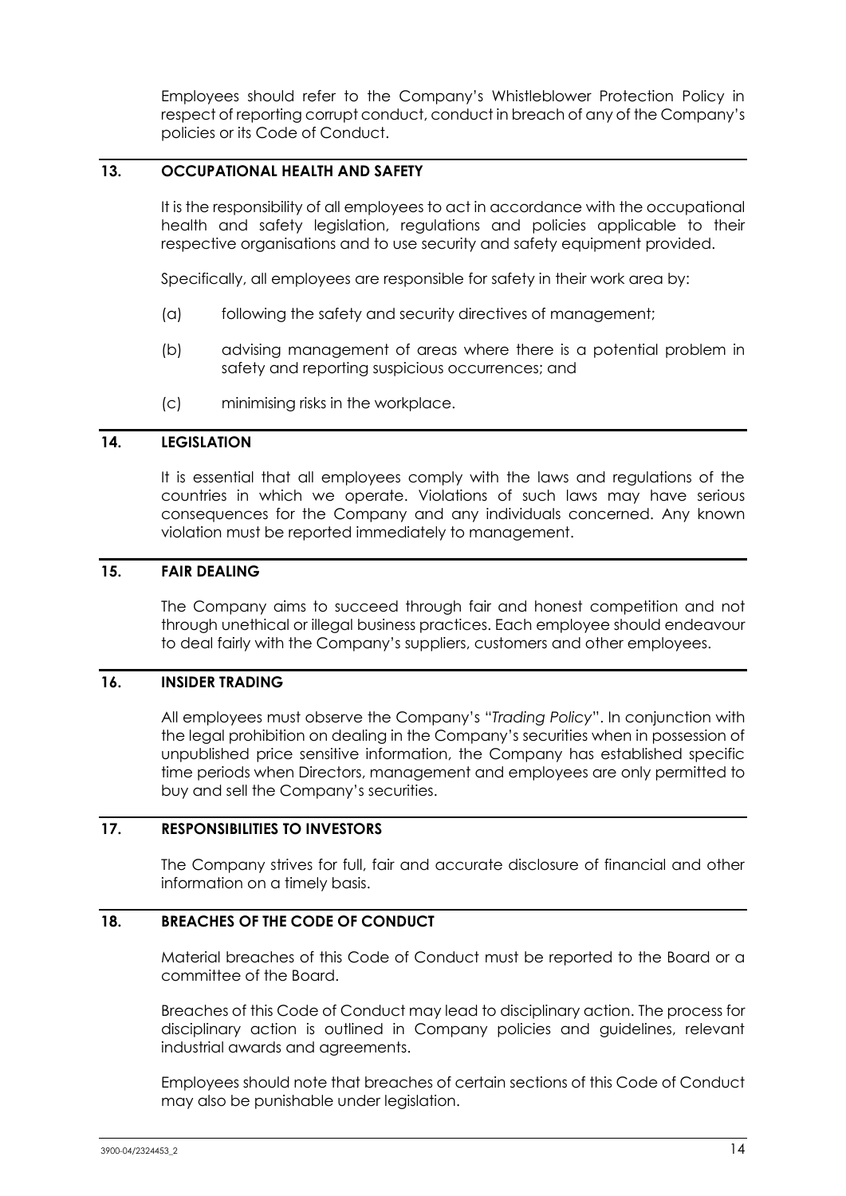Employees should refer to the Company's Whistleblower Protection Policy in respect of reporting corrupt conduct, conduct in breach of any of the Company's policies or its Code of Conduct.

## 13. OCCUPATIONAL HEALTH AND SAFETY

It is the responsibility of all employees to act in accordance with the occupational health and safety legislation, regulations and policies applicable to their respective organisations and to use security and safety equipment provided.

Specifically, all employees are responsible for safety in their work area by:

(a) following the safety and security directives of management;

(b) advising management of areas where there is a potential problem in safety and reporting suspicious occurrences; and

(c) minimising risks in the workplace.

## 14. LEGISLATION

It is essential that all employees comply with the laws and regulations of the countries in which we operate. Violations of such laws may have serious consequences for the Company and any individuals concerned. Any known violation must be reported immediately to management.

## 15. FAIR DEALING

The Company aims to succeed through fair and honest competition and not through unethical or illegal business practices. Each employee should endeavour to deal fairly with the Company's suppliers, customers and other employees.

## 16. INSIDER TRADING

All employees must observe the Company's "*Trading Policy*". In conjunction with the legal prohibition on dealing in the Company's securities when in possession of unpublished price sensitive information, the Company has established specific time periods when Directors, management and employees are only permitted to buy and sell the Company's securities.

## 17. RESPONSIBILITIES TO INVESTORS

The Company strives for full, fair and accurate disclosure of financial and other information on a timely basis.

## 18. BREACHES OF THE CODE OF CONDUCT

Material breaches of this Code of Conduct must be reported to the Board or a committee of the Board.

Breaches of this Code of Conduct may lead to disciplinary action. The process for disciplinary action is outlined in Company policies and guidelines, relevant industrial awards and agreements.

Employees should note that breaches of certain sections of this Code of Conduct may also be punishable under legislation.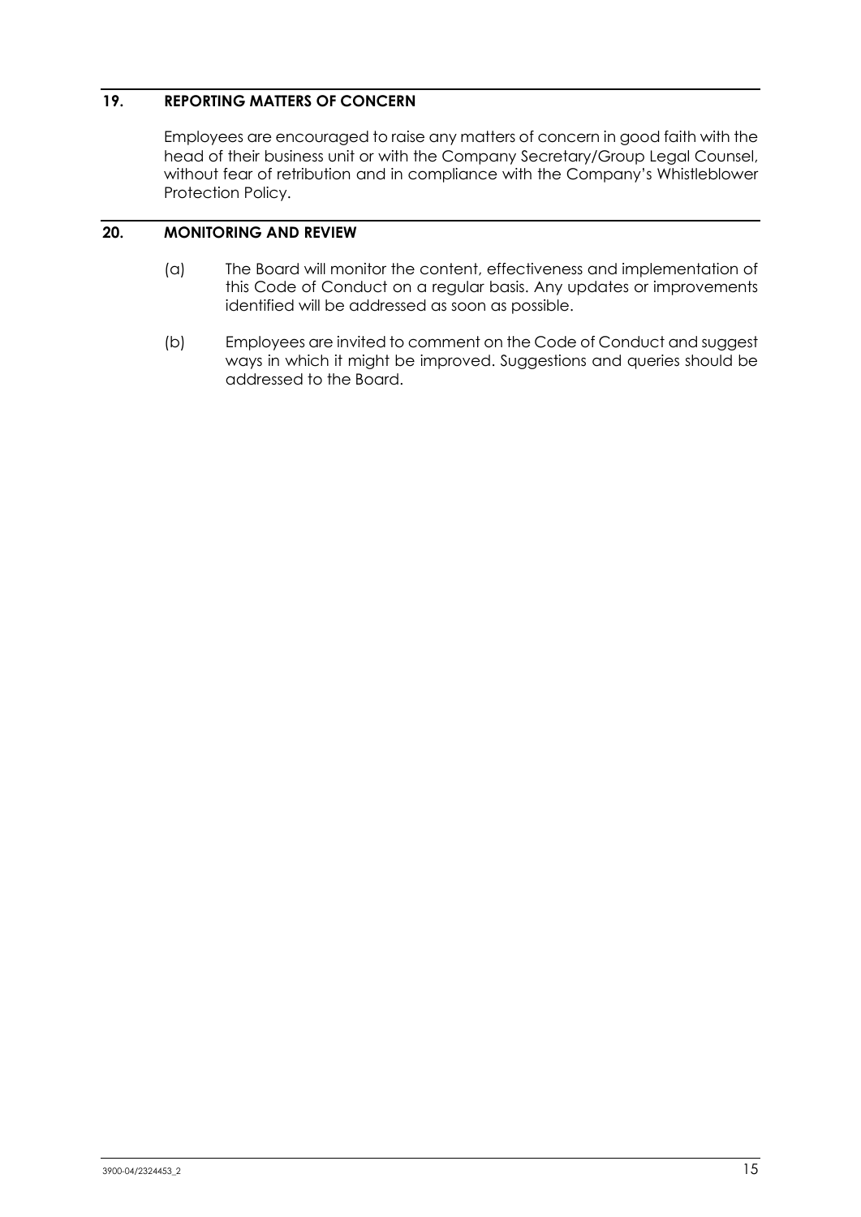## 19. REPORTING MATTERS OF CONCERN

Employees are encouraged to raise any matters of concern in good faith with the head of their business unit or with the Company Secretary/Group Legal Counsel, without fear of retribution and in compliance with the Company's Whistleblower Protection Policy.

## 20. MONITORING AND REVIEW

(a) The Board will monitor the content, effectiveness and implementation of this Code of Conduct on a regular basis. Any updates or improvements identified will be addressed as soon as possible.

(b) Employees are invited to comment on the Code of Conduct and suggest ways in which it might be improved. Suggestions and queries should be addressed to the Board.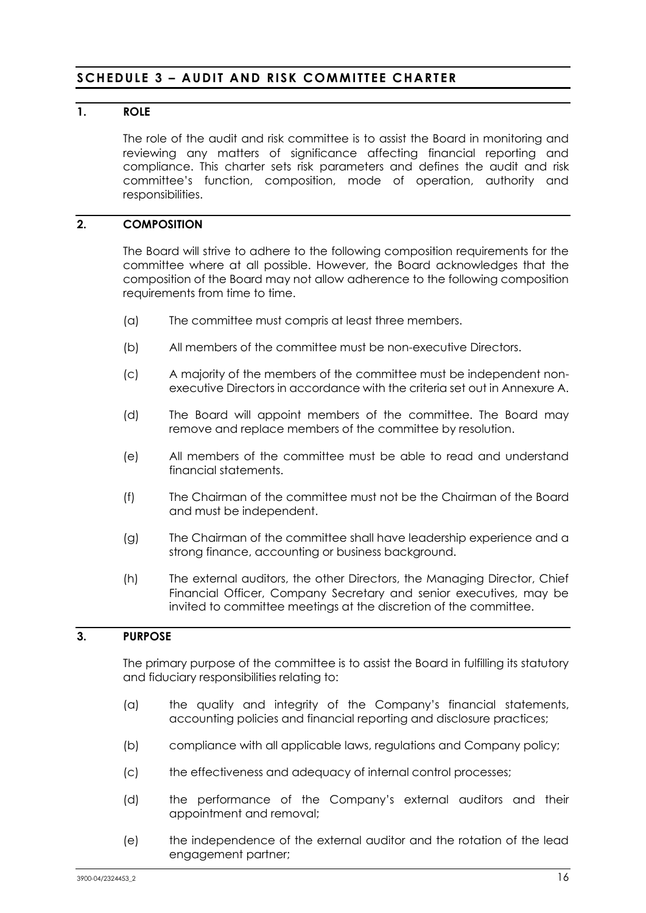## SCHEDULE 3 – AUDIT AND RISK COMMITTEE CHARTER

### 1. ROLE

The role of the audit and risk committee is to assist the Board in monitoring and reviewing any matters of significance affecting financial reporting and compliance. This charter sets risk parameters and defines the audit and risk committee's function, composition, mode of operation, authority and responsibilities.

### 2. COMPOSITION

The Board will strive to adhere to the following composition requirements for the committee where at all possible. However, the Board acknowledges that the composition of the Board may not allow adherence to the following composition requirements from time to time.

(a) The committee must compris at least three members.

(b) All members of the committee must be non-executive Directors.

(c) A majority of the members of the committee must be independent non-executive Directors in accordance with the criteria set out in Annexure A.

(d) The Board will appoint members of the committee. The Board may remove and replace members of the committee by resolution.

(e) All members of the committee must be able to read and understand financial statements.

(f) The Chairman of the committee must not be the Chairman of the Board and must be independent.

(g) The Chairman of the committee shall have leadership experience and a strong finance, accounting or business background.

(h) The external auditors, the other Directors, the Managing Director, Chief Financial Officer, Company Secretary and senior executives, may be invited to committee meetings at the discretion of the committee.

### 3. PURPOSE

The primary purpose of the committee is to assist the Board in fulfilling its statutory and fiduciary responsibilities relating to:

(a) the quality and integrity of the Company's financial statements, accounting policies and financial reporting and disclosure practices;

(b) compliance with all applicable laws, regulations and Company policy;

(c) the effectiveness and adequacy of internal control processes;

(d) the performance of the Company's external auditors and their appointment and removal;

(e) the independence of the external auditor and the rotation of the lead engagement partner;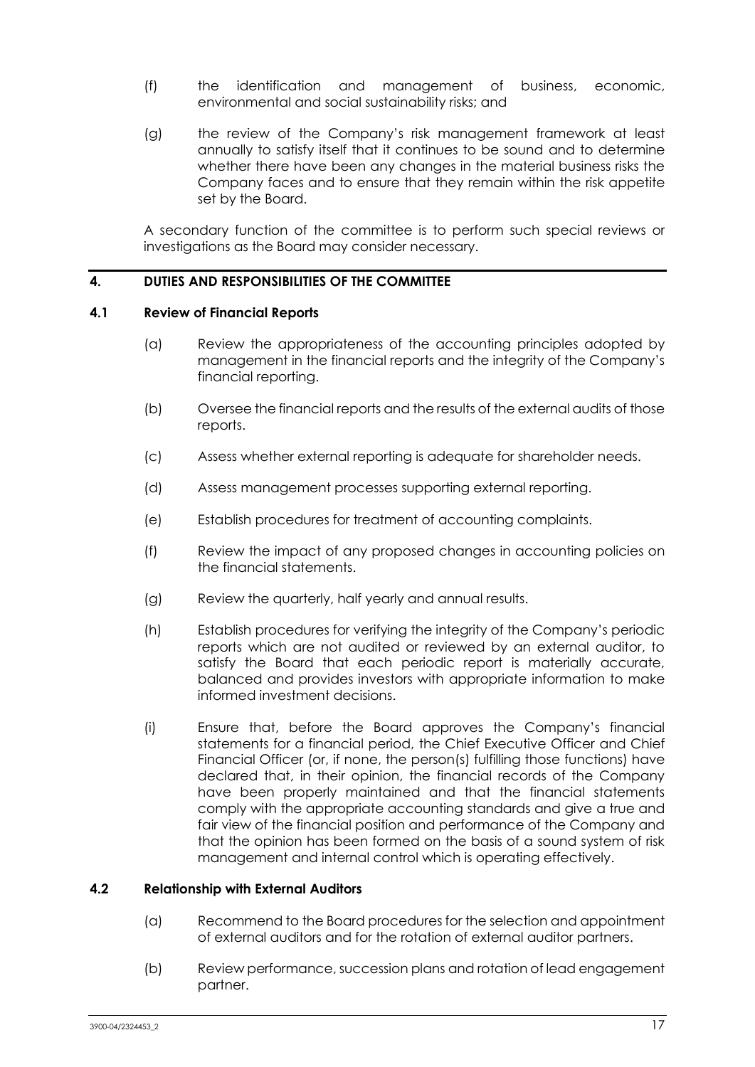(f) the identification and management of business, economic, environmental and social sustainability risks; and

(g) the review of the Company's risk management framework at least annually to satisfy itself that it continues to be sound and to determine whether there have been any changes in the material business risks the Company faces and to ensure that they remain within the risk appetite set by the Board.

A secondary function of the committee is to perform such special reviews or investigations as the Board may consider necessary.

## 4. DUTIES AND RESPONSIBILITIES OF THE COMMITTEE

### 4.1 Review of Financial Reports

(a) Review the appropriateness of the accounting principles adopted by management in the financial reports and the integrity of the Company's financial reporting.

(b) Oversee the financial reports and the results of the external audits of those reports.

(c) Assess whether external reporting is adequate for shareholder needs.

(d) Assess management processes supporting external reporting.

(e) Establish procedures for treatment of accounting complaints.

(f) Review the impact of any proposed changes in accounting policies on the financial statements.

(g) Review the quarterly, half yearly and annual results.

(h) Establish procedures for verifying the integrity of the Company's periodic reports which are not audited or reviewed by an external auditor, to satisfy the Board that each periodic report is materially accurate, balanced and provides investors with appropriate information to make informed investment decisions.

(i) Ensure that, before the Board approves the Company's financial statements for a financial period, the Chief Executive Officer and Chief Financial Officer (or, if none, the person(s) fulfilling those functions) have declared that, in their opinion, the financial records of the Company have been properly maintained and that the financial statements comply with the appropriate accounting standards and give a true and fair view of the financial position and performance of the Company and that the opinion has been formed on the basis of a sound system of risk management and internal control which is operating effectively.

### 4.2 Relationship with External Auditors

(a) Recommend to the Board procedures for the selection and appointment of external auditors and for the rotation of external auditor partners.

(b) Review performance, succession plans and rotation of lead engagement partner.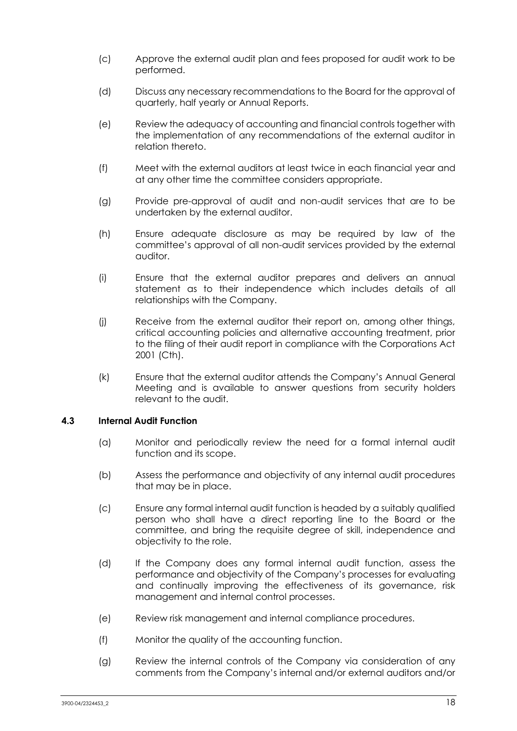(c) Approve the external audit plan and fees proposed for audit work to be performed.

(d) Discuss any necessary recommendations to the Board for the approval of quarterly, half yearly or Annual Reports.

(e) Review the adequacy of accounting and financial controls together with the implementation of any recommendations of the external auditor in relation thereto.

(f) Meet with the external auditors at least twice in each financial year and at any other time the committee considers appropriate.

(g) Provide pre-approval of audit and non-audit services that are to be undertaken by the external auditor.

(h) Ensure adequate disclosure as may be required by law of the committee's approval of all non-audit services provided by the external auditor.

(i) Ensure that the external auditor prepares and delivers an annual statement as to their independence which includes details of all relationships with the Company.

(j) Receive from the external auditor their report on, among other things, critical accounting policies and alternative accounting treatment, prior to the filing of their audit report in compliance with the Corporations Act 2001 (Cth).

(k) Ensure that the external auditor attends the Company's Annual General Meeting and is available to answer questions from security holders relevant to the audit.

### 4.3 Internal Audit Function

(a) Monitor and periodically review the need for a formal internal audit function and its scope.

(b) Assess the performance and objectivity of any internal audit procedures that may be in place.

(c) Ensure any formal internal audit function is headed by a suitably qualified person who shall have a direct reporting line to the Board or the committee, and bring the requisite degree of skill, independence and objectivity to the role.

(d) If the Company does any formal internal audit function, assess the performance and objectivity of the Company's processes for evaluating and continually improving the effectiveness of its governance, risk management and internal control processes.

(e) Review risk management and internal compliance procedures.

(f) Monitor the quality of the accounting function.

(g) Review the internal controls of the Company via consideration of any comments from the Company's internal and/or external auditors and/or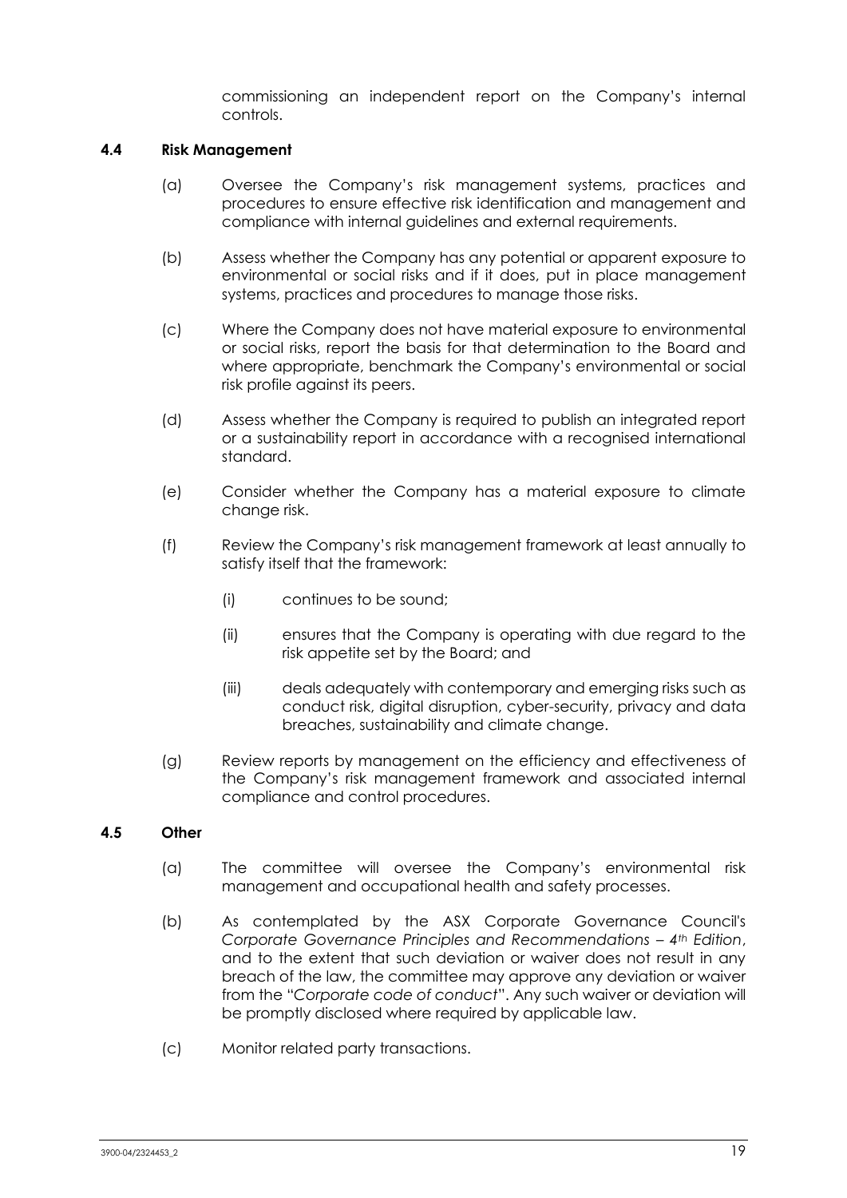commissioning an independent report on the Company's internal controls.

### 4.4 Risk Management

(a) Oversee the Company's risk management systems, practices and procedures to ensure effective risk identification and management and compliance with internal guidelines and external requirements.

(b) Assess whether the Company has any potential or apparent exposure to environmental or social risks and if it does, put in place management systems, practices and procedures to manage those risks.

(c) Where the Company does not have material exposure to environmental or social risks, report the basis for that determination to the Board and where appropriate, benchmark the Company's environmental or social risk profile against its peers.

(d) Assess whether the Company is required to publish an integrated report or a sustainability report in accordance with a recognised international standard.

(e) Consider whether the Company has a material exposure to climate change risk.

(f) Review the Company's risk management framework at least annually to satisfy itself that the framework:

(i) continues to be sound;

(ii) ensures that the Company is operating with due regard to the risk appetite set by the Board; and

(iii) deals adequately with contemporary and emerging risks such as conduct risk, digital disruption, cyber-security, privacy and data breaches, sustainability and climate change.

(g) Review reports by management on the efficiency and effectiveness of the Company's risk management framework and associated internal compliance and control procedures.

### 4.5 Other

(a) The committee will oversee the Company's environmental risk management and occupational health and safety processes.

(b) As contemplated by the ASX Corporate Governance Council's *Corporate Governance Principles and Recommendations – 4th Edition*, and to the extent that such deviation or waiver does not result in any breach of the law, the committee may approve any deviation or waiver from the "*Corporate code of conduct*". Any such waiver or deviation will be promptly disclosed where required by applicable law.

(c) Monitor related party transactions.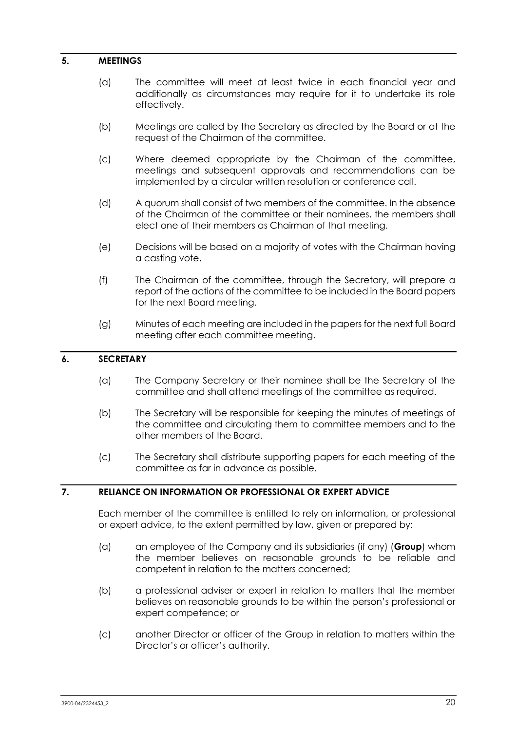## 5. MEETINGS

(a) The committee will meet at least twice in each financial year and additionally as circumstances may require for it to undertake its role effectively.

(b) Meetings are called by the Secretary as directed by the Board or at the request of the Chairman of the committee.

(c) Where deemed appropriate by the Chairman of the committee, meetings and subsequent approvals and recommendations can be implemented by a circular written resolution or conference call.

(d) A quorum shall consist of two members of the committee. In the absence of the Chairman of the committee or their nominees, the members shall elect one of their members as Chairman of that meeting.

(e) Decisions will be based on a majority of votes with the Chairman having a casting vote.

(f) The Chairman of the committee, through the Secretary, will prepare a report of the actions of the committee to be included in the Board papers for the next Board meeting.

(g) Minutes of each meeting are included in the papers for the next full Board meeting after each committee meeting.

## 6. SECRETARY

(a) The Company Secretary or their nominee shall be the Secretary of the committee and shall attend meetings of the committee as required.

(b) The Secretary will be responsible for keeping the minutes of meetings of the committee and circulating them to committee members and to the other members of the Board.

(c) The Secretary shall distribute supporting papers for each meeting of the committee as far in advance as possible.

## 7. RELIANCE ON INFORMATION OR PROFESSIONAL OR EXPERT ADVICE

Each member of the committee is entitled to rely on information, or professional or expert advice, to the extent permitted by law, given or prepared by:

(a) an employee of the Company and its subsidiaries (if any) (**Group**) whom the member believes on reasonable grounds to be reliable and competent in relation to the matters concerned;

(b) a professional adviser or expert in relation to matters that the member believes on reasonable grounds to be within the person's professional or expert competence; or

(c) another Director or officer of the Group in relation to matters within the Director's or officer's authority.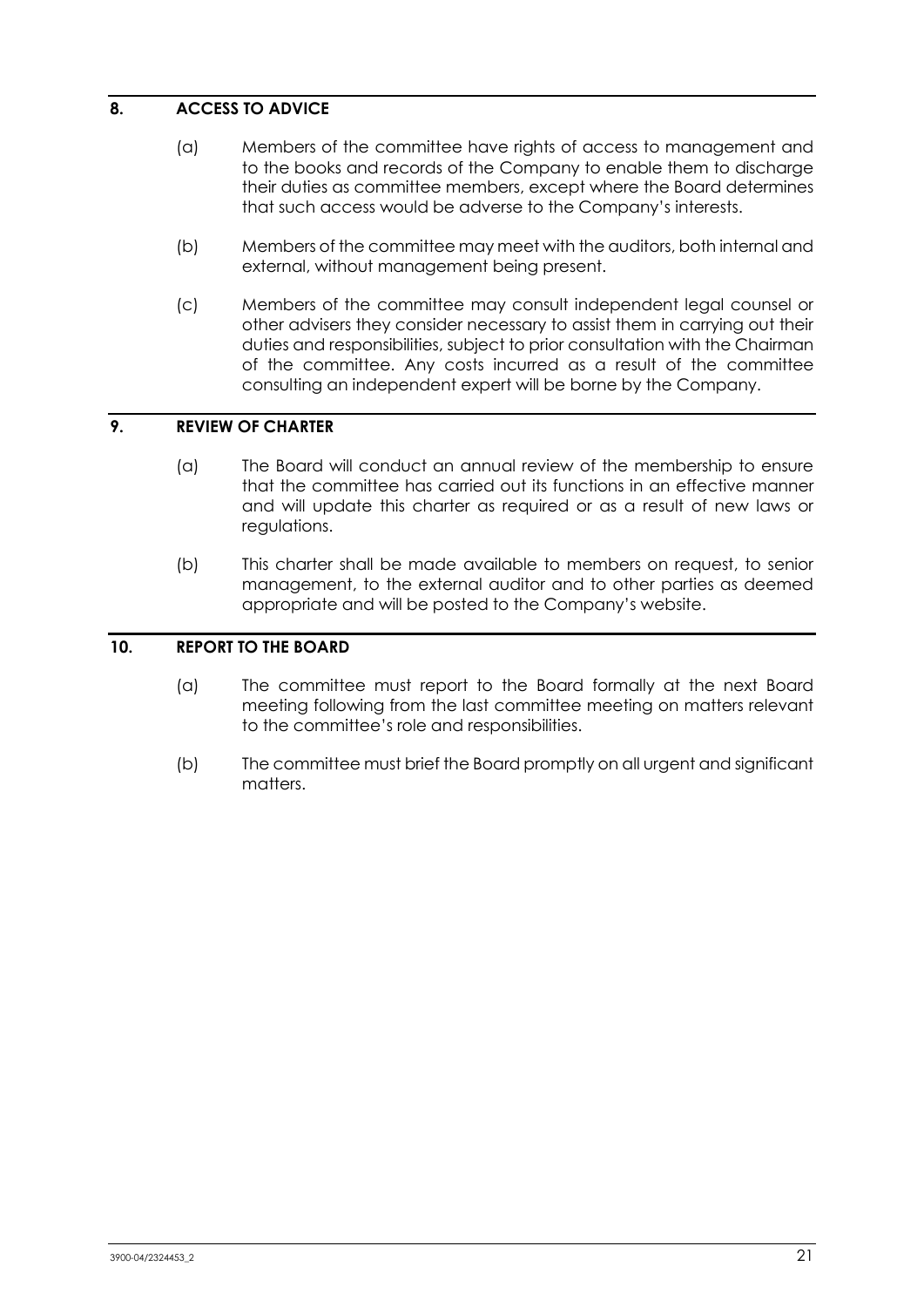## 8. ACCESS TO ADVICE

(a) Members of the committee have rights of access to management and to the books and records of the Company to enable them to discharge their duties as committee members, except where the Board determines that such access would be adverse to the Company's interests.

(b) Members of the committee may meet with the auditors, both internal and external, without management being present.

(c) Members of the committee may consult independent legal counsel or other advisers they consider necessary to assist them in carrying out their duties and responsibilities, subject to prior consultation with the Chairman of the committee. Any costs incurred as a result of the committee consulting an independent expert will be borne by the Company.

## 9. REVIEW OF CHARTER

(a) The Board will conduct an annual review of the membership to ensure that the committee has carried out its functions in an effective manner and will update this charter as required or as a result of new laws or regulations.

(b) This charter shall be made available to members on request, to senior management, to the external auditor and to other parties as deemed appropriate and will be posted to the Company's website.

## 10. REPORT TO THE BOARD

(a) The committee must report to the Board formally at the next Board meeting following from the last committee meeting on matters relevant to the committee's role and responsibilities.

(b) The committee must brief the Board promptly on all urgent and significant matters.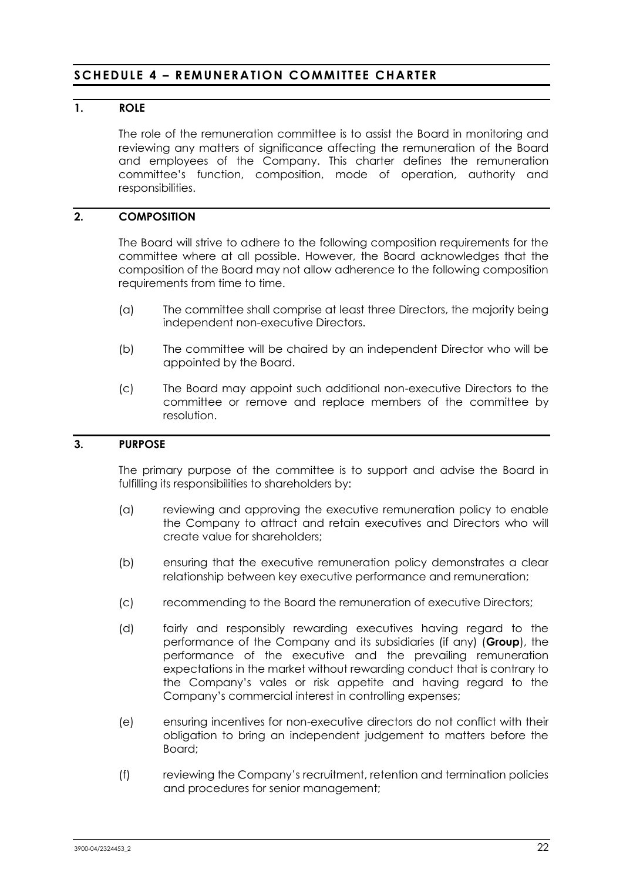# SCHEDULE 4 – REMUNERATION COMMITTEE CHARTER

## 1. ROLE

The role of the remuneration committee is to assist the Board in monitoring and reviewing any matters of significance affecting the remuneration of the Board and employees of the Company. This charter defines the remuneration committee's function, composition, mode of operation, authority and responsibilities.

## 2. COMPOSITION

The Board will strive to adhere to the following composition requirements for the committee where at all possible. However, the Board acknowledges that the composition of the Board may not allow adherence to the following composition requirements from time to time.

(a) The committee shall comprise at least three Directors, the majority being independent non-executive Directors.

(b) The committee will be chaired by an independent Director who will be appointed by the Board.

(c) The Board may appoint such additional non-executive Directors to the committee or remove and replace members of the committee by resolution.

## 3. PURPOSE

The primary purpose of the committee is to support and advise the Board in fulfilling its responsibilities to shareholders by:

(a) reviewing and approving the executive remuneration policy to enable the Company to attract and retain executives and Directors who will create value for shareholders;

(b) ensuring that the executive remuneration policy demonstrates a clear relationship between key executive performance and remuneration;

(c) recommending to the Board the remuneration of executive Directors;

(d) fairly and responsibly rewarding executives having regard to the performance of the Company and its subsidiaries (if any) (**Group**), the performance of the executive and the prevailing remuneration expectations in the market without rewarding conduct that is contrary to the Company's vales or risk appetite and having regard to the Company's commercial interest in controlling expenses;

(e) ensuring incentives for non-executive directors do not conflict with their obligation to bring an independent judgement to matters before the Board;

(f) reviewing the Company's recruitment, retention and termination policies and procedures for senior management;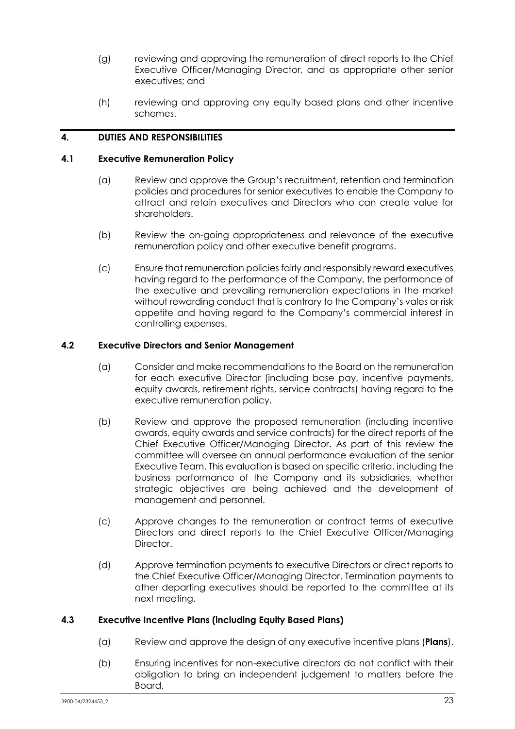(g) reviewing and approving the remuneration of direct reports to the Chief Executive Officer/Managing Director, and as appropriate other senior executives; and

(h) reviewing and approving any equity based plans and other incentive schemes.

## 4. DUTIES AND RESPONSIBILITIES

### 4.1 Executive Remuneration Policy

(a) Review and approve the Group's recruitment, retention and termination policies and procedures for senior executives to enable the Company to attract and retain executives and Directors who can create value for shareholders.

(b) Review the on-going appropriateness and relevance of the executive remuneration policy and other executive benefit programs.

(c) Ensure that remuneration policies fairly and responsibly reward executives having regard to the performance of the Company, the performance of the executive and prevailing remuneration expectations in the market without rewarding conduct that is contrary to the Company's vales or risk appetite and having regard to the Company's commercial interest in controlling expenses.

### 4.2 Executive Directors and Senior Management

(a) Consider and make recommendations to the Board on the remuneration for each executive Director (including base pay, incentive payments, equity awards, retirement rights, service contracts) having regard to the executive remuneration policy.

(b) Review and approve the proposed remuneration (including incentive awards, equity awards and service contracts) for the direct reports of the Chief Executive Officer/Managing Director. As part of this review the committee will oversee an annual performance evaluation of the senior Executive Team. This evaluation is based on specific criteria, including the business performance of the Company and its subsidiaries, whether strategic objectives are being achieved and the development of management and personnel.

(c) Approve changes to the remuneration or contract terms of executive Directors and direct reports to the Chief Executive Officer/Managing Director.

(d) Approve termination payments to executive Directors or direct reports to the Chief Executive Officer/Managing Director. Termination payments to other departing executives should be reported to the committee at its next meeting.

### 4.3 Executive Incentive Plans (including Equity Based Plans)

(a) Review and approve the design of any executive incentive plans (**Plans**).

(b) Ensuring incentives for non-executive directors do not conflict with their obligation to bring an independent judgement to matters before the Board.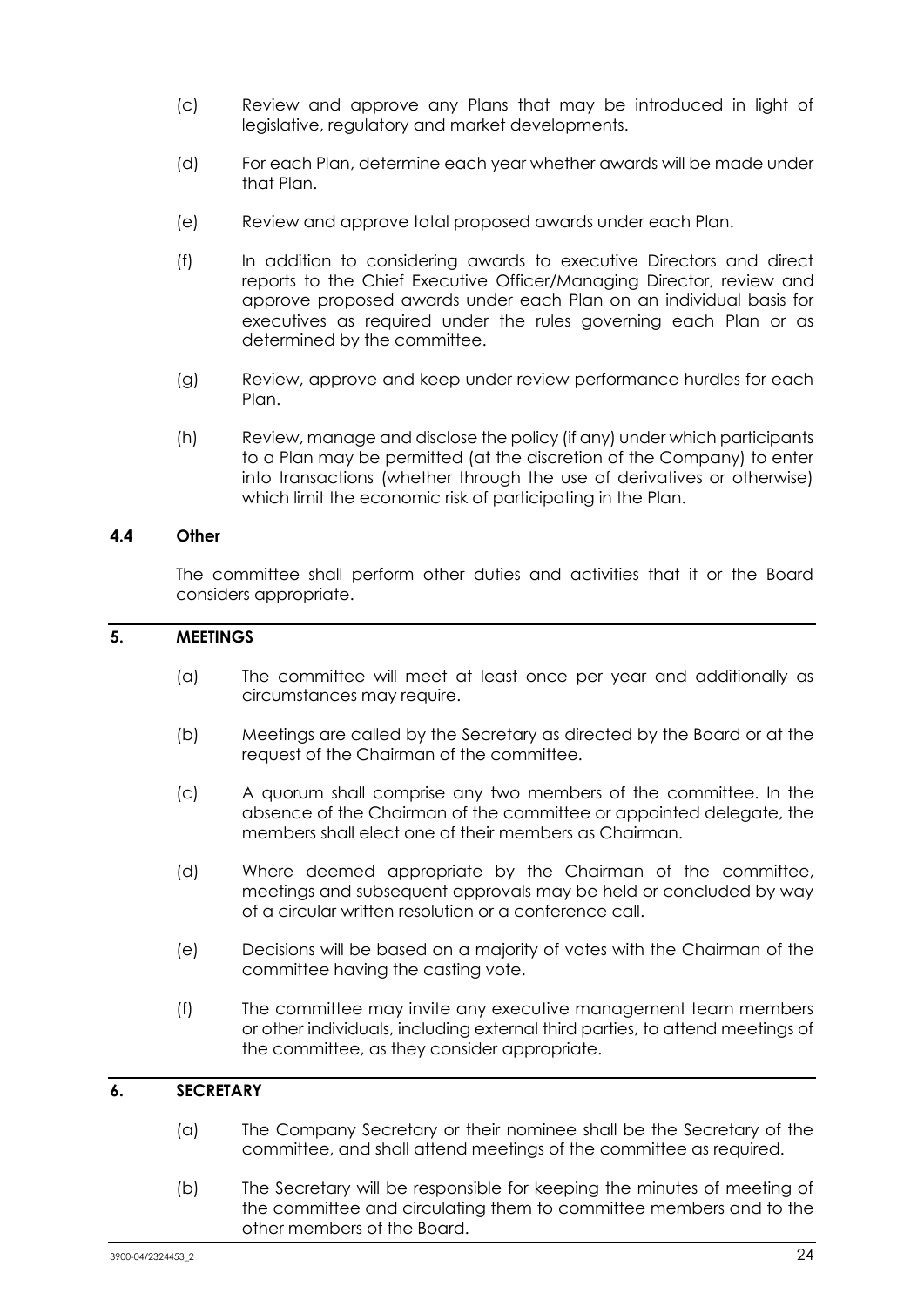(c) Review and approve any Plans that may be introduced in light of legislative, regulatory and market developments.

(d) For each Plan, determine each year whether awards will be made under that Plan.

(e) Review and approve total proposed awards under each Plan.

(f) In addition to considering awards to executive Directors and direct reports to the Chief Executive Officer/Managing Director, review and approve proposed awards under each Plan on an individual basis for executives as required under the rules governing each Plan or as determined by the committee.

(g) Review, approve and keep under review performance hurdles for each Plan.

(h) Review, manage and disclose the policy (if any) under which participants to a Plan may be permitted (at the discretion of the Company) to enter into transactions (whether through the use of derivatives or otherwise) which limit the economic risk of participating in the Plan.

### 4.4 Other

The committee shall perform other duties and activities that it or the Board considers appropriate.

## 5. MEETINGS

(a) The committee will meet at least once per year and additionally as circumstances may require.

(b) Meetings are called by the Secretary as directed by the Board or at the request of the Chairman of the committee.

(c) A quorum shall comprise any two members of the committee. In the absence of the Chairman of the committee or appointed delegate, the members shall elect one of their members as Chairman.

(d) Where deemed appropriate by the Chairman of the committee, meetings and subsequent approvals may be held or concluded by way of a circular written resolution or a conference call.

(e) Decisions will be based on a majority of votes with the Chairman of the committee having the casting vote.

(f) The committee may invite any executive management team members or other individuals, including external third parties, to attend meetings of the committee, as they consider appropriate.

## 6. SECRETARY

(a) The Company Secretary or their nominee shall be the Secretary of the committee, and shall attend meetings of the committee as required.

(b) The Secretary will be responsible for keeping the minutes of meeting of the committee and circulating them to committee members and to the other members of the Board.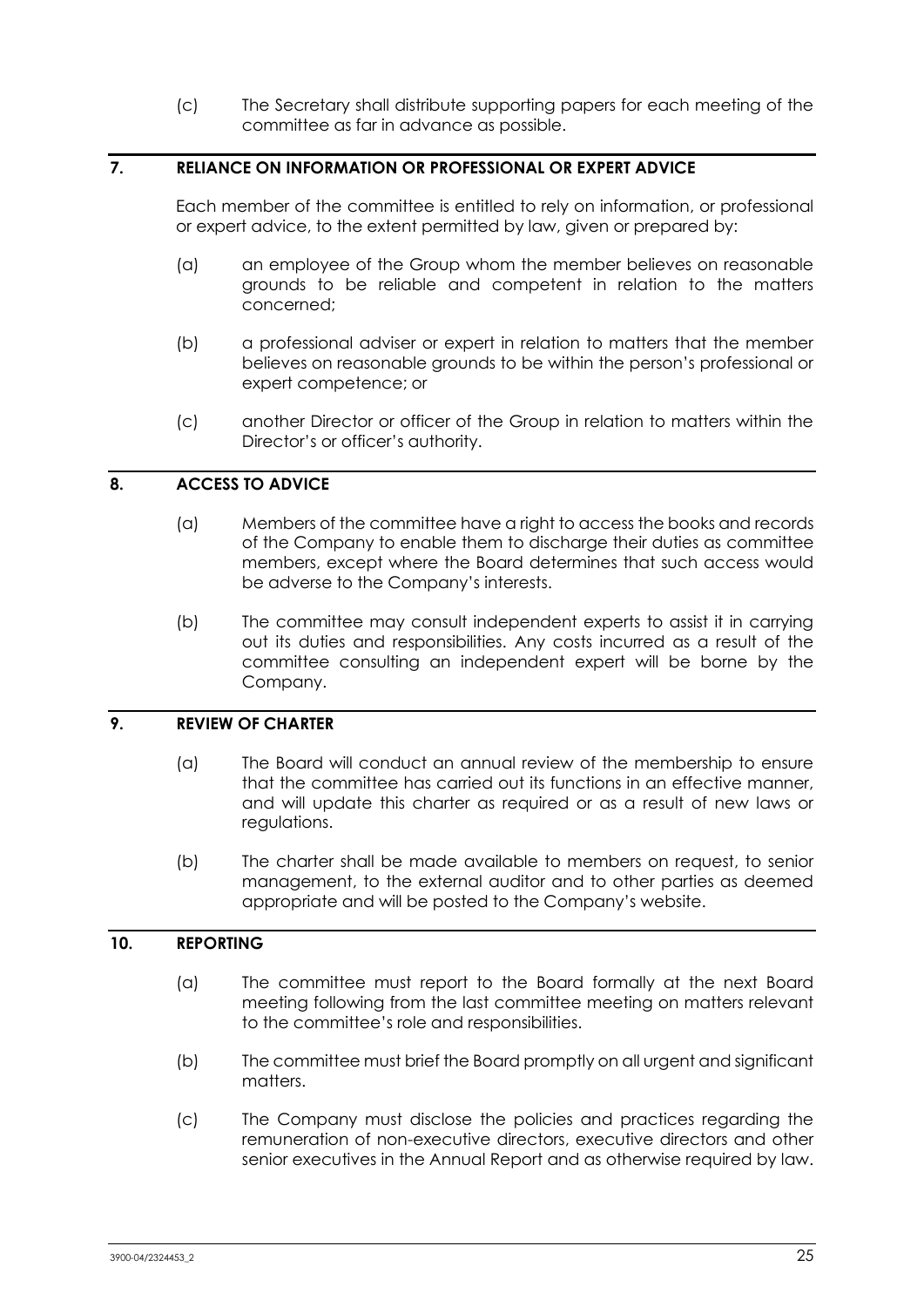(c) The Secretary shall distribute supporting papers for each meeting of the committee as far in advance as possible.

## 7. RELIANCE ON INFORMATION OR PROFESSIONAL OR EXPERT ADVICE

Each member of the committee is entitled to rely on information, or professional or expert advice, to the extent permitted by law, given or prepared by:

(a) an employee of the Group whom the member believes on reasonable grounds to be reliable and competent in relation to the matters concerned;

(b) a professional adviser or expert in relation to matters that the member believes on reasonable grounds to be within the person's professional or expert competence; or

(c) another Director or officer of the Group in relation to matters within the Director's or officer's authority.

## 8. ACCESS TO ADVICE

(a) Members of the committee have a right to access the books and records of the Company to enable them to discharge their duties as committee members, except where the Board determines that such access would be adverse to the Company's interests.

(b) The committee may consult independent experts to assist it in carrying out its duties and responsibilities. Any costs incurred as a result of the committee consulting an independent expert will be borne by the Company.

## 9. REVIEW OF CHARTER

(a) The Board will conduct an annual review of the membership to ensure that the committee has carried out its functions in an effective manner, and will update this charter as required or as a result of new laws or regulations.

(b) The charter shall be made available to members on request, to senior management, to the external auditor and to other parties as deemed appropriate and will be posted to the Company's website.

## 10. REPORTING

(a) The committee must report to the Board formally at the next Board meeting following from the last committee meeting on matters relevant to the committee's role and responsibilities.

(b) The committee must brief the Board promptly on all urgent and significant matters.

(c) The Company must disclose the policies and practices regarding the remuneration of non-executive directors, executive directors and other senior executives in the Annual Report and as otherwise required by law.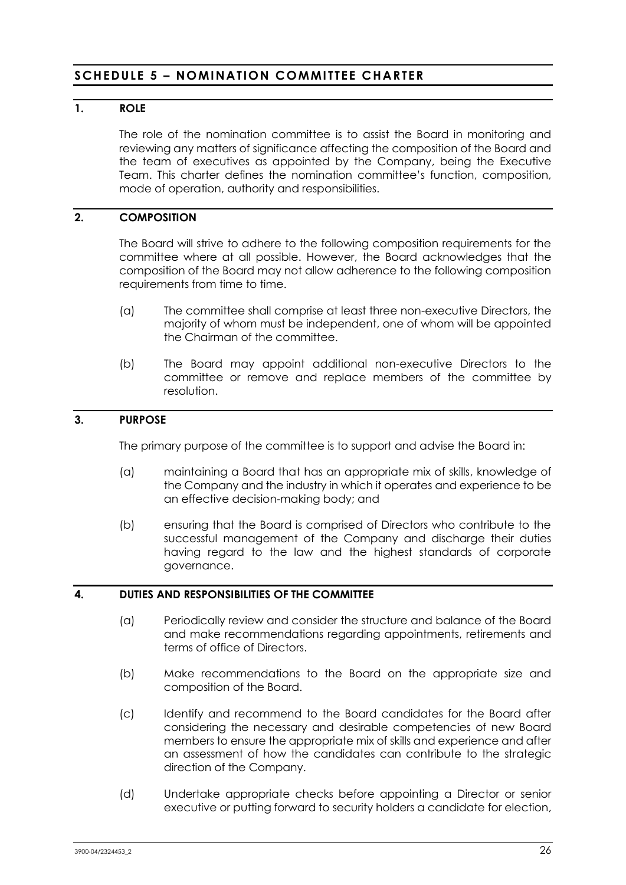# SCHEDULE 5 – NOMINATION COMMITTEE CHARTER

## 1. ROLE

The role of the nomination committee is to assist the Board in monitoring and reviewing any matters of significance affecting the composition of the Board and the team of executives as appointed by the Company, being the Executive Team. This charter defines the nomination committee's function, composition, mode of operation, authority and responsibilities.

## 2. COMPOSITION

The Board will strive to adhere to the following composition requirements for the committee where at all possible. However, the Board acknowledges that the composition of the Board may not allow adherence to the following composition requirements from time to time.

(a) The committee shall comprise at least three non-executive Directors, the majority of whom must be independent, one of whom will be appointed the Chairman of the committee.

(b) The Board may appoint additional non-executive Directors to the committee or remove and replace members of the committee by resolution.

## 3. PURPOSE

The primary purpose of the committee is to support and advise the Board in:

(a) maintaining a Board that has an appropriate mix of skills, knowledge of the Company and the industry in which it operates and experience to be an effective decision-making body; and

(b) ensuring that the Board is comprised of Directors who contribute to the successful management of the Company and discharge their duties having regard to the law and the highest standards of corporate governance.

## 4. DUTIES AND RESPONSIBILITIES OF THE COMMITTEE

(a) Periodically review and consider the structure and balance of the Board and make recommendations regarding appointments, retirements and terms of office of Directors.

(b) Make recommendations to the Board on the appropriate size and composition of the Board.

(c) Identify and recommend to the Board candidates for the Board after considering the necessary and desirable competencies of new Board members to ensure the appropriate mix of skills and experience and after an assessment of how the candidates can contribute to the strategic direction of the Company.

(d) Undertake appropriate checks before appointing a Director or senior executive or putting forward to security holders a candidate for election,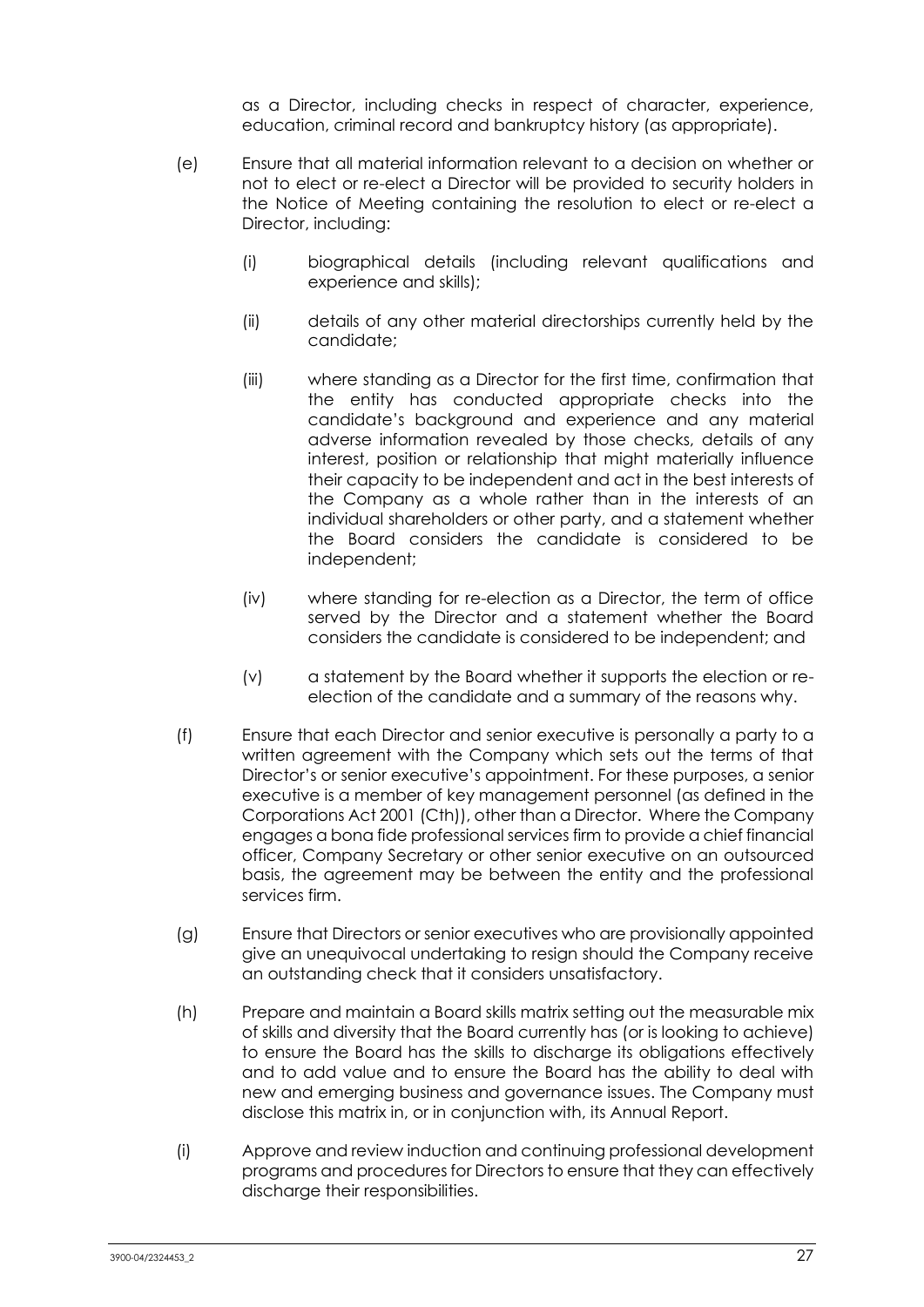as a Director, including checks in respect of character, experience, education, criminal record and bankruptcy history (as appropriate).

(e) Ensure that all material information relevant to a decision on whether or not to elect or re-elect a Director will be provided to security holders in the Notice of Meeting containing the resolution to elect or re-elect a Director, including:

  (i) biographical details (including relevant qualifications and experience and skills);

  (ii) details of any other material directorships currently held by the candidate;

  (iii) where standing as a Director for the first time, confirmation that the entity has conducted appropriate checks into the candidate's background and experience and any material adverse information revealed by those checks, details of any interest, position or relationship that might materially influence their capacity to be independent and act in the best interests of the Company as a whole rather than in the interests of an individual shareholders or other party, and a statement whether the Board considers the candidate is considered to be independent;

  (iv) where standing for re-election as a Director, the term of office served by the Director and a statement whether the Board considers the candidate is considered to be independent; and

  (v) a statement by the Board whether it supports the election or re-election of the candidate and a summary of the reasons why.

(f) Ensure that each Director and senior executive is personally a party to a written agreement with the Company which sets out the terms of that Director's or senior executive's appointment. For these purposes, a senior executive is a member of key management personnel (as defined in the Corporations Act 2001 (Cth)), other than a Director. Where the Company engages a bona fide professional services firm to provide a chief financial officer, Company Secretary or other senior executive on an outsourced basis, the agreement may be between the entity and the professional services firm.

(g) Ensure that Directors or senior executives who are provisionally appointed give an unequivocal undertaking to resign should the Company receive an outstanding check that it considers unsatisfactory.

(h) Prepare and maintain a Board skills matrix setting out the measurable mix of skills and diversity that the Board currently has (or is looking to achieve) to ensure the Board has the skills to discharge its obligations effectively and to add value and to ensure the Board has the ability to deal with new and emerging business and governance issues. The Company must disclose this matrix in, or in conjunction with, its Annual Report.

(i) Approve and review induction and continuing professional development programs and procedures for Directors to ensure that they can effectively discharge their responsibilities.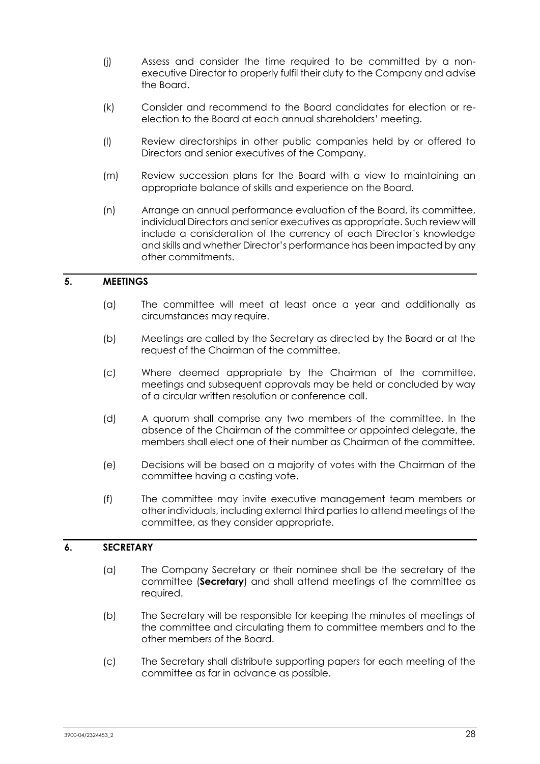(j) Assess and consider the time required to be committed by a non-executive Director to properly fulfil their duty to the Company and advise the Board.

(k) Consider and recommend to the Board candidates for election or re-election to the Board at each annual shareholders' meeting.

(l) Review directorships in other public companies held by or offered to Directors and senior executives of the Company.

(m) Review succession plans for the Board with a view to maintaining an appropriate balance of skills and experience on the Board.

(n) Arrange an annual performance evaluation of the Board, its committee, individual Directors and senior executives as appropriate. Such review will include a consideration of the currency of each Director's knowledge and skills and whether Director's performance has been impacted by any other commitments.

## 5. MEETINGS

(a) The committee will meet at least once a year and additionally as circumstances may require.

(b) Meetings are called by the Secretary as directed by the Board or at the request of the Chairman of the committee.

(c) Where deemed appropriate by the Chairman of the committee, meetings and subsequent approvals may be held or concluded by way of a circular written resolution or conference call.

(d) A quorum shall comprise any two members of the committee. In the absence of the Chairman of the committee or appointed delegate, the members shall elect one of their number as Chairman of the committee.

(e) Decisions will be based on a majority of votes with the Chairman of the committee having a casting vote.

(f) The committee may invite executive management team members or other individuals, including external third parties to attend meetings of the committee, as they consider appropriate.

## 6. SECRETARY

(a) The Company Secretary or their nominee shall be the secretary of the committee (**Secretary**) and shall attend meetings of the committee as required.

(b) The Secretary will be responsible for keeping the minutes of meetings of the committee and circulating them to committee members and to the other members of the Board.

(c) The Secretary shall distribute supporting papers for each meeting of the committee as far in advance as possible.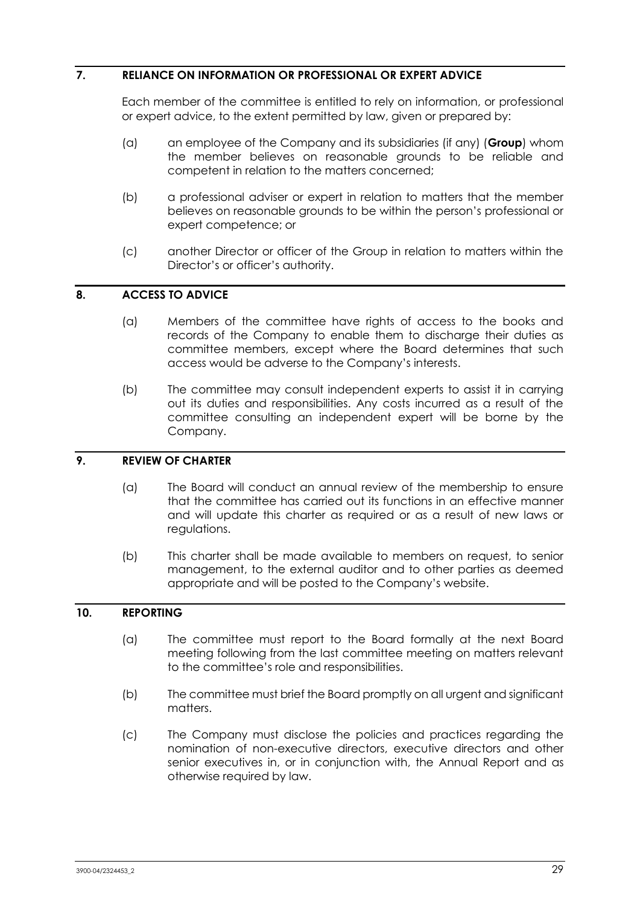## 7. RELIANCE ON INFORMATION OR PROFESSIONAL OR EXPERT ADVICE

Each member of the committee is entitled to rely on information, or professional or expert advice, to the extent permitted by law, given or prepared by:

(a) an employee of the Company and its subsidiaries (if any) (**Group**) whom the member believes on reasonable grounds to be reliable and competent in relation to the matters concerned;

(b) a professional adviser or expert in relation to matters that the member believes on reasonable grounds to be within the person's professional or expert competence; or

(c) another Director or officer of the Group in relation to matters within the Director's or officer's authority.

## 8. ACCESS TO ADVICE

(a) Members of the committee have rights of access to the books and records of the Company to enable them to discharge their duties as committee members, except where the Board determines that such access would be adverse to the Company's interests.

(b) The committee may consult independent experts to assist it in carrying out its duties and responsibilities. Any costs incurred as a result of the committee consulting an independent expert will be borne by the Company.

## 9. REVIEW OF CHARTER

(a) The Board will conduct an annual review of the membership to ensure that the committee has carried out its functions in an effective manner and will update this charter as required or as a result of new laws or regulations.

(b) This charter shall be made available to members on request, to senior management, to the external auditor and to other parties as deemed appropriate and will be posted to the Company's website.

## 10. REPORTING

(a) The committee must report to the Board formally at the next Board meeting following from the last committee meeting on matters relevant to the committee's role and responsibilities.

(b) The committee must brief the Board promptly on all urgent and significant matters.

(c) The Company must disclose the policies and practices regarding the nomination of non-executive directors, executive directors and other senior executives in, or in conjunction with, the Annual Report and as otherwise required by law.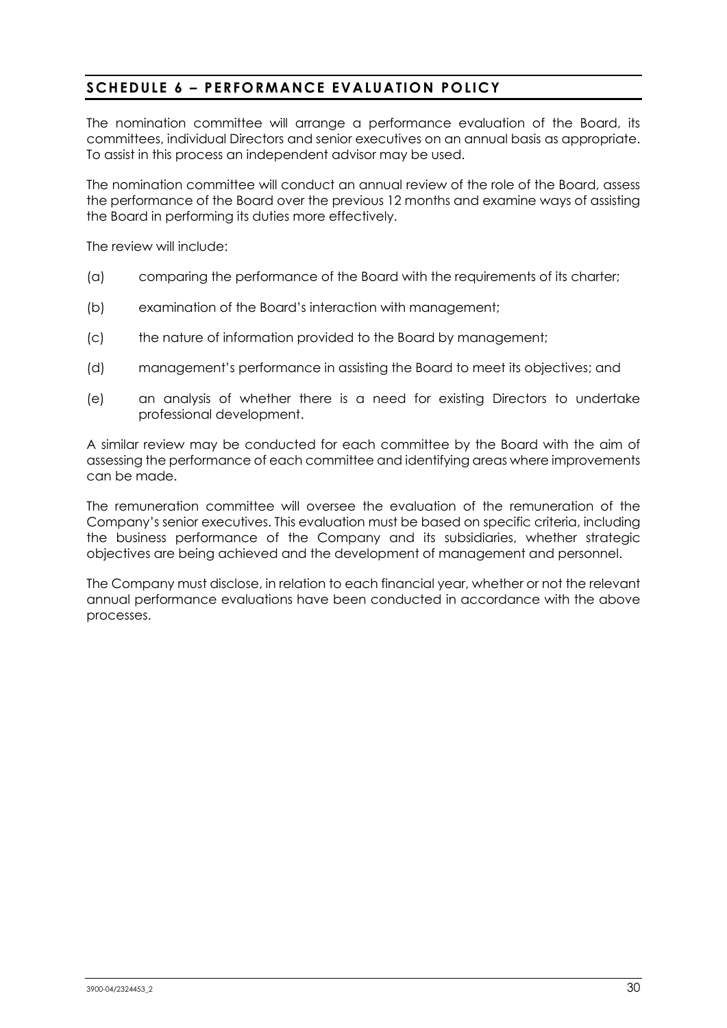## SCHEDULE 6 – PERFORMANCE EVALUATION POLICY

The nomination committee will arrange a performance evaluation of the Board, its committees, individual Directors and senior executives on an annual basis as appropriate. To assist in this process an independent advisor may be used.

The nomination committee will conduct an annual review of the role of the Board, assess the performance of the Board over the previous 12 months and examine ways of assisting the Board in performing its duties more effectively.

The review will include:

(a) comparing the performance of the Board with the requirements of its charter;

(b) examination of the Board's interaction with management;

(c) the nature of information provided to the Board by management;

(d) management's performance in assisting the Board to meet its objectives; and

(e) an analysis of whether there is a need for existing Directors to undertake professional development.

A similar review may be conducted for each committee by the Board with the aim of assessing the performance of each committee and identifying areas where improvements can be made.

The remuneration committee will oversee the evaluation of the remuneration of the Company's senior executives. This evaluation must be based on specific criteria, including the business performance of the Company and its subsidiaries, whether strategic objectives are being achieved and the development of management and personnel.

The Company must disclose, in relation to each financial year, whether or not the relevant annual performance evaluations have been conducted in accordance with the above processes.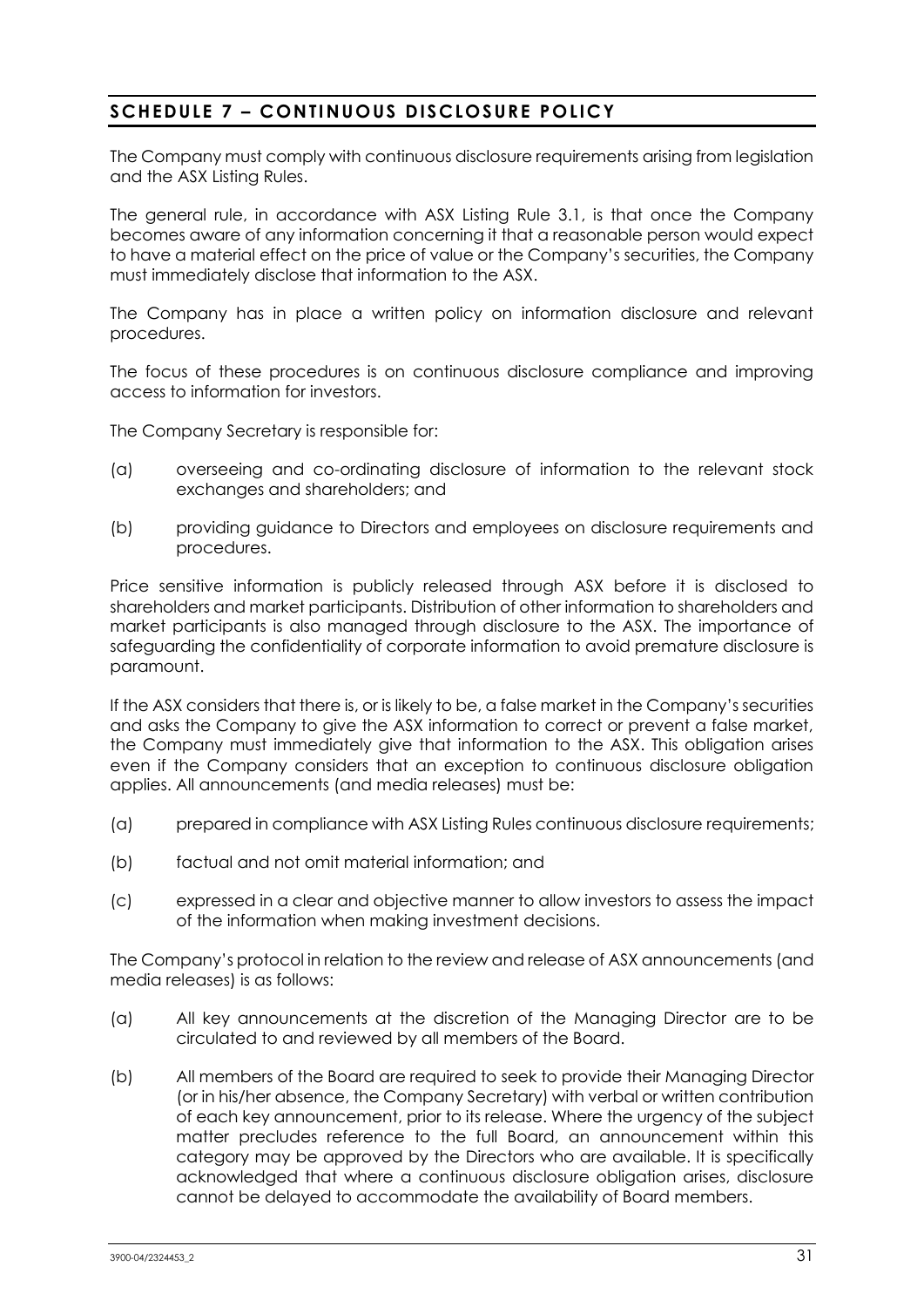## SCHEDULE 7 – CONTINUOUS DISCLOSURE POLICY

The Company must comply with continuous disclosure requirements arising from legislation and the ASX Listing Rules.

The general rule, in accordance with ASX Listing Rule 3.1, is that once the Company becomes aware of any information concerning it that a reasonable person would expect to have a material effect on the price of value or the Company's securities, the Company must immediately disclose that information to the ASX.

The Company has in place a written policy on information disclosure and relevant procedures.

The focus of these procedures is on continuous disclosure compliance and improving access to information for investors.

The Company Secretary is responsible for:

(a) overseeing and co-ordinating disclosure of information to the relevant stock exchanges and shareholders; and

(b) providing guidance to Directors and employees on disclosure requirements and procedures.

Price sensitive information is publicly released through ASX before it is disclosed to shareholders and market participants. Distribution of other information to shareholders and market participants is also managed through disclosure to the ASX. The importance of safeguarding the confidentiality of corporate information to avoid premature disclosure is paramount.

If the ASX considers that there is, or is likely to be, a false market in the Company's securities and asks the Company to give the ASX information to correct or prevent a false market, the Company must immediately give that information to the ASX. This obligation arises even if the Company considers that an exception to continuous disclosure obligation applies. All announcements (and media releases) must be:

(a) prepared in compliance with ASX Listing Rules continuous disclosure requirements;

(b) factual and not omit material information; and

(c) expressed in a clear and objective manner to allow investors to assess the impact of the information when making investment decisions.

The Company's protocol in relation to the review and release of ASX announcements (and media releases) is as follows:

(a) All key announcements at the discretion of the Managing Director are to be circulated to and reviewed by all members of the Board.

(b) All members of the Board are required to seek to provide their Managing Director (or in his/her absence, the Company Secretary) with verbal or written contribution of each key announcement, prior to its release. Where the urgency of the subject matter precludes reference to the full Board, an announcement within this category may be approved by the Directors who are available. It is specifically acknowledged that where a continuous disclosure obligation arises, disclosure cannot be delayed to accommodate the availability of Board members.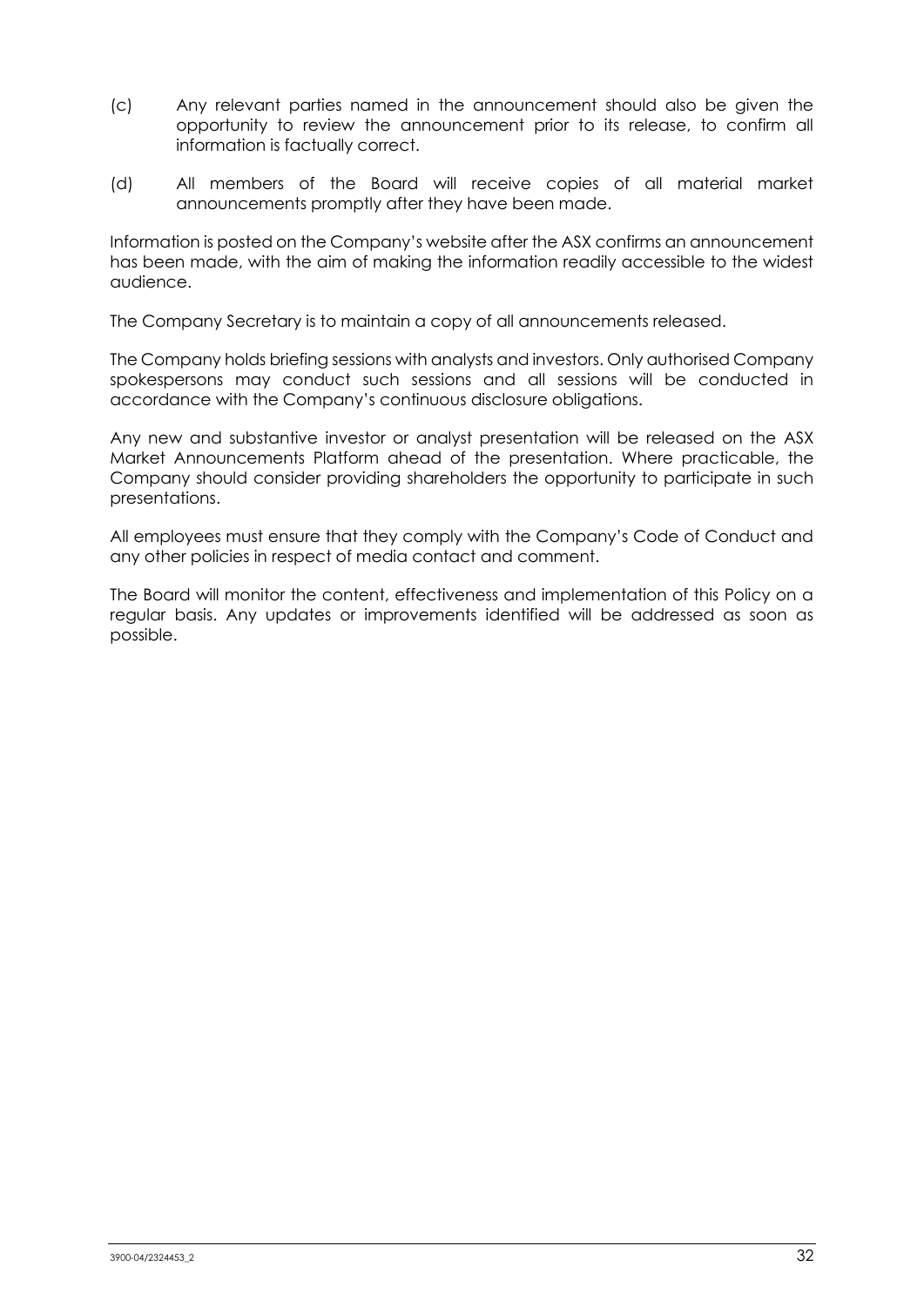(c) Any relevant parties named in the announcement should also be given the opportunity to review the announcement prior to its release, to confirm all information is factually correct.

(d) All members of the Board will receive copies of all material market announcements promptly after they have been made.

Information is posted on the Company's website after the ASX confirms an announcement has been made, with the aim of making the information readily accessible to the widest audience.

The Company Secretary is to maintain a copy of all announcements released.

The Company holds briefing sessions with analysts and investors. Only authorised Company spokespersons may conduct such sessions and all sessions will be conducted in accordance with the Company's continuous disclosure obligations.

Any new and substantive investor or analyst presentation will be released on the ASX Market Announcements Platform ahead of the presentation. Where practicable, the Company should consider providing shareholders the opportunity to participate in such presentations.

All employees must ensure that they comply with the Company's Code of Conduct and any other policies in respect of media contact and comment.

The Board will monitor the content, effectiveness and implementation of this Policy on a regular basis. Any updates or improvements identified will be addressed as soon as possible.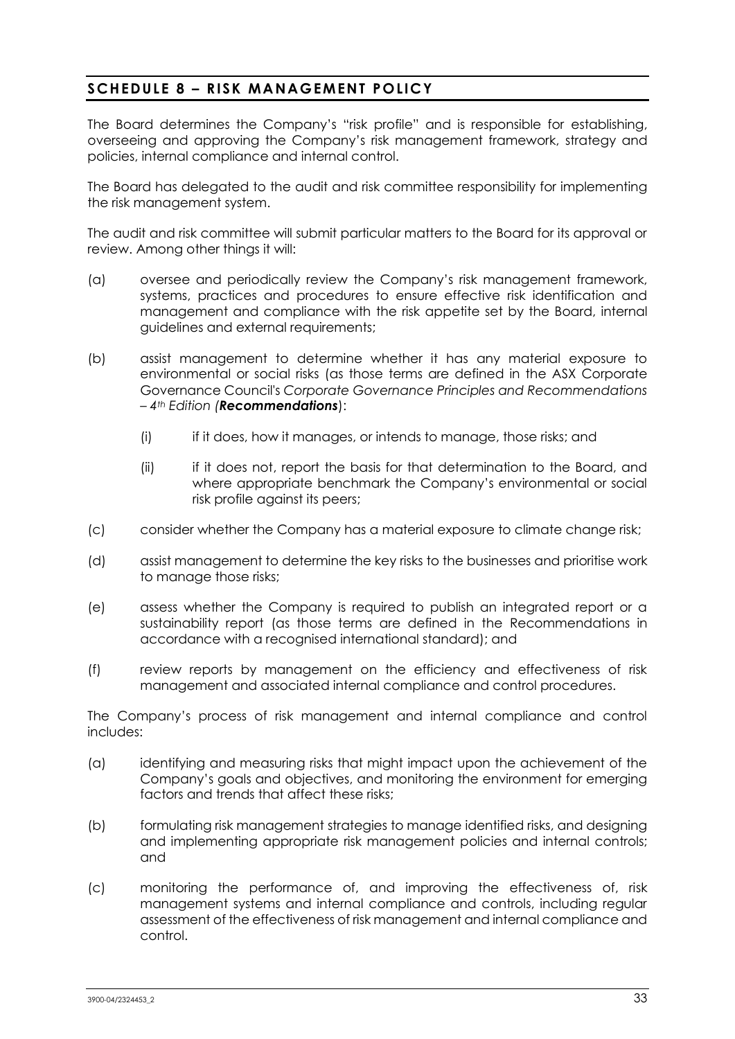## SCHEDULE 8 – RISK MANAGEMENT POLICY

The Board determines the Company's "risk profile" and is responsible for establishing, overseeing and approving the Company's risk management framework, strategy and policies, internal compliance and internal control.

The Board has delegated to the audit and risk committee responsibility for implementing the risk management system.

The audit and risk committee will submit particular matters to the Board for its approval or review. Among other things it will:

(a) oversee and periodically review the Company's risk management framework, systems, practices and procedures to ensure effective risk identification and management and compliance with the risk appetite set by the Board, internal guidelines and external requirements;

(b) assist management to determine whether it has any material exposure to environmental or social risks (as those terms are defined in the ASX Corporate Governance Council's *Corporate Governance Principles and Recommendations – 4th Edition (**Recommendations**)*):

  (i) if it does, how it manages, or intends to manage, those risks; and

  (ii) if it does not, report the basis for that determination to the Board, and where appropriate benchmark the Company's environmental or social risk profile against its peers;

(c) consider whether the Company has a material exposure to climate change risk;

(d) assist management to determine the key risks to the businesses and prioritise work to manage those risks;

(e) assess whether the Company is required to publish an integrated report or a sustainability report (as those terms are defined in the Recommendations in accordance with a recognised international standard); and

(f) review reports by management on the efficiency and effectiveness of risk management and associated internal compliance and control procedures.

The Company's process of risk management and internal compliance and control includes:

(a) identifying and measuring risks that might impact upon the achievement of the Company's goals and objectives, and monitoring the environment for emerging factors and trends that affect these risks;

(b) formulating risk management strategies to manage identified risks, and designing and implementing appropriate risk management policies and internal controls; and

(c) monitoring the performance of, and improving the effectiveness of, risk management systems and internal compliance and controls, including regular assessment of the effectiveness of risk management and internal compliance and control.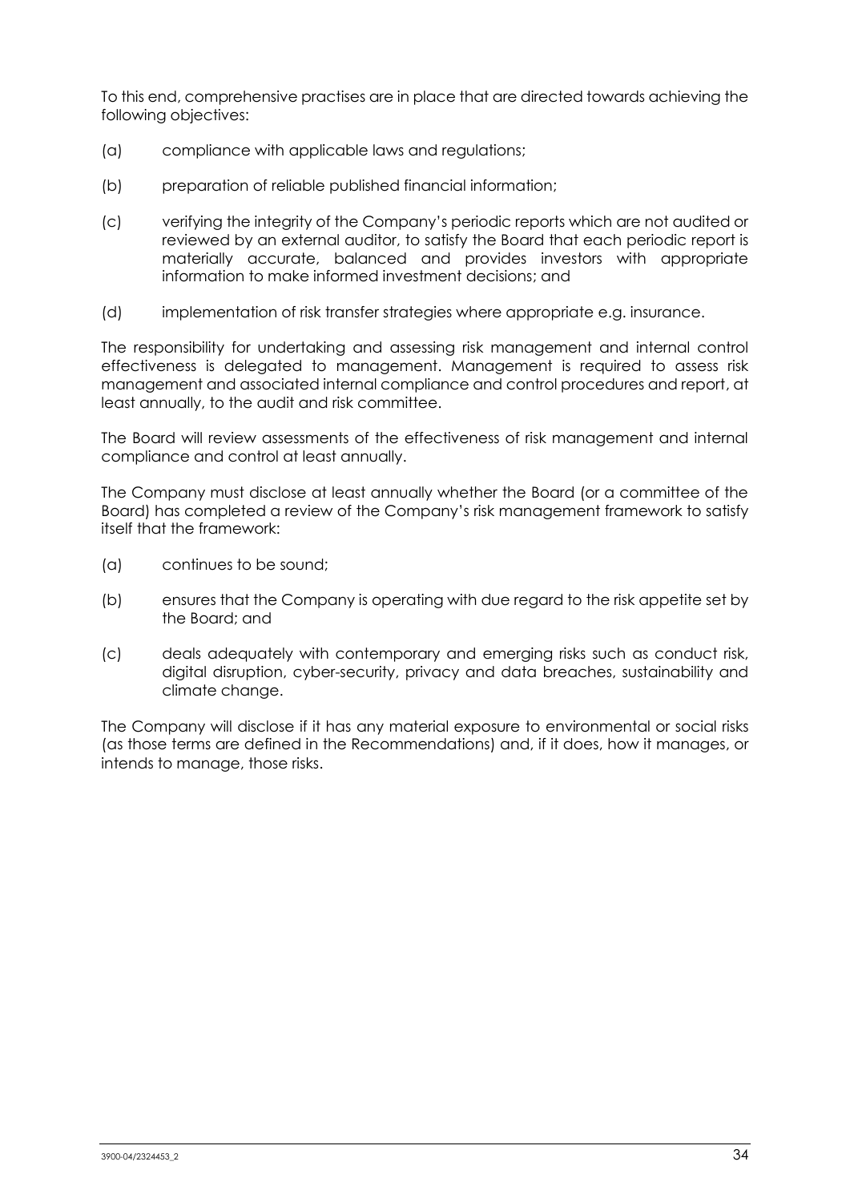To this end, comprehensive practises are in place that are directed towards achieving the following objectives:

(a) compliance with applicable laws and regulations;

(b) preparation of reliable published financial information;

(c) verifying the integrity of the Company's periodic reports which are not audited or reviewed by an external auditor, to satisfy the Board that each periodic report is materially accurate, balanced and provides investors with appropriate information to make informed investment decisions; and

(d) implementation of risk transfer strategies where appropriate e.g. insurance.

The responsibility for undertaking and assessing risk management and internal control effectiveness is delegated to management. Management is required to assess risk management and associated internal compliance and control procedures and report, at least annually, to the audit and risk committee.

The Board will review assessments of the effectiveness of risk management and internal compliance and control at least annually.

The Company must disclose at least annually whether the Board (or a committee of the Board) has completed a review of the Company's risk management framework to satisfy itself that the framework:

(a) continues to be sound;

(b) ensures that the Company is operating with due regard to the risk appetite set by the Board; and

(c) deals adequately with contemporary and emerging risks such as conduct risk, digital disruption, cyber-security, privacy and data breaches, sustainability and climate change.

The Company will disclose if it has any material exposure to environmental or social risks (as those terms are defined in the Recommendations) and, if it does, how it manages, or intends to manage, those risks.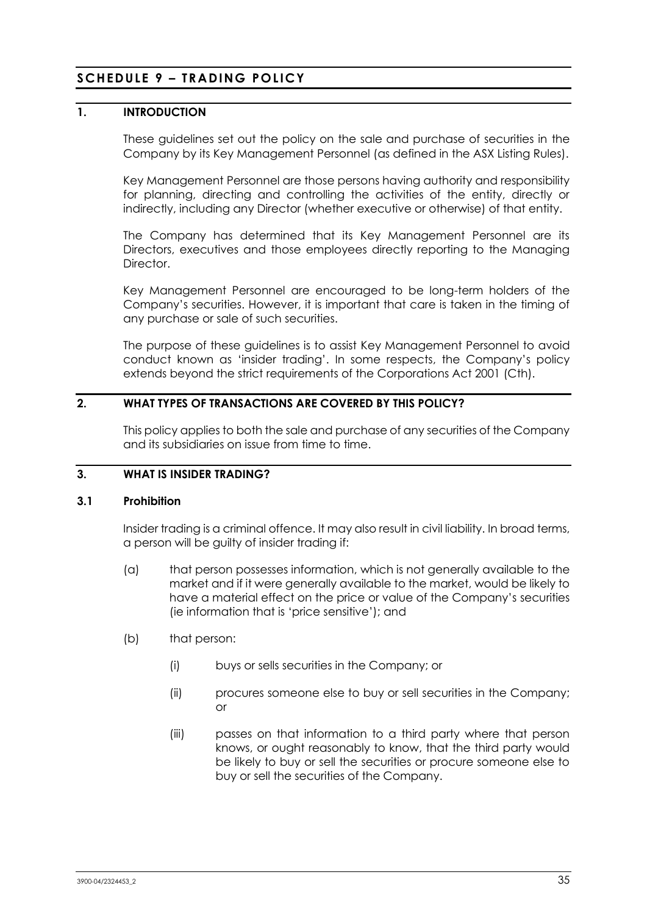# SCHEDULE 9 – TRADING POLICY

## 1. INTRODUCTION

These guidelines set out the policy on the sale and purchase of securities in the Company by its Key Management Personnel (as defined in the ASX Listing Rules).

Key Management Personnel are those persons having authority and responsibility for planning, directing and controlling the activities of the entity, directly or indirectly, including any Director (whether executive or otherwise) of that entity.

The Company has determined that its Key Management Personnel are its Directors, executives and those employees directly reporting to the Managing Director.

Key Management Personnel are encouraged to be long-term holders of the Company's securities. However, it is important that care is taken in the timing of any purchase or sale of such securities.

The purpose of these guidelines is to assist Key Management Personnel to avoid conduct known as 'insider trading'. In some respects, the Company's policy extends beyond the strict requirements of the Corporations Act 2001 (Cth).

## 2. WHAT TYPES OF TRANSACTIONS ARE COVERED BY THIS POLICY?

This policy applies to both the sale and purchase of any securities of the Company and its subsidiaries on issue from time to time.

## 3. WHAT IS INSIDER TRADING?

### 3.1 Prohibition

Insider trading is a criminal offence. It may also result in civil liability. In broad terms, a person will be guilty of insider trading if:

(a) that person possesses information, which is not generally available to the market and if it were generally available to the market, would be likely to have a material effect on the price or value of the Company's securities (ie information that is 'price sensitive'); and

(b) that person:

(i) buys or sells securities in the Company; or

(ii) procures someone else to buy or sell securities in the Company; or

(iii) passes on that information to a third party where that person knows, or ought reasonably to know, that the third party would be likely to buy or sell the securities or procure someone else to buy or sell the securities of the Company.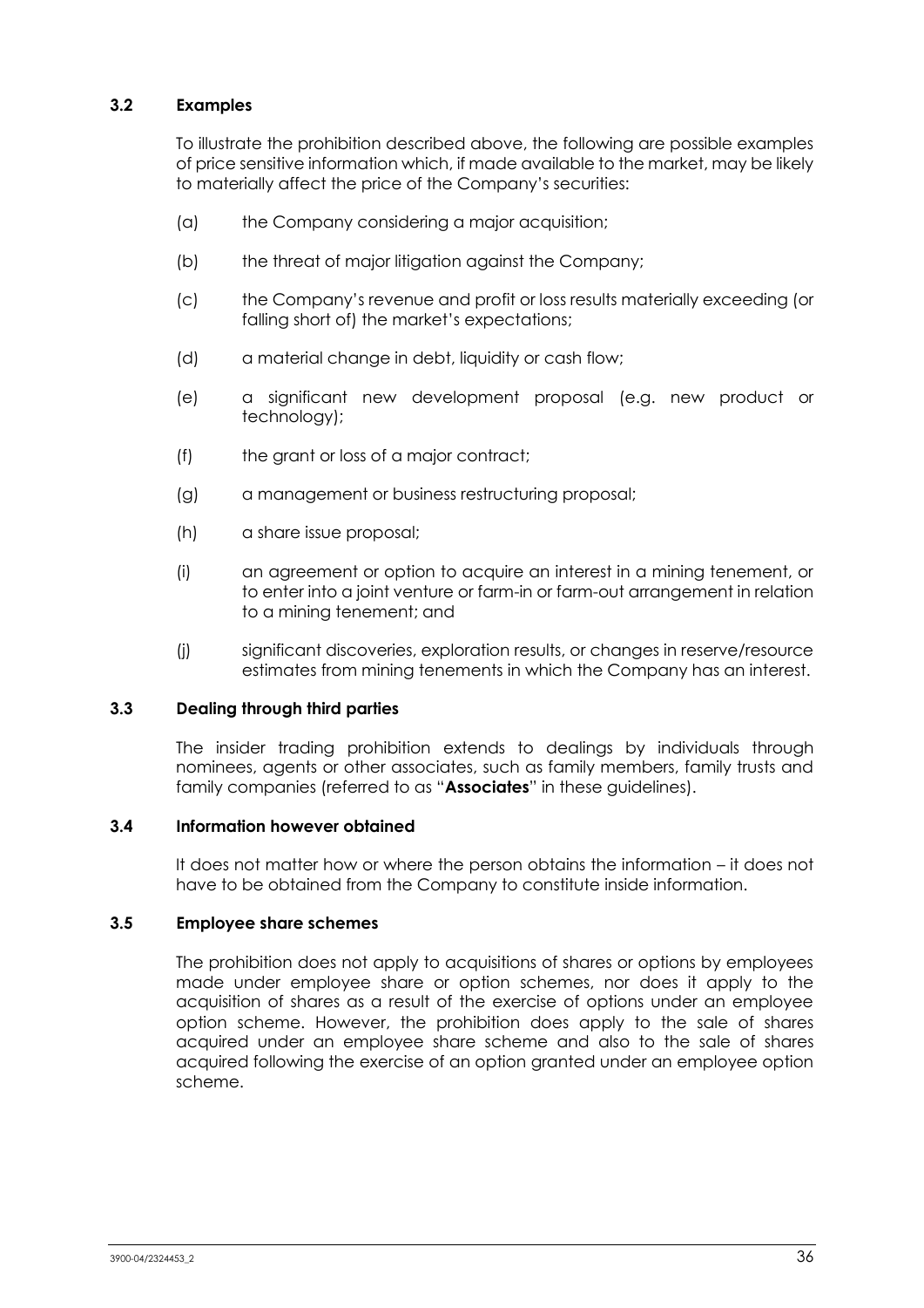### 3.2 Examples

To illustrate the prohibition described above, the following are possible examples of price sensitive information which, if made available to the market, may be likely to materially affect the price of the Company's securities:

(a) the Company considering a major acquisition;

(b) the threat of major litigation against the Company;

(c) the Company's revenue and profit or loss results materially exceeding (or falling short of) the market's expectations;

(d) a material change in debt, liquidity or cash flow;

(e) a significant new development proposal (e.g. new product or technology);

(f) the grant or loss of a major contract;

(g) a management or business restructuring proposal;

(h) a share issue proposal;

(i) an agreement or option to acquire an interest in a mining tenement, or to enter into a joint venture or farm-in or farm-out arrangement in relation to a mining tenement; and

(j) significant discoveries, exploration results, or changes in reserve/resource estimates from mining tenements in which the Company has an interest.

### 3.3 Dealing through third parties

The insider trading prohibition extends to dealings by individuals through nominees, agents or other associates, such as family members, family trusts and family companies (referred to as "**Associates**" in these guidelines).

### 3.4 Information however obtained

It does not matter how or where the person obtains the information – it does not have to be obtained from the Company to constitute inside information.

### 3.5 Employee share schemes

The prohibition does not apply to acquisitions of shares or options by employees made under employee share or option schemes, nor does it apply to the acquisition of shares as a result of the exercise of options under an employee option scheme. However, the prohibition does apply to the sale of shares acquired under an employee share scheme and also to the sale of shares acquired following the exercise of an option granted under an employee option scheme.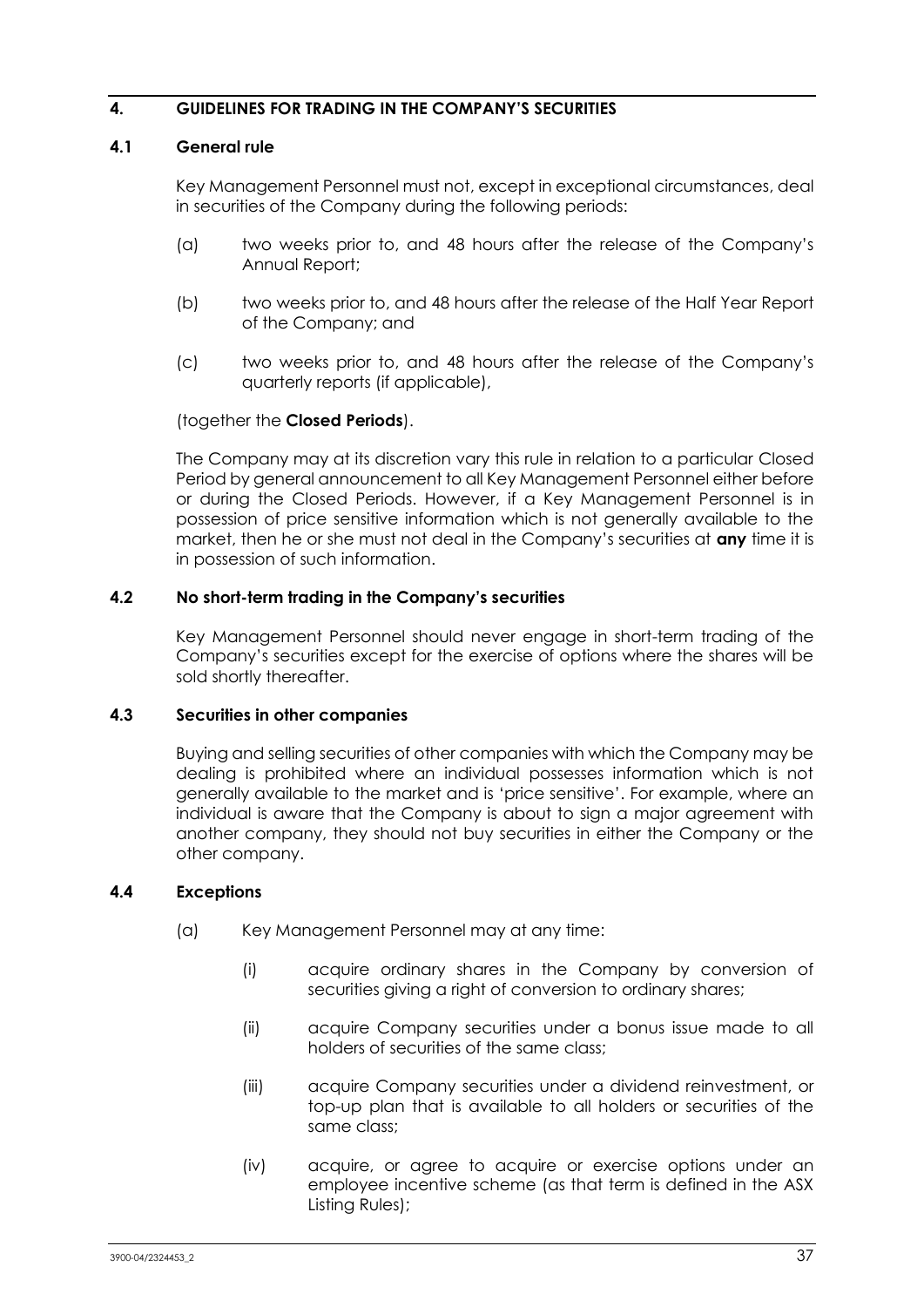## 4. GUIDELINES FOR TRADING IN THE COMPANY'S SECURITIES

### 4.1 General rule

Key Management Personnel must not, except in exceptional circumstances, deal in securities of the Company during the following periods:

(a) two weeks prior to, and 48 hours after the release of the Company's Annual Report;

(b) two weeks prior to, and 48 hours after the release of the Half Year Report of the Company; and

(c) two weeks prior to, and 48 hours after the release of the Company's quarterly reports (if applicable),

(together the **Closed Periods**).

The Company may at its discretion vary this rule in relation to a particular Closed Period by general announcement to all Key Management Personnel either before or during the Closed Periods. However, if a Key Management Personnel is in possession of price sensitive information which is not generally available to the market, then he or she must not deal in the Company's securities at **any** time it is in possession of such information.

### 4.2 No short-term trading in the Company's securities

Key Management Personnel should never engage in short-term trading of the Company's securities except for the exercise of options where the shares will be sold shortly thereafter.

### 4.3 Securities in other companies

Buying and selling securities of other companies with which the Company may be dealing is prohibited where an individual possesses information which is not generally available to the market and is 'price sensitive'. For example, where an individual is aware that the Company is about to sign a major agreement with another company, they should not buy securities in either the Company or the other company.

### 4.4 Exceptions

(a) Key Management Personnel may at any time:

(i) acquire ordinary shares in the Company by conversion of securities giving a right of conversion to ordinary shares;

(ii) acquire Company securities under a bonus issue made to all holders of securities of the same class;

(iii) acquire Company securities under a dividend reinvestment, or top-up plan that is available to all holders or securities of the same class;

(iv) acquire, or agree to acquire or exercise options under an employee incentive scheme (as that term is defined in the ASX Listing Rules);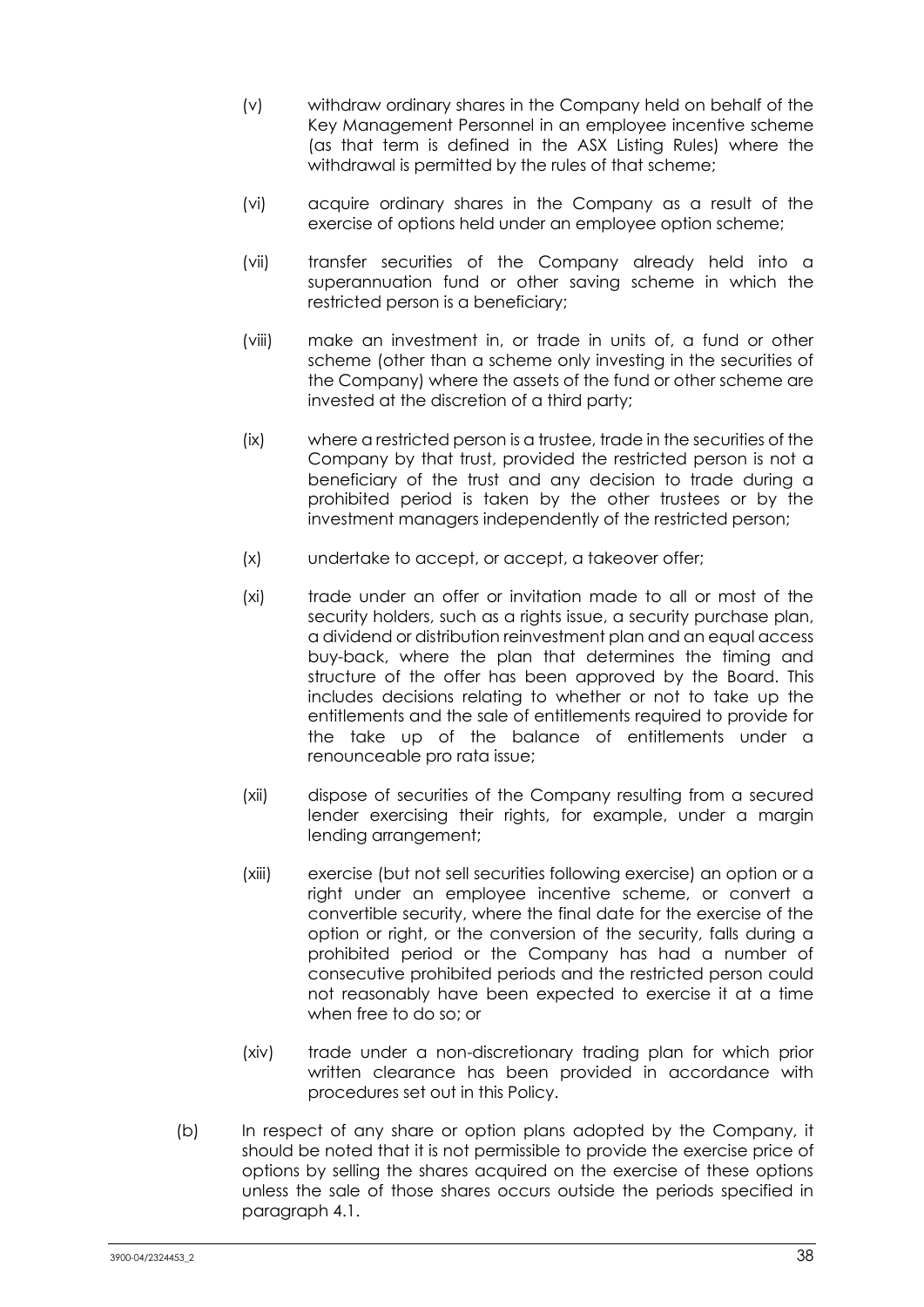(v) withdraw ordinary shares in the Company held on behalf of the Key Management Personnel in an employee incentive scheme (as that term is defined in the ASX Listing Rules) where the withdrawal is permitted by the rules of that scheme;

(vi) acquire ordinary shares in the Company as a result of the exercise of options held under an employee option scheme;

(vii) transfer securities of the Company already held into a superannuation fund or other saving scheme in which the restricted person is a beneficiary;

(viii) make an investment in, or trade in units of, a fund or other scheme (other than a scheme only investing in the securities of the Company) where the assets of the fund or other scheme are invested at the discretion of a third party;

(ix) where a restricted person is a trustee, trade in the securities of the Company by that trust, provided the restricted person is not a beneficiary of the trust and any decision to trade during a prohibited period is taken by the other trustees or by the investment managers independently of the restricted person;

(x) undertake to accept, or accept, a takeover offer;

(xi) trade under an offer or invitation made to all or most of the security holders, such as a rights issue, a security purchase plan, a dividend or distribution reinvestment plan and an equal access buy-back, where the plan that determines the timing and structure of the offer has been approved by the Board. This includes decisions relating to whether or not to take up the entitlements and the sale of entitlements required to provide for the take up of the balance of entitlements under a renounceable pro rata issue;

(xii) dispose of securities of the Company resulting from a secured lender exercising their rights, for example, under a margin lending arrangement;

(xiii) exercise (but not sell securities following exercise) an option or a right under an employee incentive scheme, or convert a convertible security, where the final date for the exercise of the option or right, or the conversion of the security, falls during a prohibited period or the Company has had a number of consecutive prohibited periods and the restricted person could not reasonably have been expected to exercise it at a time when free to do so; or

(xiv) trade under a non-discretionary trading plan for which prior written clearance has been provided in accordance with procedures set out in this Policy.

(b) In respect of any share or option plans adopted by the Company, it should be noted that it is not permissible to provide the exercise price of options by selling the shares acquired on the exercise of these options unless the sale of those shares occurs outside the periods specified in paragraph 4.1.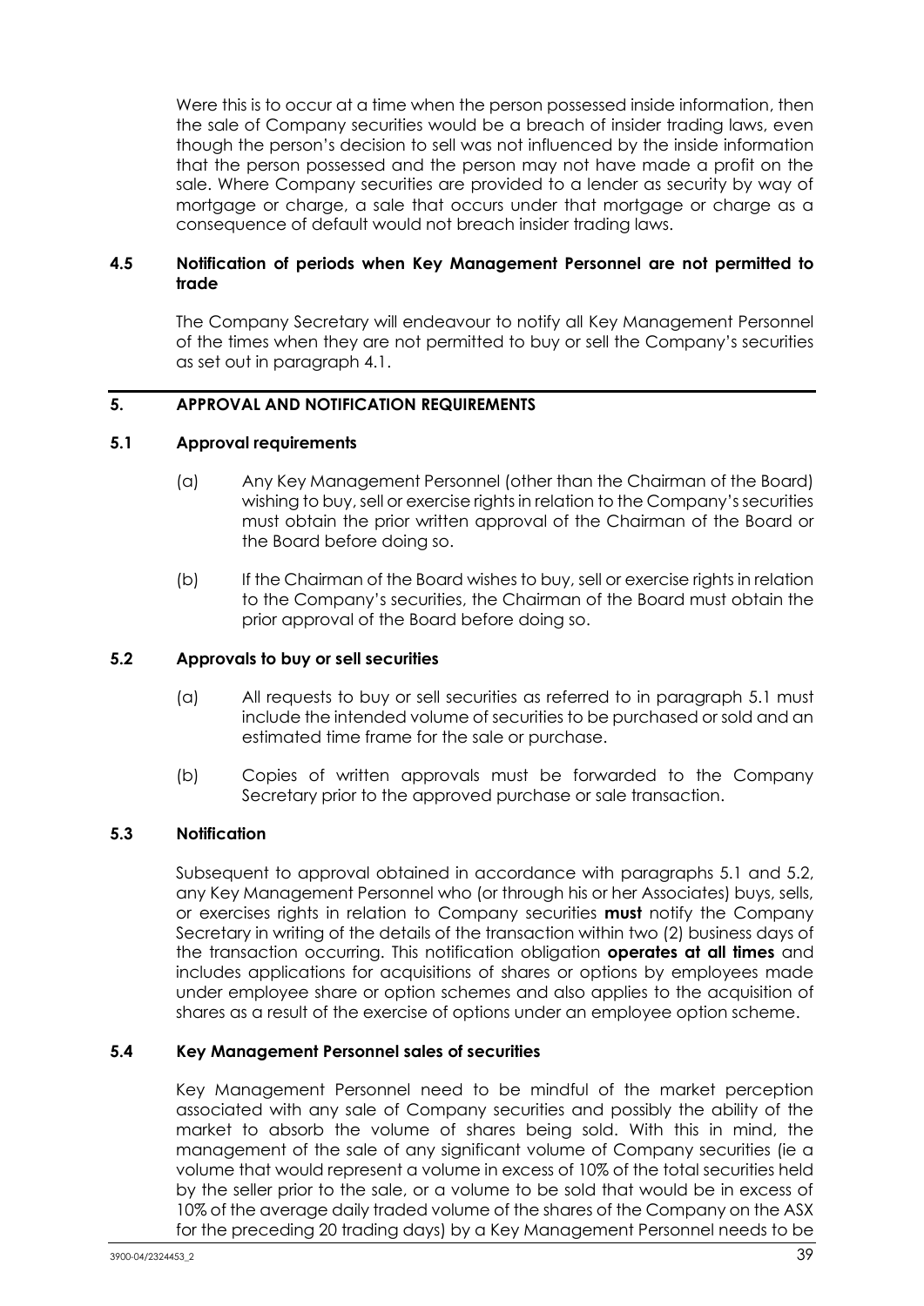Were this is to occur at a time when the person possessed inside information, then the sale of Company securities would be a breach of insider trading laws, even though the person's decision to sell was not influenced by the inside information that the person possessed and the person may not have made a profit on the sale. Where Company securities are provided to a lender as security by way of mortgage or charge, a sale that occurs under that mortgage or charge as a consequence of default would not breach insider trading laws.

### 4.5 Notification of periods when Key Management Personnel are not permitted to trade

The Company Secretary will endeavour to notify all Key Management Personnel of the times when they are not permitted to buy or sell the Company's securities as set out in paragraph 4.1.

## 5. APPROVAL AND NOTIFICATION REQUIREMENTS

### 5.1 Approval requirements

(a) Any Key Management Personnel (other than the Chairman of the Board) wishing to buy, sell or exercise rights in relation to the Company's securities must obtain the prior written approval of the Chairman of the Board or the Board before doing so.

(b) If the Chairman of the Board wishes to buy, sell or exercise rights in relation to the Company's securities, the Chairman of the Board must obtain the prior approval of the Board before doing so.

### 5.2 Approvals to buy or sell securities

(a) All requests to buy or sell securities as referred to in paragraph 5.1 must include the intended volume of securities to be purchased or sold and an estimated time frame for the sale or purchase.

(b) Copies of written approvals must be forwarded to the Company Secretary prior to the approved purchase or sale transaction.

### 5.3 Notification

Subsequent to approval obtained in accordance with paragraphs 5.1 and 5.2, any Key Management Personnel who (or through his or her Associates) buys, sells, or exercises rights in relation to Company securities **must** notify the Company Secretary in writing of the details of the transaction within two (2) business days of the transaction occurring. This notification obligation **operates at all times** and includes applications for acquisitions of shares or options by employees made under employee share or option schemes and also applies to the acquisition of shares as a result of the exercise of options under an employee option scheme.

### 5.4 Key Management Personnel sales of securities

Key Management Personnel need to be mindful of the market perception associated with any sale of Company securities and possibly the ability of the market to absorb the volume of shares being sold. With this in mind, the management of the sale of any significant volume of Company securities (ie a volume that would represent a volume in excess of 10% of the total securities held by the seller prior to the sale, or a volume to be sold that would be in excess of 10% of the average daily traded volume of the shares of the Company on the ASX for the preceding 20 trading days) by a Key Management Personnel needs to be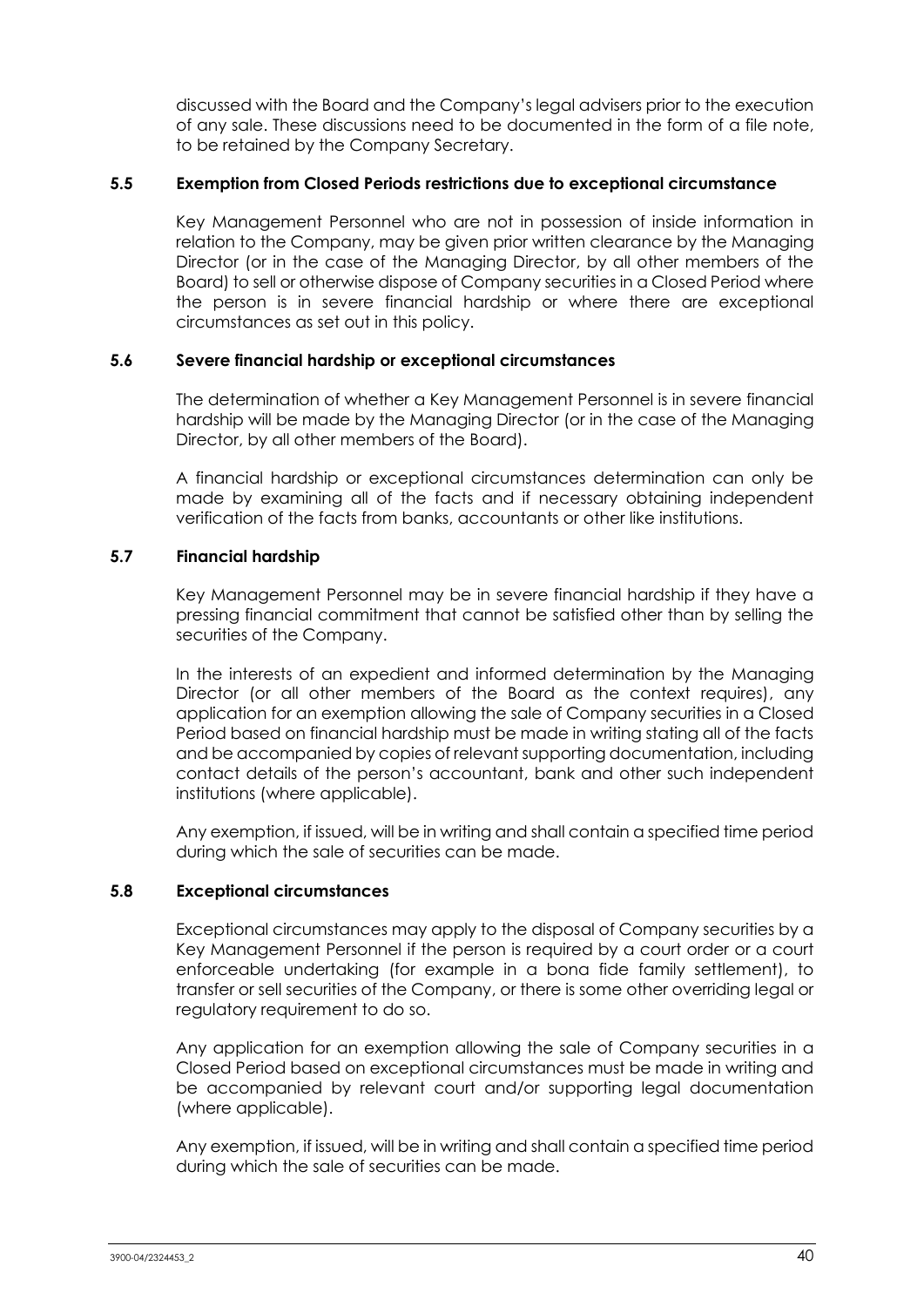discussed with the Board and the Company's legal advisers prior to the execution of any sale. These discussions need to be documented in the form of a file note, to be retained by the Company Secretary.

### 5.5 Exemption from Closed Periods restrictions due to exceptional circumstance

Key Management Personnel who are not in possession of inside information in relation to the Company, may be given prior written clearance by the Managing Director (or in the case of the Managing Director, by all other members of the Board) to sell or otherwise dispose of Company securities in a Closed Period where the person is in severe financial hardship or where there are exceptional circumstances as set out in this policy.

### 5.6 Severe financial hardship or exceptional circumstances

The determination of whether a Key Management Personnel is in severe financial hardship will be made by the Managing Director (or in the case of the Managing Director, by all other members of the Board).

A financial hardship or exceptional circumstances determination can only be made by examining all of the facts and if necessary obtaining independent verification of the facts from banks, accountants or other like institutions.

### 5.7 Financial hardship

Key Management Personnel may be in severe financial hardship if they have a pressing financial commitment that cannot be satisfied other than by selling the securities of the Company.

In the interests of an expedient and informed determination by the Managing Director (or all other members of the Board as the context requires), any application for an exemption allowing the sale of Company securities in a Closed Period based on financial hardship must be made in writing stating all of the facts and be accompanied by copies of relevant supporting documentation, including contact details of the person's accountant, bank and other such independent institutions (where applicable).

Any exemption, if issued, will be in writing and shall contain a specified time period during which the sale of securities can be made.

### 5.8 Exceptional circumstances

Exceptional circumstances may apply to the disposal of Company securities by a Key Management Personnel if the person is required by a court order or a court enforceable undertaking (for example in a bona fide family settlement), to transfer or sell securities of the Company, or there is some other overriding legal or regulatory requirement to do so.

Any application for an exemption allowing the sale of Company securities in a Closed Period based on exceptional circumstances must be made in writing and be accompanied by relevant court and/or supporting legal documentation (where applicable).

Any exemption, if issued, will be in writing and shall contain a specified time period during which the sale of securities can be made.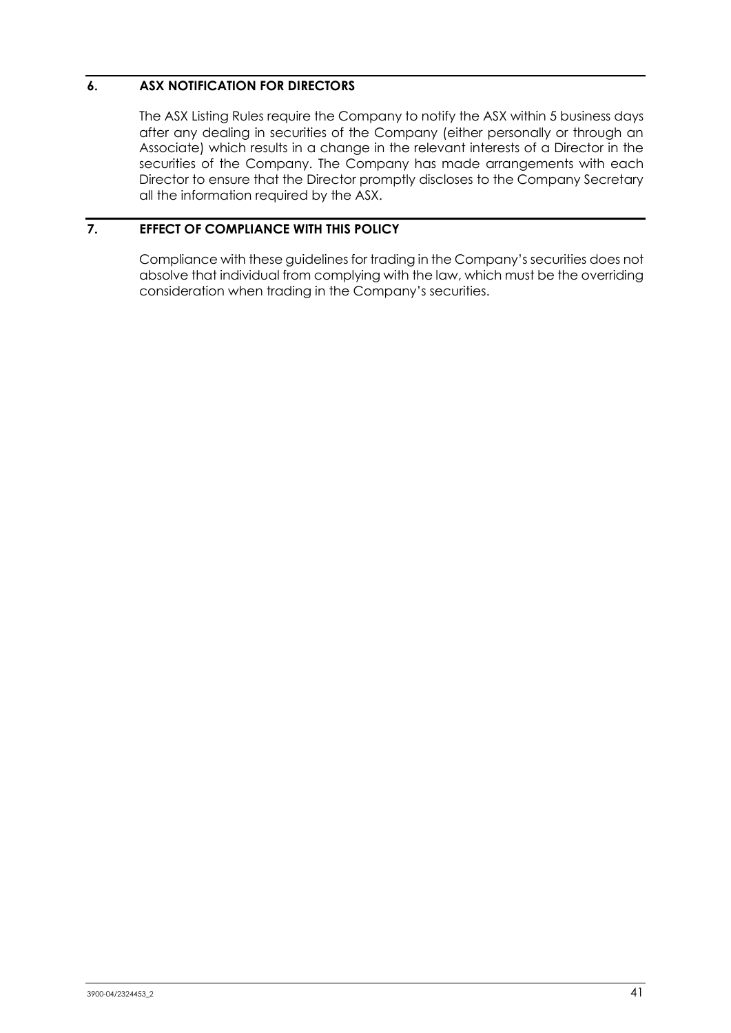## 6. ASX NOTIFICATION FOR DIRECTORS

The ASX Listing Rules require the Company to notify the ASX within 5 business days after any dealing in securities of the Company (either personally or through an Associate) which results in a change in the relevant interests of a Director in the securities of the Company. The Company has made arrangements with each Director to ensure that the Director promptly discloses to the Company Secretary all the information required by the ASX.

## 7. EFFECT OF COMPLIANCE WITH THIS POLICY

Compliance with these guidelines for trading in the Company's securities does not absolve that individual from complying with the law, which must be the overriding consideration when trading in the Company's securities.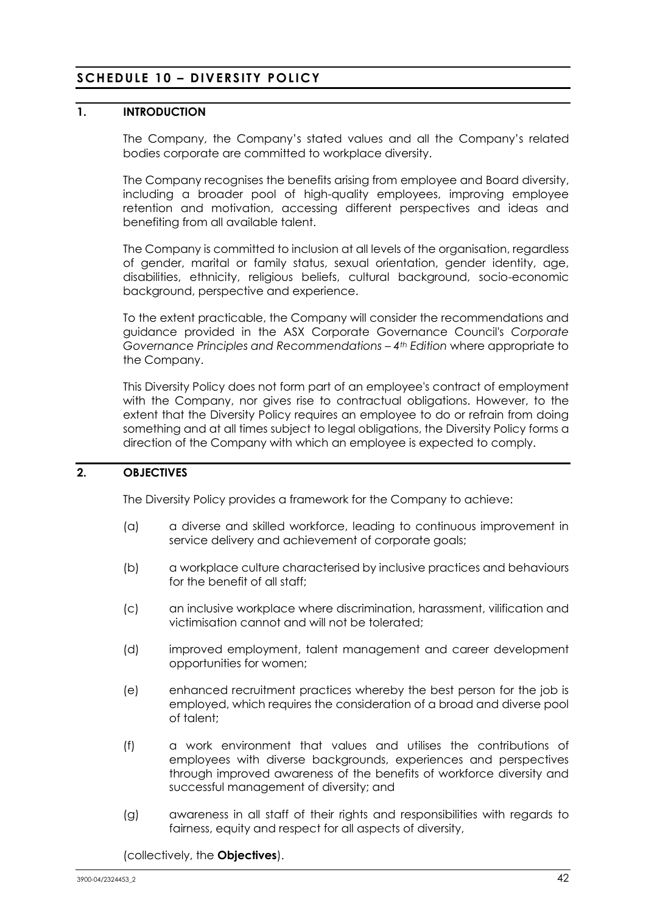# SCHEDULE 10 – DIVERSITY POLICY

## 1. INTRODUCTION

The Company, the Company's stated values and all the Company's related bodies corporate are committed to workplace diversity.

The Company recognises the benefits arising from employee and Board diversity, including a broader pool of high-quality employees, improving employee retention and motivation, accessing different perspectives and ideas and benefiting from all available talent.

The Company is committed to inclusion at all levels of the organisation, regardless of gender, marital or family status, sexual orientation, gender identity, age, disabilities, ethnicity, religious beliefs, cultural background, socio-economic background, perspective and experience.

To the extent practicable, the Company will consider the recommendations and guidance provided in the ASX Corporate Governance Council's *Corporate Governance Principles and Recommendations – 4th Edition* where appropriate to the Company.

This Diversity Policy does not form part of an employee's contract of employment with the Company, nor gives rise to contractual obligations. However, to the extent that the Diversity Policy requires an employee to do or refrain from doing something and at all times subject to legal obligations, the Diversity Policy forms a direction of the Company with which an employee is expected to comply.

## 2. OBJECTIVES

The Diversity Policy provides a framework for the Company to achieve:

(a) a diverse and skilled workforce, leading to continuous improvement in service delivery and achievement of corporate goals;

(b) a workplace culture characterised by inclusive practices and behaviours for the benefit of all staff;

(c) an inclusive workplace where discrimination, harassment, vilification and victimisation cannot and will not be tolerated;

(d) improved employment, talent management and career development opportunities for women;

(e) enhanced recruitment practices whereby the best person for the job is employed, which requires the consideration of a broad and diverse pool of talent;

(f) a work environment that values and utilises the contributions of employees with diverse backgrounds, experiences and perspectives through improved awareness of the benefits of workforce diversity and successful management of diversity; and

(g) awareness in all staff of their rights and responsibilities with regards to fairness, equity and respect for all aspects of diversity,

(collectively, the **Objectives**).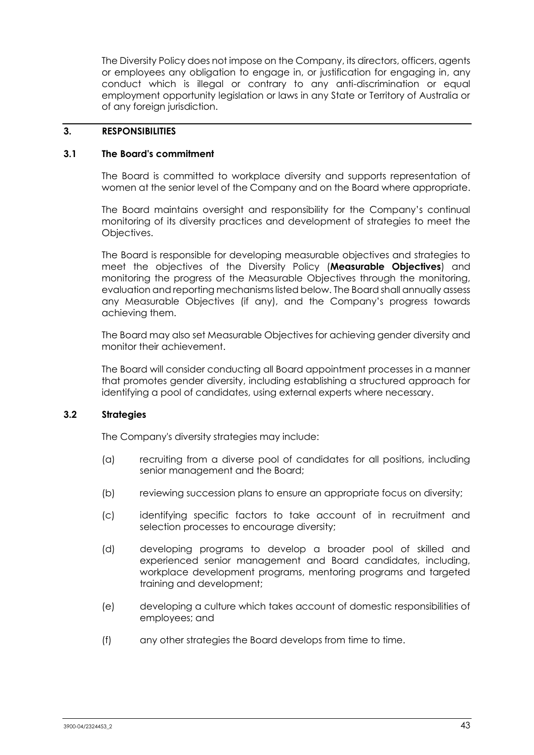The Diversity Policy does not impose on the Company, its directors, officers, agents or employees any obligation to engage in, or justification for engaging in, any conduct which is illegal or contrary to any anti-discrimination or equal employment opportunity legislation or laws in any State or Territory of Australia or of any foreign jurisdiction.

## 3. RESPONSIBILITIES

### 3.1 The Board's commitment

The Board is committed to workplace diversity and supports representation of women at the senior level of the Company and on the Board where appropriate.

The Board maintains oversight and responsibility for the Company's continual monitoring of its diversity practices and development of strategies to meet the Objectives.

The Board is responsible for developing measurable objectives and strategies to meet the objectives of the Diversity Policy (**Measurable Objectives**) and monitoring the progress of the Measurable Objectives through the monitoring, evaluation and reporting mechanisms listed below. The Board shall annually assess any Measurable Objectives (if any), and the Company's progress towards achieving them.

The Board may also set Measurable Objectives for achieving gender diversity and monitor their achievement.

The Board will consider conducting all Board appointment processes in a manner that promotes gender diversity, including establishing a structured approach for identifying a pool of candidates, using external experts where necessary.

### 3.2 Strategies

The Company's diversity strategies may include:

(a) recruiting from a diverse pool of candidates for all positions, including senior management and the Board;

(b) reviewing succession plans to ensure an appropriate focus on diversity;

(c) identifying specific factors to take account of in recruitment and selection processes to encourage diversity;

(d) developing programs to develop a broader pool of skilled and experienced senior management and Board candidates, including, workplace development programs, mentoring programs and targeted training and development;

(e) developing a culture which takes account of domestic responsibilities of employees; and

(f) any other strategies the Board develops from time to time.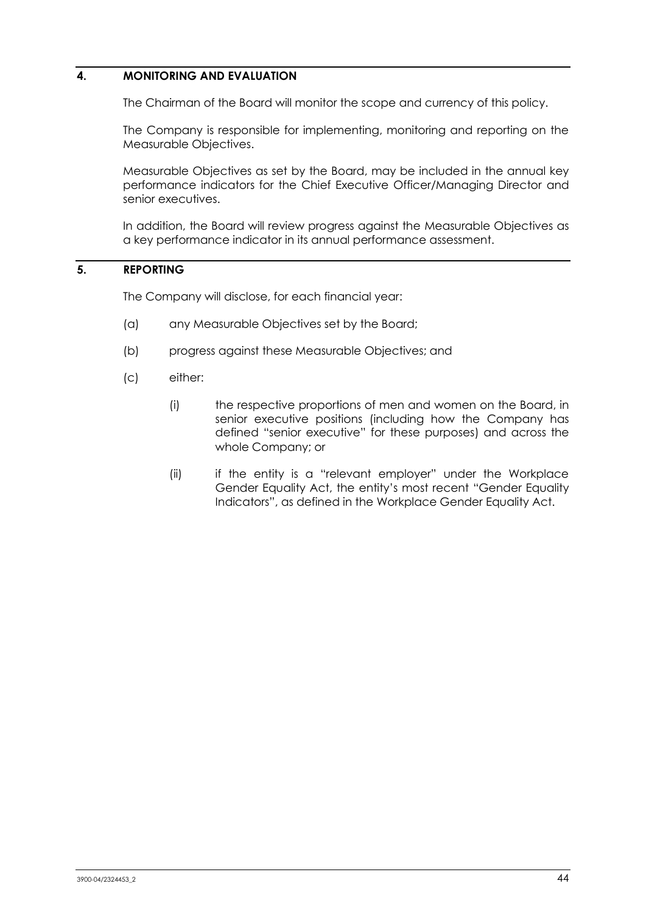## 4. MONITORING AND EVALUATION

The Chairman of the Board will monitor the scope and currency of this policy.

The Company is responsible for implementing, monitoring and reporting on the Measurable Objectives.

Measurable Objectives as set by the Board, may be included in the annual key performance indicators for the Chief Executive Officer/Managing Director and senior executives.

In addition, the Board will review progress against the Measurable Objectives as a key performance indicator in its annual performance assessment.

## 5. REPORTING

The Company will disclose, for each financial year:

(a) any Measurable Objectives set by the Board;

(b) progress against these Measurable Objectives; and

(c) either:

  (i) the respective proportions of men and women on the Board, in senior executive positions (including how the Company has defined "senior executive" for these purposes) and across the whole Company; or

  (ii) if the entity is a "relevant employer" under the Workplace Gender Equality Act, the entity's most recent "Gender Equality Indicators", as defined in the Workplace Gender Equality Act.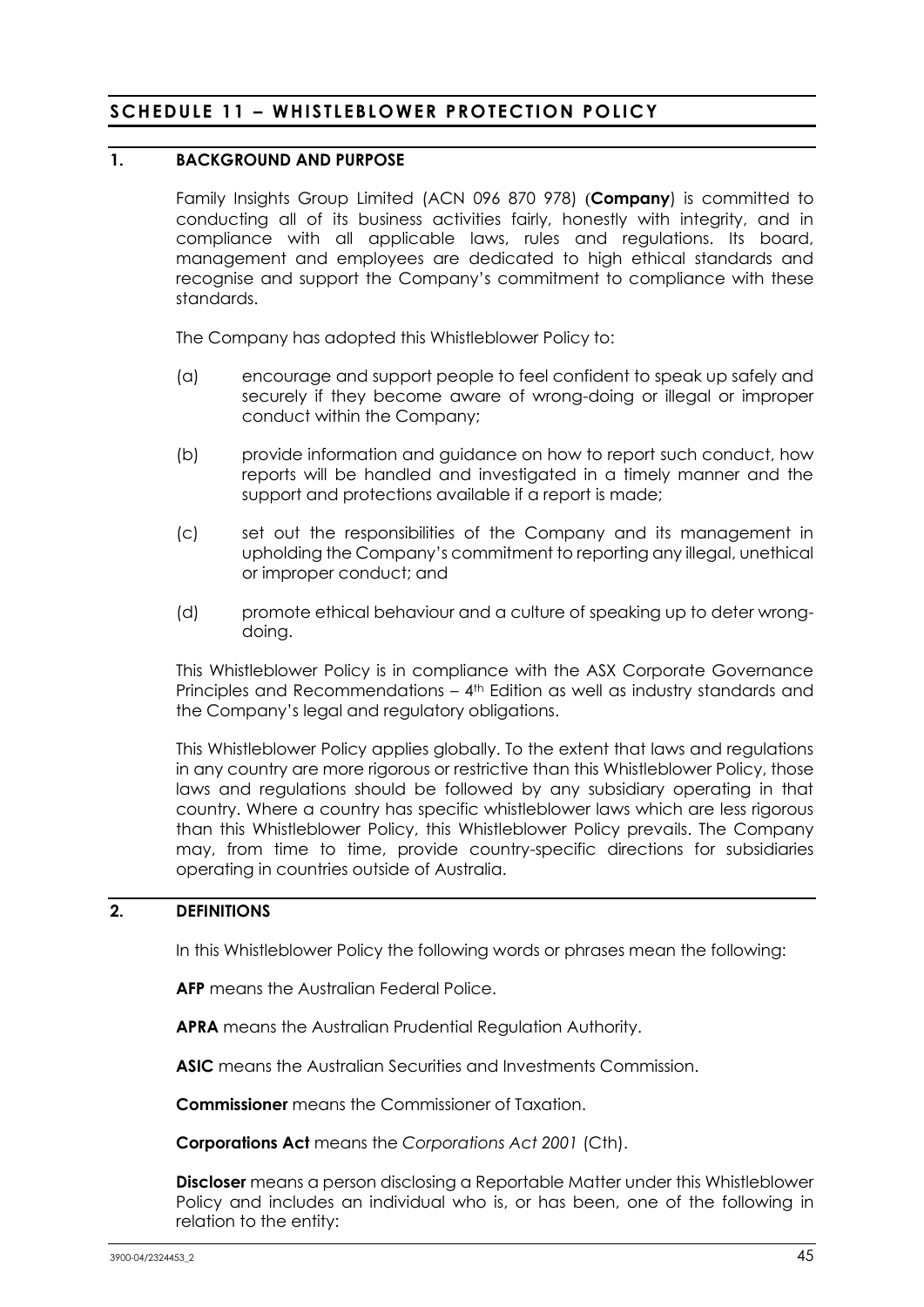# SCHEDULE 11 – WHISTLEBLOWER PROTECTION POLICY

## 1. BACKGROUND AND PURPOSE

Family Insights Group Limited (ACN 096 870 978) (**Company**) is committed to conducting all of its business activities fairly, honestly with integrity, and in compliance with all applicable laws, rules and regulations. Its board, management and employees are dedicated to high ethical standards and recognise and support the Company's commitment to compliance with these standards.

The Company has adopted this Whistleblower Policy to:

(a) encourage and support people to feel confident to speak up safely and securely if they become aware of wrong-doing or illegal or improper conduct within the Company;

(b) provide information and guidance on how to report such conduct, how reports will be handled and investigated in a timely manner and the support and protections available if a report is made;

(c) set out the responsibilities of the Company and its management in upholding the Company's commitment to reporting any illegal, unethical or improper conduct; and

(d) promote ethical behaviour and a culture of speaking up to deter wrong-doing.

This Whistleblower Policy is in compliance with the ASX Corporate Governance Principles and Recommendations – 4th Edition as well as industry standards and the Company's legal and regulatory obligations.

This Whistleblower Policy applies globally. To the extent that laws and regulations in any country are more rigorous or restrictive than this Whistleblower Policy, those laws and regulations should be followed by any subsidiary operating in that country. Where a country has specific whistleblower laws which are less rigorous than this Whistleblower Policy, this Whistleblower Policy prevails. The Company may, from time to time, provide country-specific directions for subsidiaries operating in countries outside of Australia.

## 2. DEFINITIONS

In this Whistleblower Policy the following words or phrases mean the following:

**AFP** means the Australian Federal Police.

**APRA** means the Australian Prudential Regulation Authority.

**ASIC** means the Australian Securities and Investments Commission.

**Commissioner** means the Commissioner of Taxation.

**Corporations Act** means the *Corporations Act 2001* (Cth).

**Discloser** means a person disclosing a Reportable Matter under this Whistleblower Policy and includes an individual who is, or has been, one of the following in relation to the entity: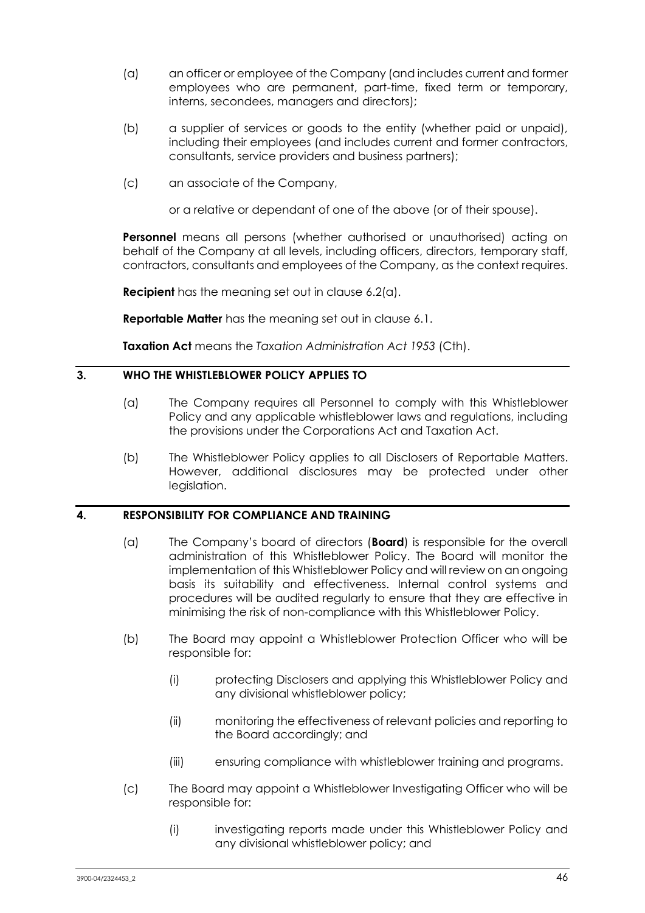(a) an officer or employee of the Company (and includes current and former employees who are permanent, part-time, fixed term or temporary, interns, secondees, managers and directors);

(b) a supplier of services or goods to the entity (whether paid or unpaid), including their employees (and includes current and former contractors, consultants, service providers and business partners);

(c) an associate of the Company,

or a relative or dependant of one of the above (or of their spouse).

**Personnel** means all persons (whether authorised or unauthorised) acting on behalf of the Company at all levels, including officers, directors, temporary staff, contractors, consultants and employees of the Company, as the context requires.

**Recipient** has the meaning set out in clause 6.2(a).

**Reportable Matter** has the meaning set out in clause 6.1.

**Taxation Act** means the *Taxation Administration Act 1953* (Cth).

## 3. WHO THE WHISTLEBLOWER POLICY APPLIES TO

(a) The Company requires all Personnel to comply with this Whistleblower Policy and any applicable whistleblower laws and regulations, including the provisions under the Corporations Act and Taxation Act.

(b) The Whistleblower Policy applies to all Disclosers of Reportable Matters. However, additional disclosures may be protected under other legislation.

## 4. RESPONSIBILITY FOR COMPLIANCE AND TRAINING

(a) The Company's board of directors (**Board**) is responsible for the overall administration of this Whistleblower Policy. The Board will monitor the implementation of this Whistleblower Policy and will review on an ongoing basis its suitability and effectiveness. Internal control systems and procedures will be audited regularly to ensure that they are effective in minimising the risk of non-compliance with this Whistleblower Policy.

(b) The Board may appoint a Whistleblower Protection Officer who will be responsible for:

(i) protecting Disclosers and applying this Whistleblower Policy and any divisional whistleblower policy;

(ii) monitoring the effectiveness of relevant policies and reporting to the Board accordingly; and

(iii) ensuring compliance with whistleblower training and programs.

(c) The Board may appoint a Whistleblower Investigating Officer who will be responsible for:

(i) investigating reports made under this Whistleblower Policy and any divisional whistleblower policy; and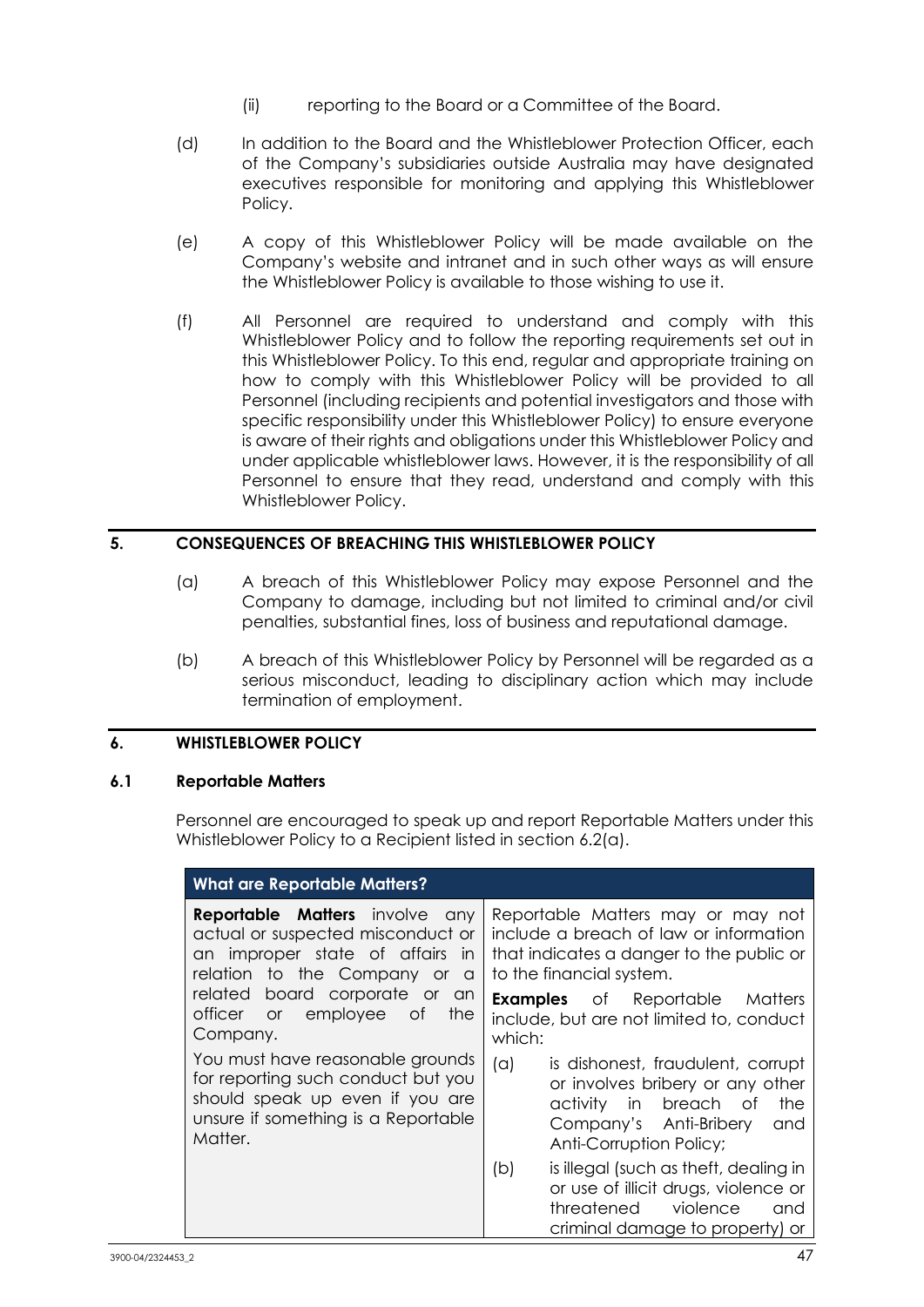(ii) reporting to the Board or a Committee of the Board.

(d) In addition to the Board and the Whistleblower Protection Officer, each of the Company's subsidiaries outside Australia may have designated executives responsible for monitoring and applying this Whistleblower Policy.

(e) A copy of this Whistleblower Policy will be made available on the Company's website and intranet and in such other ways as will ensure the Whistleblower Policy is available to those wishing to use it.

(f) All Personnel are required to understand and comply with this Whistleblower Policy and to follow the reporting requirements set out in this Whistleblower Policy. To this end, regular and appropriate training on how to comply with this Whistleblower Policy will be provided to all Personnel (including recipients and potential investigators and those with specific responsibility under this Whistleblower Policy) to ensure everyone is aware of their rights and obligations under this Whistleblower Policy and under applicable whistleblower laws. However, it is the responsibility of all Personnel to ensure that they read, understand and comply with this Whistleblower Policy.

## 5. CONSEQUENCES OF BREACHING THIS WHISTLEBLOWER POLICY

(a) A breach of this Whistleblower Policy may expose Personnel and the Company to damage, including but not limited to criminal and/or civil penalties, substantial fines, loss of business and reputational damage.

(b) A breach of this Whistleblower Policy by Personnel will be regarded as a serious misconduct, leading to disciplinary action which may include termination of employment.

## 6. WHISTLEBLOWER POLICY

### 6.1 Reportable Matters

Personnel are encouraged to speak up and report Reportable Matters under this Whistleblower Policy to a Recipient listed in section 6.2(a).

| What are Reportable Matters? | |
|---|---|
| **Reportable Matters** involve any actual or suspected misconduct or an improper state of affairs in relation to the Company or a related board corporate or an officer or employee of the Company.<br><br>You must have reasonable grounds for reporting such conduct but you should speak up even if you are unsure if something is a Reportable Matter. | Reportable Matters may or may not include a breach of law or information that indicates a danger to the public or to the financial system.<br><br>**Examples** of Reportable Matters include, but are not limited to, conduct which:<br><br>(a) is dishonest, fraudulent, corrupt or involves bribery or any other activity in breach of the Company's Anti-Bribery and Anti-Corruption Policy;<br><br>(b) is illegal (such as theft, dealing in or use of illicit drugs, violence or threatened violence and criminal damage to property) or |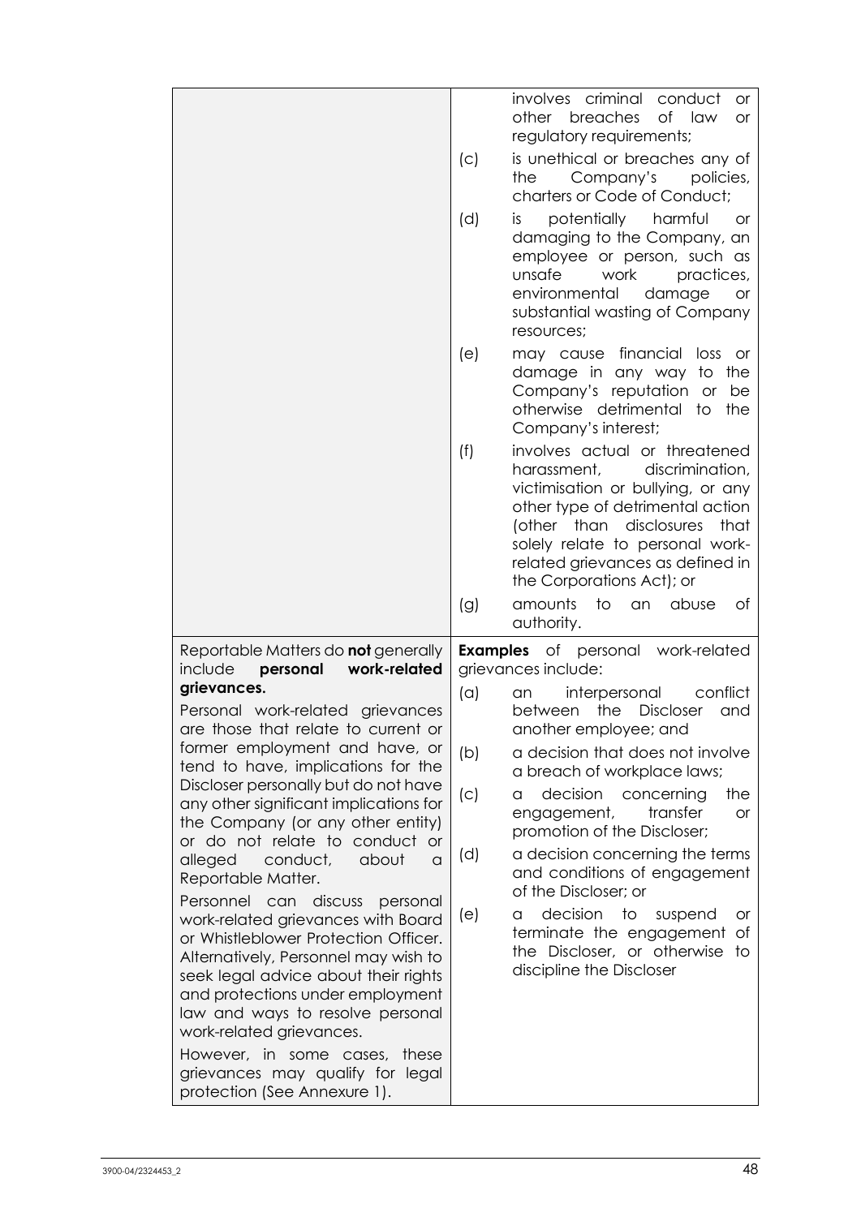| | |
|---|---|
| | involves criminal conduct or other breaches of law or regulatory requirements;<br>(c) is unethical or breaches any of the Company's policies, charters or Code of Conduct;<br>(d) is potentially harmful or damaging to the Company, an employee or person, such as unsafe work practices, environmental damage or substantial wasting of Company resources;<br>(e) may cause financial loss or damage in any way to the Company's reputation or be otherwise detrimental to the Company's interest;<br>(f) involves actual or threatened harassment, discrimination, victimisation or bullying, or any other type of detrimental action (other than disclosures that solely relate to personal work-related grievances as defined in the Corporations Act); or<br>(g) amounts to an abuse of authority. |
| Reportable Matters do **not** generally include **personal work-related grievances.**<br><br>Personal work-related grievances are those that relate to current or former employment and have, or tend to have, implications for the Discloser personally but do not have any other significant implications for the Company (or any other entity) or do not relate to conduct or alleged conduct, about a Reportable Matter.<br><br>Personnel can discuss personal work-related grievances with Board or Whistleblower Protection Officer. Alternatively, Personnel may wish to seek legal advice about their rights and protections under employment law and ways to resolve personal work-related grievances.<br><br>However, in some cases, these grievances may qualify for legal protection (See Annexure 1). | **Examples** of personal work-related grievances include:<br>(a) an interpersonal conflict between the Discloser and another employee; and<br>(b) a decision that does not involve a breach of workplace laws;<br>(c) a decision concerning the engagement, transfer or promotion of the Discloser;<br>(d) a decision concerning the terms and conditions of engagement of the Discloser; or<br>(e) a decision to suspend or terminate the engagement of the Discloser, or otherwise to discipline the Discloser |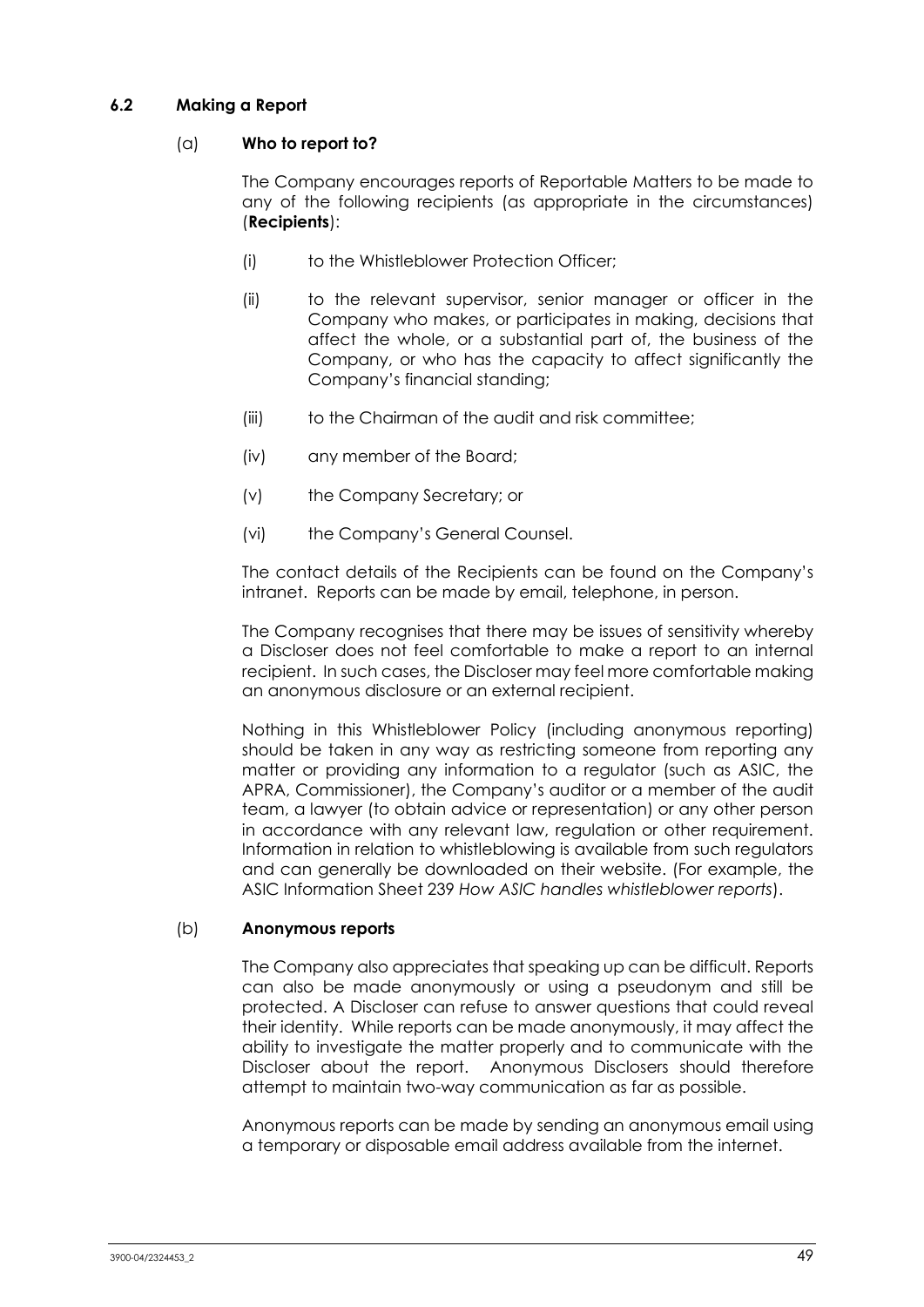### 6.2 Making a Report

#### (a) Who to report to?

The Company encourages reports of Reportable Matters to be made to any of the following recipients (as appropriate in the circumstances) (**Recipients**):

(i) to the Whistleblower Protection Officer;

(ii) to the relevant supervisor, senior manager or officer in the Company who makes, or participates in making, decisions that affect the whole, or a substantial part of, the business of the Company, or who has the capacity to affect significantly the Company's financial standing;

(iii) to the Chairman of the audit and risk committee;

(iv) any member of the Board;

(v) the Company Secretary; or

(vi) the Company's General Counsel.

The contact details of the Recipients can be found on the Company's intranet. Reports can be made by email, telephone, in person.

The Company recognises that there may be issues of sensitivity whereby a Discloser does not feel comfortable to make a report to an internal recipient. In such cases, the Discloser may feel more comfortable making an anonymous disclosure or an external recipient.

Nothing in this Whistleblower Policy (including anonymous reporting) should be taken in any way as restricting someone from reporting any matter or providing any information to a regulator (such as ASIC, the APRA, Commissioner), the Company's auditor or a member of the audit team, a lawyer (to obtain advice or representation) or any other person in accordance with any relevant law, regulation or other requirement. Information in relation to whistleblowing is available from such regulators and can generally be downloaded on their website. (For example, the ASIC Information Sheet 239 *How ASIC handles whistleblower reports*).

#### (b) Anonymous reports

The Company also appreciates that speaking up can be difficult. Reports can also be made anonymously or using a pseudonym and still be protected. A Discloser can refuse to answer questions that could reveal their identity. While reports can be made anonymously, it may affect the ability to investigate the matter properly and to communicate with the Discloser about the report. Anonymous Disclosers should therefore attempt to maintain two-way communication as far as possible.

Anonymous reports can be made by sending an anonymous email using a temporary or disposable email address available from the internet.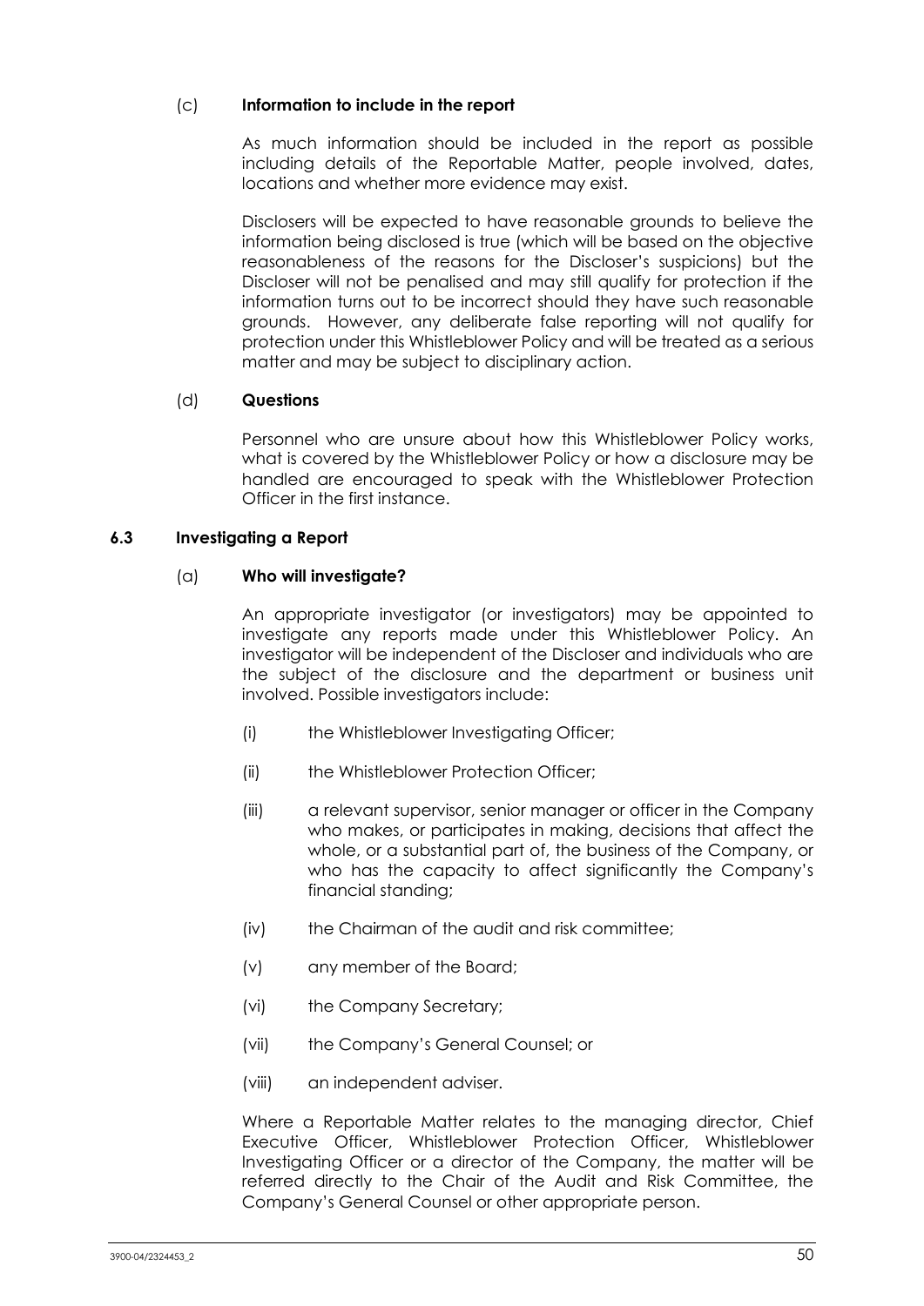(c) **Information to include in the report**

As much information should be included in the report as possible including details of the Reportable Matter, people involved, dates, locations and whether more evidence may exist.

Disclosers will be expected to have reasonable grounds to believe the information being disclosed is true (which will be based on the objective reasonableness of the reasons for the Discloser's suspicions) but the Discloser will not be penalised and may still qualify for protection if the information turns out to be incorrect should they have such reasonable grounds. However, any deliberate false reporting will not qualify for protection under this Whistleblower Policy and will be treated as a serious matter and may be subject to disciplinary action.

(d) **Questions**

Personnel who are unsure about how this Whistleblower Policy works, what is covered by the Whistleblower Policy or how a disclosure may be handled are encouraged to speak with the Whistleblower Protection Officer in the first instance.

### 6.3 Investigating a Report

(a) **Who will investigate?**

An appropriate investigator (or investigators) may be appointed to investigate any reports made under this Whistleblower Policy. An investigator will be independent of the Discloser and individuals who are the subject of the disclosure and the department or business unit involved. Possible investigators include:

(i) the Whistleblower Investigating Officer;

(ii) the Whistleblower Protection Officer;

(iii) a relevant supervisor, senior manager or officer in the Company who makes, or participates in making, decisions that affect the whole, or a substantial part of, the business of the Company, or who has the capacity to affect significantly the Company's financial standing;

(iv) the Chairman of the audit and risk committee;

(v) any member of the Board;

(vi) the Company Secretary;

(vii) the Company's General Counsel; or

(viii) an independent adviser.

Where a Reportable Matter relates to the managing director, Chief Executive Officer, Whistleblower Protection Officer, Whistleblower Investigating Officer or a director of the Company, the matter will be referred directly to the Chair of the Audit and Risk Committee, the Company's General Counsel or other appropriate person.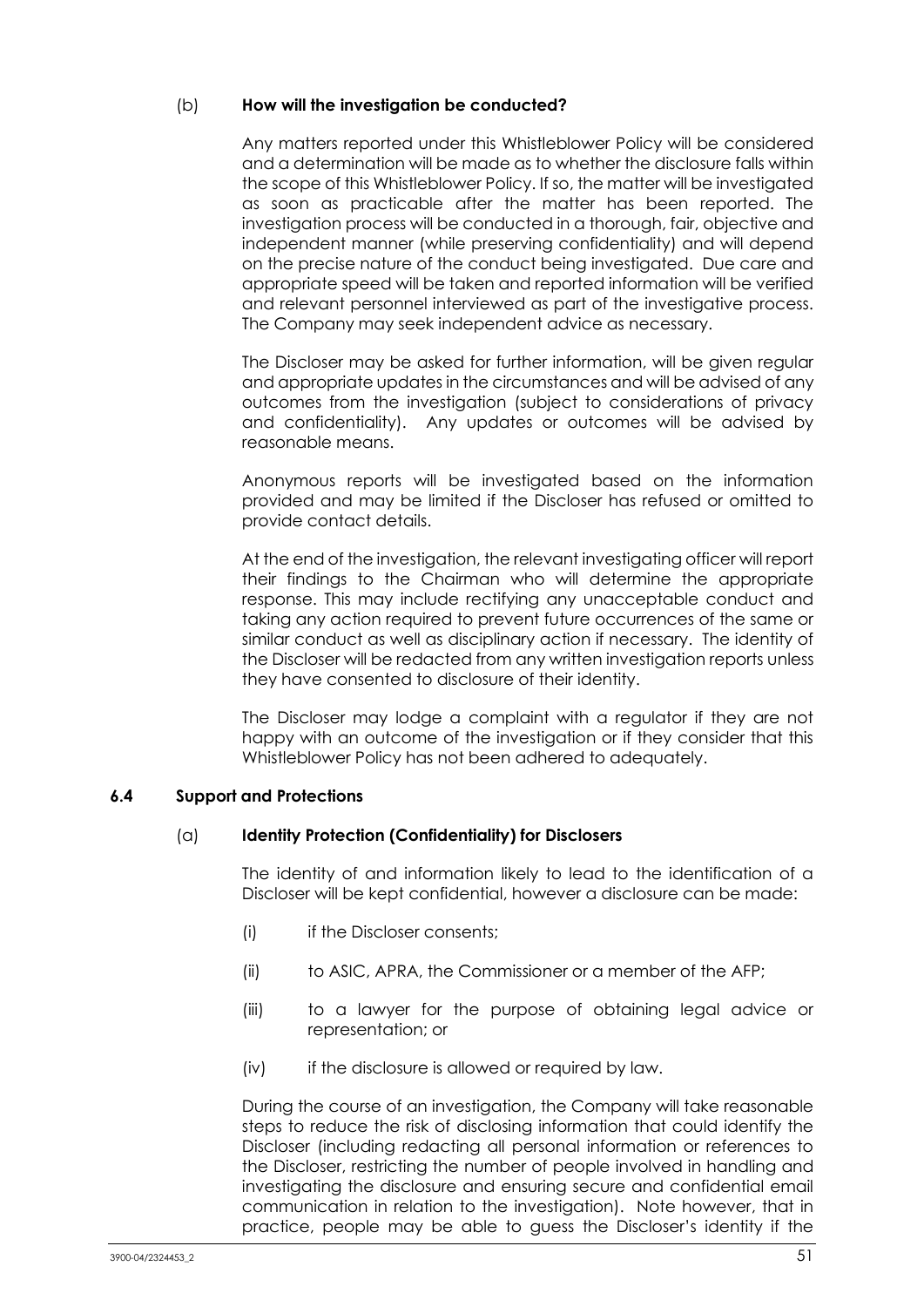(b) **How will the investigation be conducted?**

Any matters reported under this Whistleblower Policy will be considered and a determination will be made as to whether the disclosure falls within the scope of this Whistleblower Policy. If so, the matter will be investigated as soon as practicable after the matter has been reported. The investigation process will be conducted in a thorough, fair, objective and independent manner (while preserving confidentiality) and will depend on the precise nature of the conduct being investigated. Due care and appropriate speed will be taken and reported information will be verified and relevant personnel interviewed as part of the investigative process. The Company may seek independent advice as necessary.

The Discloser may be asked for further information, will be given regular and appropriate updates in the circumstances and will be advised of any outcomes from the investigation (subject to considerations of privacy and confidentiality). Any updates or outcomes will be advised by reasonable means.

Anonymous reports will be investigated based on the information provided and may be limited if the Discloser has refused or omitted to provide contact details.

At the end of the investigation, the relevant investigating officer will report their findings to the Chairman who will determine the appropriate response. This may include rectifying any unacceptable conduct and taking any action required to prevent future occurrences of the same or similar conduct as well as disciplinary action if necessary. The identity of the Discloser will be redacted from any written investigation reports unless they have consented to disclosure of their identity.

The Discloser may lodge a complaint with a regulator if they are not happy with an outcome of the investigation or if they consider that this Whistleblower Policy has not been adhered to adequately.

### 6.4 Support and Protections

(a) **Identity Protection (Confidentiality) for Disclosers**

The identity of and information likely to lead to the identification of a Discloser will be kept confidential, however a disclosure can be made:

(i) if the Discloser consents;

(ii) to ASIC, APRA, the Commissioner or a member of the AFP;

(iii) to a lawyer for the purpose of obtaining legal advice or representation; or

(iv) if the disclosure is allowed or required by law.

During the course of an investigation, the Company will take reasonable steps to reduce the risk of disclosing information that could identify the Discloser (including redacting all personal information or references to the Discloser, restricting the number of people involved in handling and investigating the disclosure and ensuring secure and confidential email communication in relation to the investigation). Note however, that in practice, people may be able to guess the Discloser's identity if the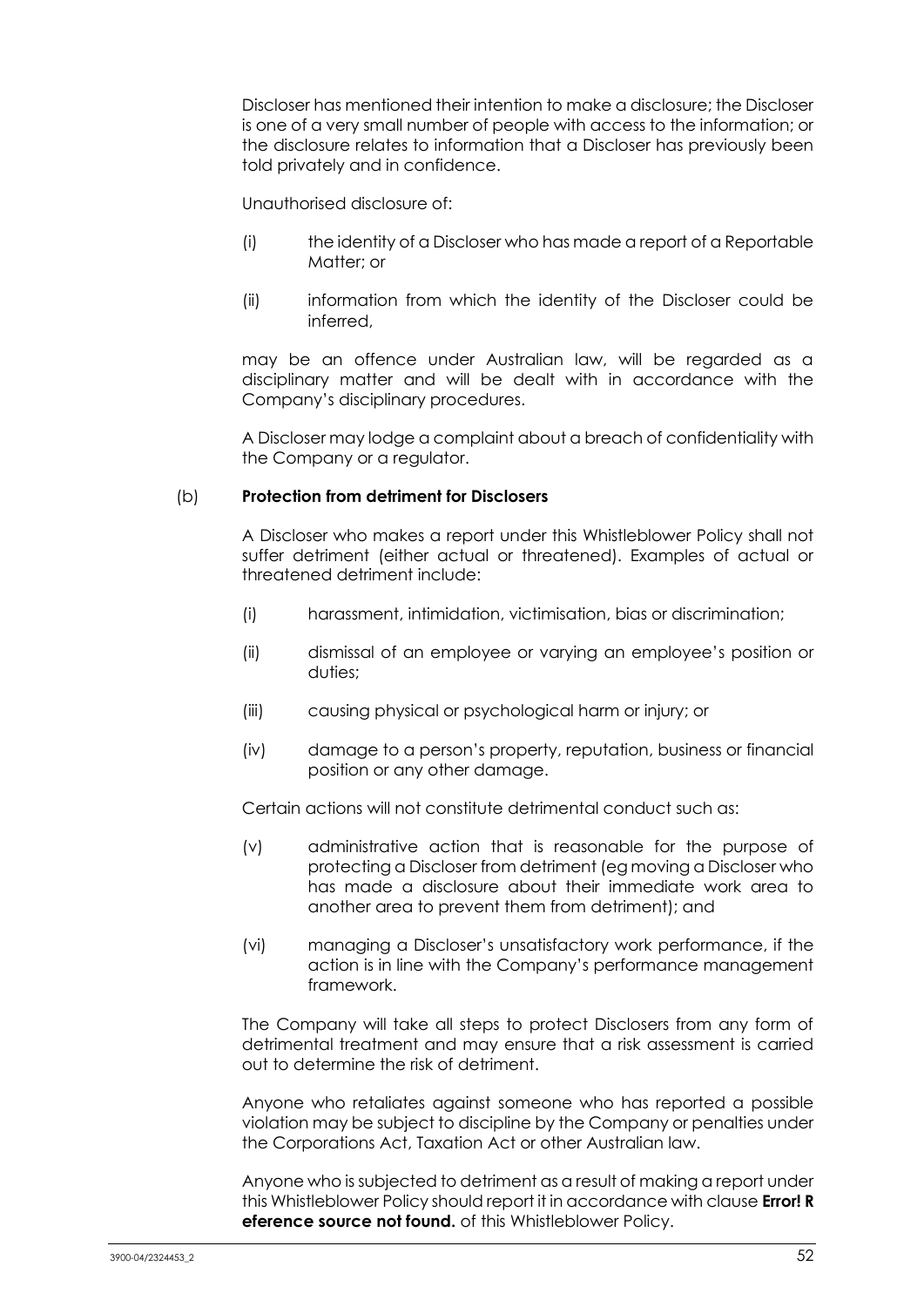Discloser has mentioned their intention to make a disclosure; the Discloser is one of a very small number of people with access to the information; or the disclosure relates to information that a Discloser has previously been told privately and in confidence.

Unauthorised disclosure of:

(i) the identity of a Discloser who has made a report of a Reportable Matter; or

(ii) information from which the identity of the Discloser could be inferred,

may be an offence under Australian law, will be regarded as a disciplinary matter and will be dealt with in accordance with the Company's disciplinary procedures.

A Discloser may lodge a complaint about a breach of confidentiality with the Company or a regulator.

(b) **Protection from detriment for Disclosers**

A Discloser who makes a report under this Whistleblower Policy shall not suffer detriment (either actual or threatened). Examples of actual or threatened detriment include:

(i) harassment, intimidation, victimisation, bias or discrimination;

(ii) dismissal of an employee or varying an employee's position or duties;

(iii) causing physical or psychological harm or injury; or

(iv) damage to a person's property, reputation, business or financial position or any other damage.

Certain actions will not constitute detrimental conduct such as:

(v) administrative action that is reasonable for the purpose of protecting a Discloser from detriment (eg moving a Discloser who has made a disclosure about their immediate work area to another area to prevent them from detriment); and

(vi) managing a Discloser's unsatisfactory work performance, if the action is in line with the Company's performance management framework.

The Company will take all steps to protect Disclosers from any form of detrimental treatment and may ensure that a risk assessment is carried out to determine the risk of detriment.

Anyone who retaliates against someone who has reported a possible violation may be subject to discipline by the Company or penalties under the Corporations Act, Taxation Act or other Australian law.

Anyone who is subjected to detriment as a result of making a report under this Whistleblower Policy should report it in accordance with clause **Error! Reference source not found.** of this Whistleblower Policy.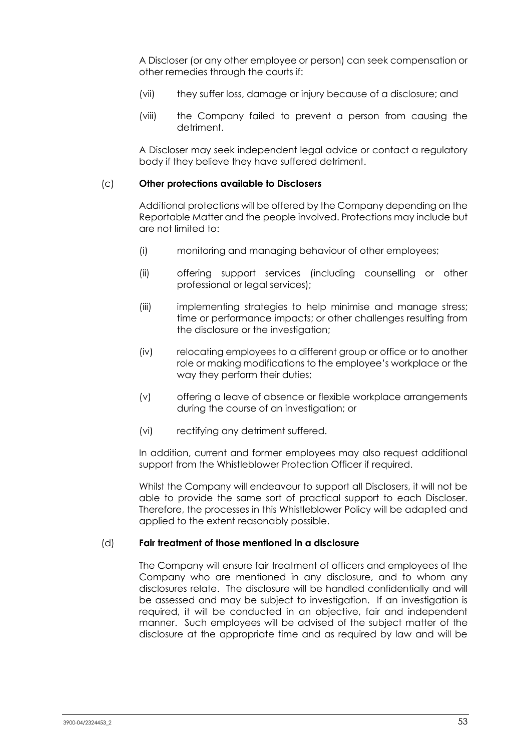A Discloser (or any other employee or person) can seek compensation or other remedies through the courts if:

(vii) they suffer loss, damage or injury because of a disclosure; and

(viii) the Company failed to prevent a person from causing the detriment.

A Discloser may seek independent legal advice or contact a regulatory body if they believe they have suffered detriment.

(c) **Other protections available to Disclosers**

Additional protections will be offered by the Company depending on the Reportable Matter and the people involved. Protections may include but are not limited to:

(i) monitoring and managing behaviour of other employees;

(ii) offering support services (including counselling or other professional or legal services);

(iii) implementing strategies to help minimise and manage stress; time or performance impacts; or other challenges resulting from the disclosure or the investigation;

(iv) relocating employees to a different group or office or to another role or making modifications to the employee's workplace or the way they perform their duties;

(v) offering a leave of absence or flexible workplace arrangements during the course of an investigation; or

(vi) rectifying any detriment suffered.

In addition, current and former employees may also request additional support from the Whistleblower Protection Officer if required.

Whilst the Company will endeavour to support all Disclosers, it will not be able to provide the same sort of practical support to each Discloser. Therefore, the processes in this Whistleblower Policy will be adapted and applied to the extent reasonably possible.

(d) **Fair treatment of those mentioned in a disclosure**

The Company will ensure fair treatment of officers and employees of the Company who are mentioned in any disclosure, and to whom any disclosures relate. The disclosure will be handled confidentially and will be assessed and may be subject to investigation. If an investigation is required, it will be conducted in an objective, fair and independent manner. Such employees will be advised of the subject matter of the disclosure at the appropriate time and as required by law and will be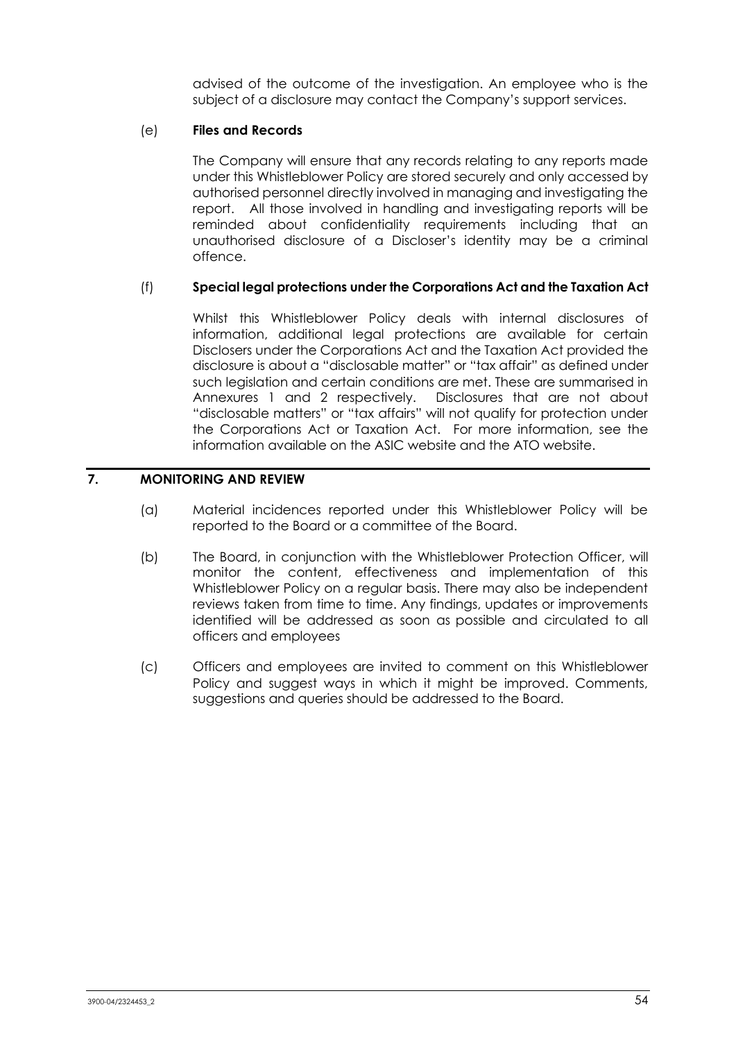advised of the outcome of the investigation. An employee who is the subject of a disclosure may contact the Company's support services.

(e) **Files and Records**

The Company will ensure that any records relating to any reports made under this Whistleblower Policy are stored securely and only accessed by authorised personnel directly involved in managing and investigating the report. All those involved in handling and investigating reports will be reminded about confidentiality requirements including that an unauthorised disclosure of a Discloser's identity may be a criminal offence.

(f) **Special legal protections under the Corporations Act and the Taxation Act**

Whilst this Whistleblower Policy deals with internal disclosures of information, additional legal protections are available for certain Disclosers under the Corporations Act and the Taxation Act provided the disclosure is about a "disclosable matter" or "tax affair" as defined under such legislation and certain conditions are met. These are summarised in Annexures 1 and 2 respectively. Disclosures that are not about "disclosable matters" or "tax affairs" will not qualify for protection under the Corporations Act or Taxation Act. For more information, see the information available on the ASIC website and the ATO website.

## 7. MONITORING AND REVIEW

(a) Material incidences reported under this Whistleblower Policy will be reported to the Board or a committee of the Board.

(b) The Board, in conjunction with the Whistleblower Protection Officer, will monitor the content, effectiveness and implementation of this Whistleblower Policy on a regular basis. There may also be independent reviews taken from time to time. Any findings, updates or improvements identified will be addressed as soon as possible and circulated to all officers and employees

(c) Officers and employees are invited to comment on this Whistleblower Policy and suggest ways in which it might be improved. Comments, suggestions and queries should be addressed to the Board.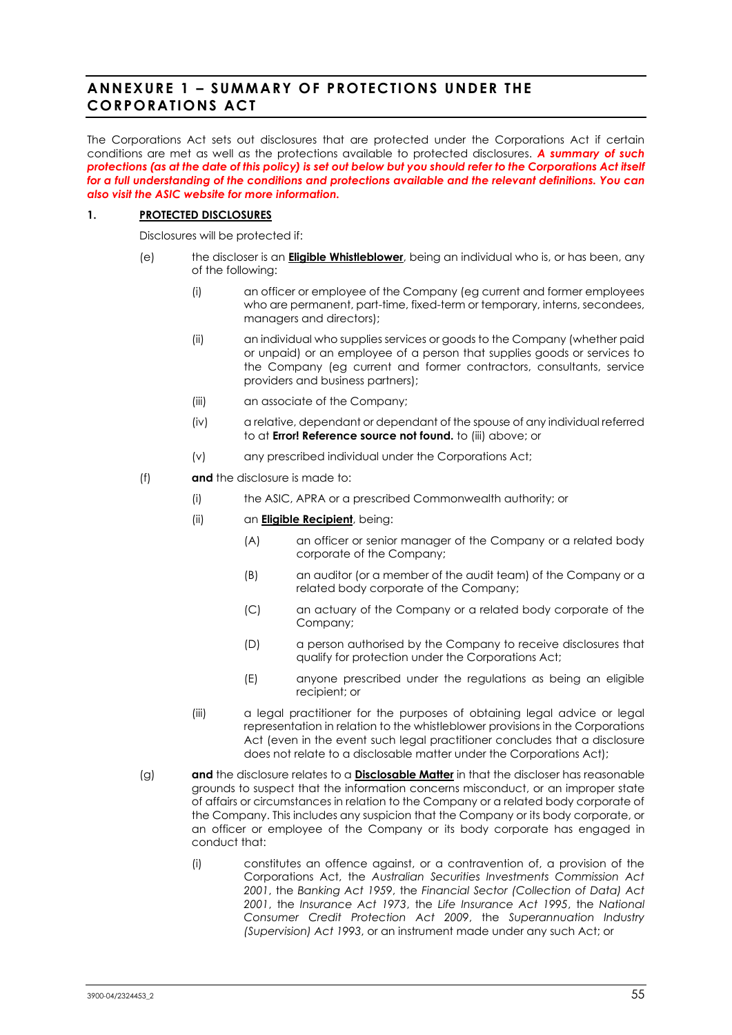# ANNEXURE 1 – SUMMARY OF PROTECTIONS UNDER THE CORPORATIONS ACT

The Corporations Act sets out disclosures that are protected under the Corporations Act if certain conditions are met as well as the protections available to protected disclosures. ***A summary of such protections (as at the date of this policy) is set out below but you should refer to the Corporations Act itself for a full understanding of the conditions and protections available and the relevant definitions. You can also visit the ASIC website for more information.***

## 1. PROTECTED DISCLOSURES

Disclosures will be protected if:

(e) the discloser is an **Eligible Whistleblower**, being an individual who is, or has been, any of the following:

- (i) an officer or employee of the Company (eg current and former employees who are permanent, part-time, fixed-term or temporary, interns, secondees, managers and directors);
- (ii) an individual who supplies services or goods to the Company (whether paid or unpaid) or an employee of a person that supplies goods or services to the Company (eg current and former contractors, consultants, service providers and business partners);
- (iii) an associate of the Company;
- (iv) a relative, dependant or dependant of the spouse of any individual referred to at **Error! Reference source not found.** to (iii) above; or
- (v) any prescribed individual under the Corporations Act;

(f) **and** the disclosure is made to:

- (i) the ASIC, APRA or a prescribed Commonwealth authority; or
- (ii) an **Eligible Recipient**, being:
  - (A) an officer or senior manager of the Company or a related body corporate of the Company;
  - (B) an auditor (or a member of the audit team) of the Company or a related body corporate of the Company;
  - (C) an actuary of the Company or a related body corporate of the Company;
  - (D) a person authorised by the Company to receive disclosures that qualify for protection under the Corporations Act;
  - (E) anyone prescribed under the regulations as being an eligible recipient; or
- (iii) a legal practitioner for the purposes of obtaining legal advice or legal representation in relation to the whistleblower provisions in the Corporations Act (even in the event such legal practitioner concludes that a disclosure does not relate to a disclosable matter under the Corporations Act);

(g) **and** the disclosure relates to a **Disclosable Matter** in that the discloser has reasonable grounds to suspect that the information concerns misconduct, or an improper state of affairs or circumstances in relation to the Company or a related body corporate of the Company. This includes any suspicion that the Company or its body corporate, or an officer or employee of the Company or its body corporate has engaged in conduct that:

- (i) constitutes an offence against, or a contravention of, a provision of the Corporations Act, the *Australian Securities Investments Commission Act 2001*, the *Banking Act 1959*, the *Financial Sector (Collection of Data) Act 2001*, the *Insurance Act 1973*, the *Life Insurance Act 1995*, the *National Consumer Credit Protection Act 2009*, the *Superannuation Industry (Supervision) Act 1993*, or an instrument made under any such Act; or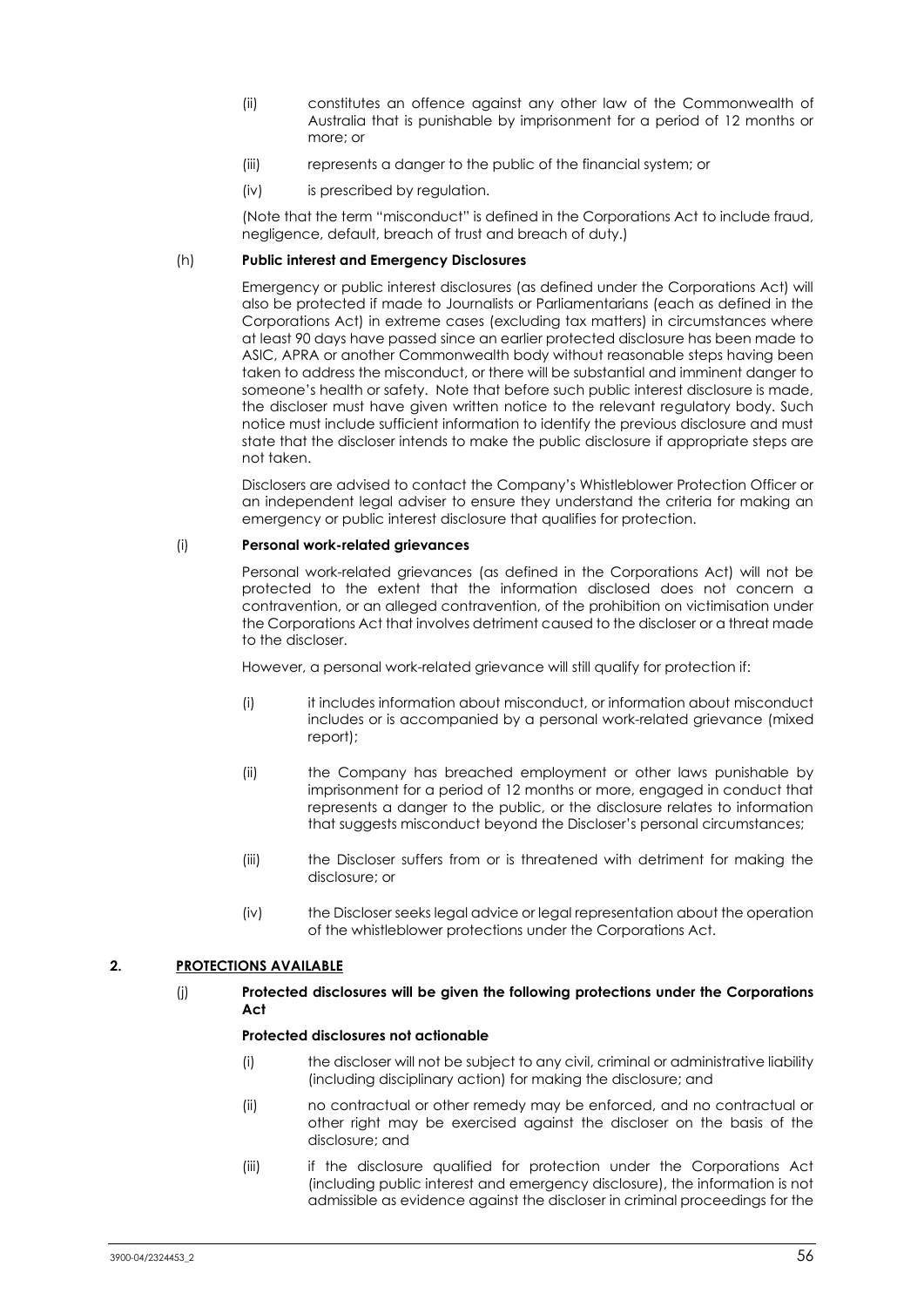(ii) constitutes an offence against any other law of the Commonwealth of Australia that is punishable by imprisonment for a period of 12 months or more; or

(iii) represents a danger to the public of the financial system; or

(iv) is prescribed by regulation.

(Note that the term "misconduct" is defined in the Corporations Act to include fraud, negligence, default, breach of trust and breach of duty.)

(h) **Public interest and Emergency Disclosures**

Emergency or public interest disclosures (as defined under the Corporations Act) will also be protected if made to Journalists or Parliamentarians (each as defined in the Corporations Act) in extreme cases (excluding tax matters) in circumstances where at least 90 days have passed since an earlier protected disclosure has been made to ASIC, APRA or another Commonwealth body without reasonable steps having been taken to address the misconduct, or there will be substantial and imminent danger to someone's health or safety. Note that before such public interest disclosure is made, the discloser must have given written notice to the relevant regulatory body. Such notice must include sufficient information to identify the previous disclosure and must state that the discloser intends to make the public disclosure if appropriate steps are not taken.

Disclosers are advised to contact the Company's Whistleblower Protection Officer or an independent legal adviser to ensure they understand the criteria for making an emergency or public interest disclosure that qualifies for protection.

(i) **Personal work-related grievances**

Personal work-related grievances (as defined in the Corporations Act) will not be protected to the extent that the information disclosed does not concern a contravention, or an alleged contravention, of the prohibition on victimisation under the Corporations Act that involves detriment caused to the discloser or a threat made to the discloser.

However, a personal work-related grievance will still qualify for protection if:

(i) it includes information about misconduct, or information about misconduct includes or is accompanied by a personal work-related grievance (mixed report);

(ii) the Company has breached employment or other laws punishable by imprisonment for a period of 12 months or more, engaged in conduct that represents a danger to the public, or the disclosure relates to information that suggests misconduct beyond the Discloser's personal circumstances;

(iii) the Discloser suffers from or is threatened with detriment for making the disclosure; or

(iv) the Discloser seeks legal advice or legal representation about the operation of the whistleblower protections under the Corporations Act.

## 2. PROTECTIONS AVAILABLE

(j) **Protected disclosures will be given the following protections under the Corporations Act**

**Protected disclosures not actionable**

(i) the discloser will not be subject to any civil, criminal or administrative liability (including disciplinary action) for making the disclosure; and

(ii) no contractual or other remedy may be enforced, and no contractual or other right may be exercised against the discloser on the basis of the disclosure; and

(iii) if the disclosure qualified for protection under the Corporations Act (including public interest and emergency disclosure), the information is not admissible as evidence against the discloser in criminal proceedings for the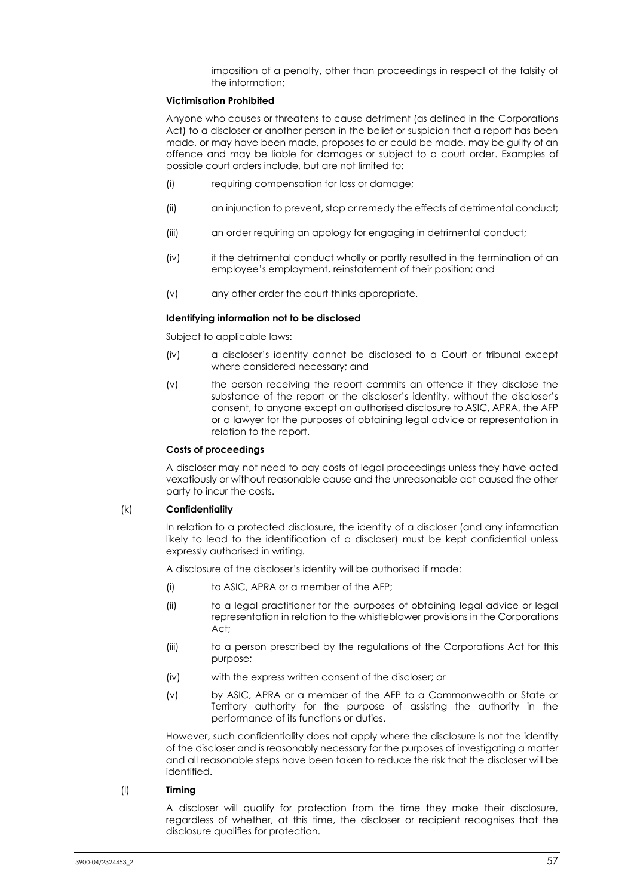imposition of a penalty, other than proceedings in respect of the falsity of the information;

**Victimisation Prohibited**

Anyone who causes or threatens to cause detriment (as defined in the Corporations Act) to a discloser or another person in the belief or suspicion that a report has been made, or may have been made, proposes to or could be made, may be guilty of an offence and may be liable for damages or subject to a court order. Examples of possible court orders include, but are not limited to:

(i) requiring compensation for loss or damage;

(ii) an injunction to prevent, stop or remedy the effects of detrimental conduct;

(iii) an order requiring an apology for engaging in detrimental conduct;

(iv) if the detrimental conduct wholly or partly resulted in the termination of an employee's employment, reinstatement of their position; and

(v) any other order the court thinks appropriate.

**Identifying information not to be disclosed**

Subject to applicable laws:

(iv) a discloser's identity cannot be disclosed to a Court or tribunal except where considered necessary; and

(v) the person receiving the report commits an offence if they disclose the substance of the report or the discloser's identity, without the discloser's consent, to anyone except an authorised disclosure to ASIC, APRA, the AFP or a lawyer for the purposes of obtaining legal advice or representation in relation to the report.

**Costs of proceedings**

A discloser may not need to pay costs of legal proceedings unless they have acted vexatiously or without reasonable cause and the unreasonable act caused the other party to incur the costs.

(k) **Confidentiality**

In relation to a protected disclosure, the identity of a discloser (and any information likely to lead to the identification of a discloser) must be kept confidential unless expressly authorised in writing.

A disclosure of the discloser's identity will be authorised if made:

(i) to ASIC, APRA or a member of the AFP;

(ii) to a legal practitioner for the purposes of obtaining legal advice or legal representation in relation to the whistleblower provisions in the Corporations Act;

(iii) to a person prescribed by the regulations of the Corporations Act for this purpose;

(iv) with the express written consent of the discloser; or

(v) by ASIC, APRA or a member of the AFP to a Commonwealth or State or Territory authority for the purpose of assisting the authority in the performance of its functions or duties.

However, such confidentiality does not apply where the disclosure is not the identity of the discloser and is reasonably necessary for the purposes of investigating a matter and all reasonable steps have been taken to reduce the risk that the discloser will be identified.

(l) **Timing**

A discloser will qualify for protection from the time they make their disclosure, regardless of whether, at this time, the discloser or recipient recognises that the disclosure qualifies for protection.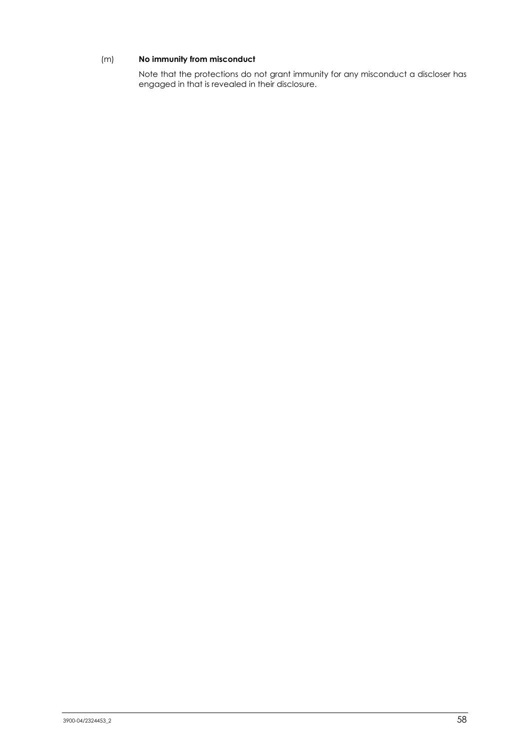(m) **No immunity from misconduct**

Note that the protections do not grant immunity for any misconduct a discloser has engaged in that is revealed in their disclosure.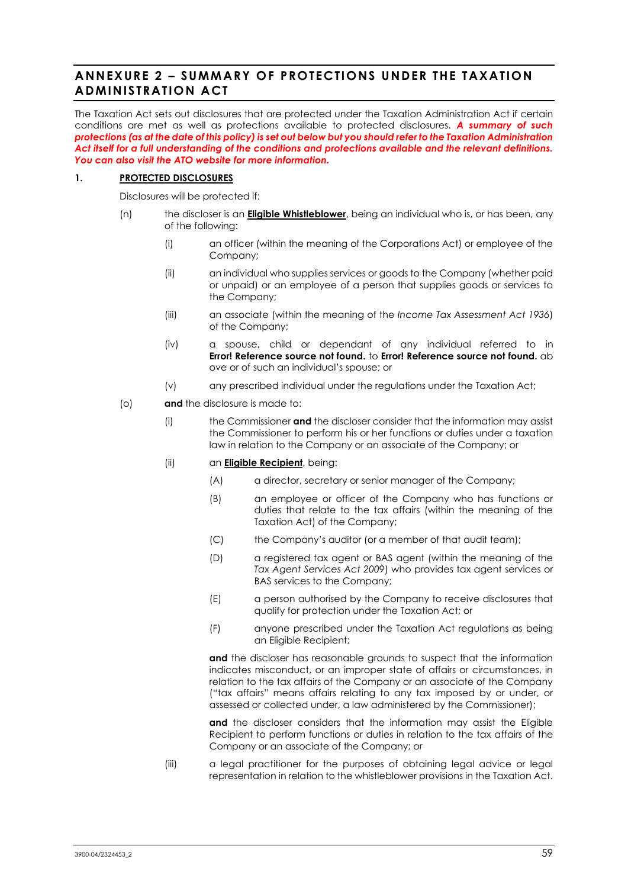# ANNEXURE 2 – SUMMARY OF PROTECTIONS UNDER THE TAXATION ADMINISTRATION ACT

The Taxation Act sets out disclosures that are protected under the Taxation Administration Act if certain conditions are met as well as protections available to protected disclosures. ***A summary of such protections (as at the date of this policy) is set out below but you should refer to the Taxation Administration Act itself for a full understanding of the conditions and protections available and the relevant definitions. You can also visit the ATO website for more information.***

## 1. PROTECTED DISCLOSURES

Disclosures will be protected if:

(n) the discloser is an **Eligible Whistleblower**, being an individual who is, or has been, any of the following:

   (i) an officer (within the meaning of the Corporations Act) or employee of the Company;

   (ii) an individual who supplies services or goods to the Company (whether paid or unpaid) or an employee of a person that supplies goods or services to the Company;

   (iii) an associate (within the meaning of the *Income Tax Assessment Act 1936*) of the Company;

   (iv) a spouse, child or dependant of any individual referred to in **Error! Reference source not found.** to **Error! Reference source not found.** above or of such an individual's spouse; or

   (v) any prescribed individual under the regulations under the Taxation Act;

(o) **and** the disclosure is made to:

   (i) the Commissioner **and** the discloser consider that the information may assist the Commissioner to perform his or her functions or duties under a taxation law in relation to the Company or an associate of the Company; or

   (ii) an **Eligible Recipient**, being:

      (A) a director, secretary or senior manager of the Company;

      (B) an employee or officer of the Company who has functions or duties that relate to the tax affairs (within the meaning of the Taxation Act) of the Company;

      (C) the Company's auditor (or a member of that audit team);

      (D) a registered tax agent or BAS agent (within the meaning of the *Tax Agent Services Act 2009*) who provides tax agent services or BAS services to the Company;

      (E) a person authorised by the Company to receive disclosures that qualify for protection under the Taxation Act; or

      (F) anyone prescribed under the Taxation Act regulations as being an Eligible Recipient;

   **and** the discloser has reasonable grounds to suspect that the information indicates misconduct, or an improper state of affairs or circumstances, in relation to the tax affairs of the Company or an associate of the Company ("tax affairs" means affairs relating to any tax imposed by or under, or assessed or collected under, a law administered by the Commissioner);

   **and** the discloser considers that the information may assist the Eligible Recipient to perform functions or duties in relation to the tax affairs of the Company or an associate of the Company; or

   (iii) a legal practitioner for the purposes of obtaining legal advice or legal representation in relation to the whistleblower provisions in the Taxation Act.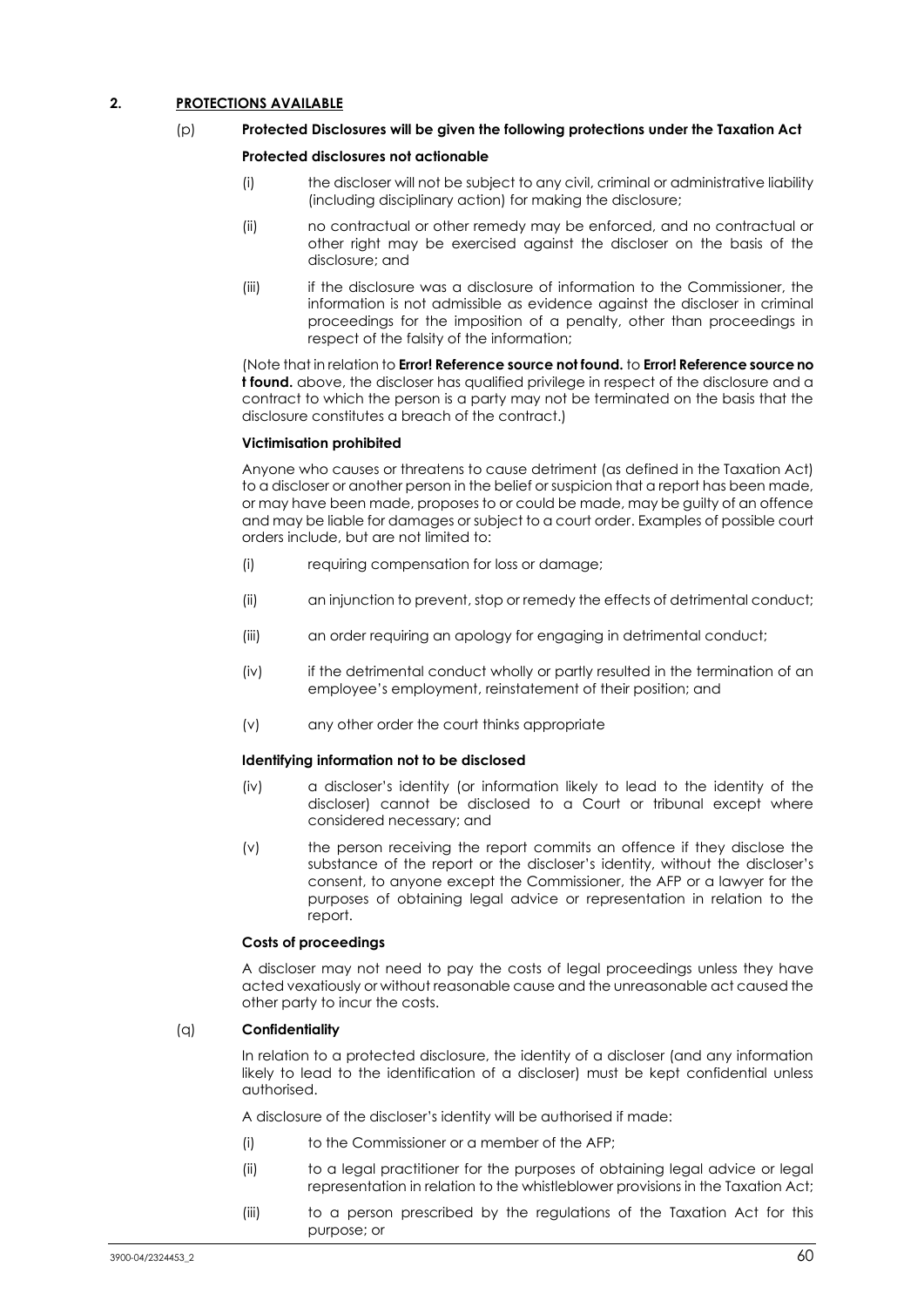## 2. PROTECTIONS AVAILABLE

(p) **Protected Disclosures will be given the following protections under the Taxation Act**

**Protected disclosures not actionable**

(i) the discloser will not be subject to any civil, criminal or administrative liability (including disciplinary action) for making the disclosure;

(ii) no contractual or other remedy may be enforced, and no contractual or other right may be exercised against the discloser on the basis of the disclosure; and

(iii) if the disclosure was a disclosure of information to the Commissioner, the information is not admissible as evidence against the discloser in criminal proceedings for the imposition of a penalty, other than proceedings in respect of the falsity of the information;

(Note that in relation to **Error! Reference source not found.** to **Error! Reference source not found.** above, the discloser has qualified privilege in respect of the disclosure and a contract to which the person is a party may not be terminated on the basis that the disclosure constitutes a breach of the contract.)

**Victimisation prohibited**

Anyone who causes or threatens to cause detriment (as defined in the Taxation Act) to a discloser or another person in the belief or suspicion that a report has been made, or may have been made, proposes to or could be made, may be guilty of an offence and may be liable for damages or subject to a court order. Examples of possible court orders include, but are not limited to:

(i) requiring compensation for loss or damage;

(ii) an injunction to prevent, stop or remedy the effects of detrimental conduct;

(iii) an order requiring an apology for engaging in detrimental conduct;

(iv) if the detrimental conduct wholly or partly resulted in the termination of an employee's employment, reinstatement of their position; and

(v) any other order the court thinks appropriate

**Identifying information not to be disclosed**

(iv) a discloser's identity (or information likely to lead to the identity of the discloser) cannot be disclosed to a Court or tribunal except where considered necessary; and

(v) the person receiving the report commits an offence if they disclose the substance of the report or the discloser's identity, without the discloser's consent, to anyone except the Commissioner, the AFP or a lawyer for the purposes of obtaining legal advice or representation in relation to the report.

**Costs of proceedings**

A discloser may not need to pay the costs of legal proceedings unless they have acted vexatiously or without reasonable cause and the unreasonable act caused the other party to incur the costs.

(q) **Confidentiality**

In relation to a protected disclosure, the identity of a discloser (and any information likely to lead to the identification of a discloser) must be kept confidential unless authorised.

A disclosure of the discloser's identity will be authorised if made:

(i) to the Commissioner or a member of the AFP;

(ii) to a legal practitioner for the purposes of obtaining legal advice or legal representation in relation to the whistleblower provisions in the Taxation Act;

(iii) to a person prescribed by the regulations of the Taxation Act for this purpose; or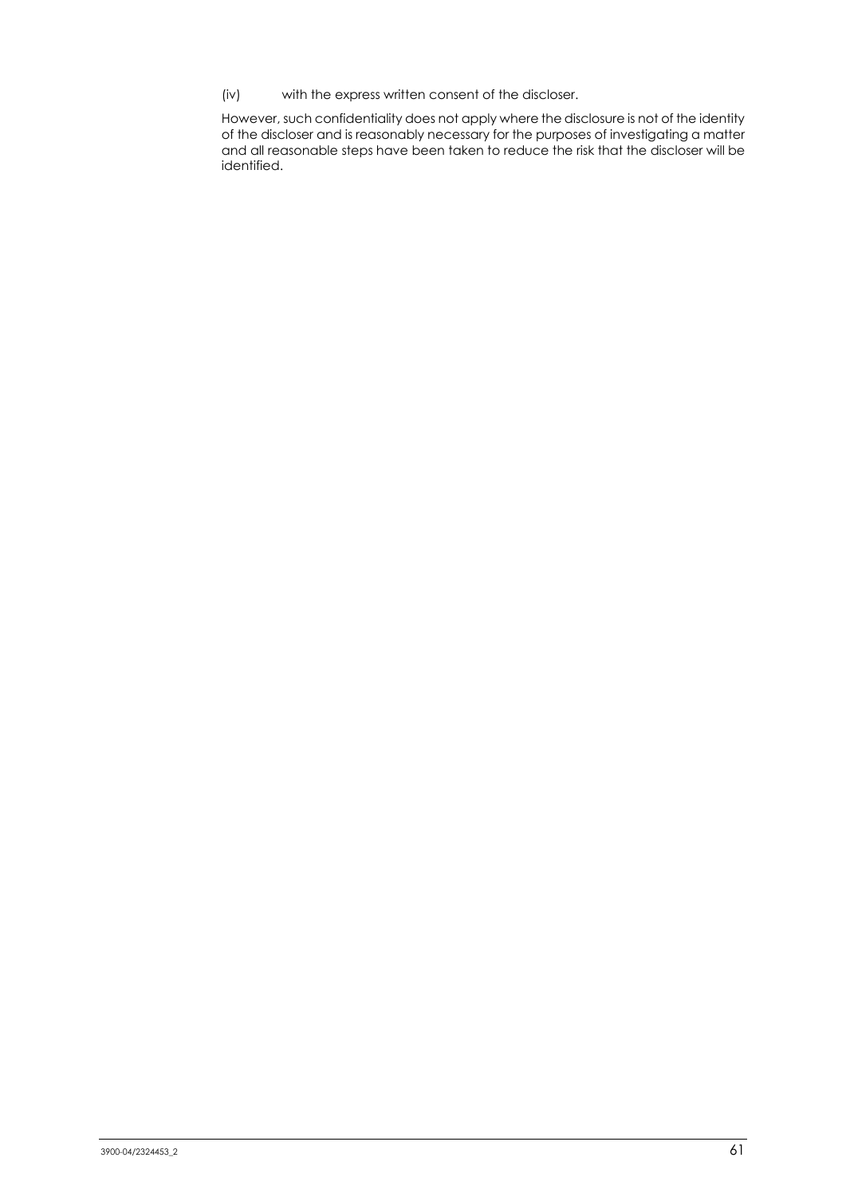(iv) with the express written consent of the discloser.

However, such confidentiality does not apply where the disclosure is not of the identity of the discloser and is reasonably necessary for the purposes of investigating a matter and all reasonable steps have been taken to reduce the risk that the discloser will be identified.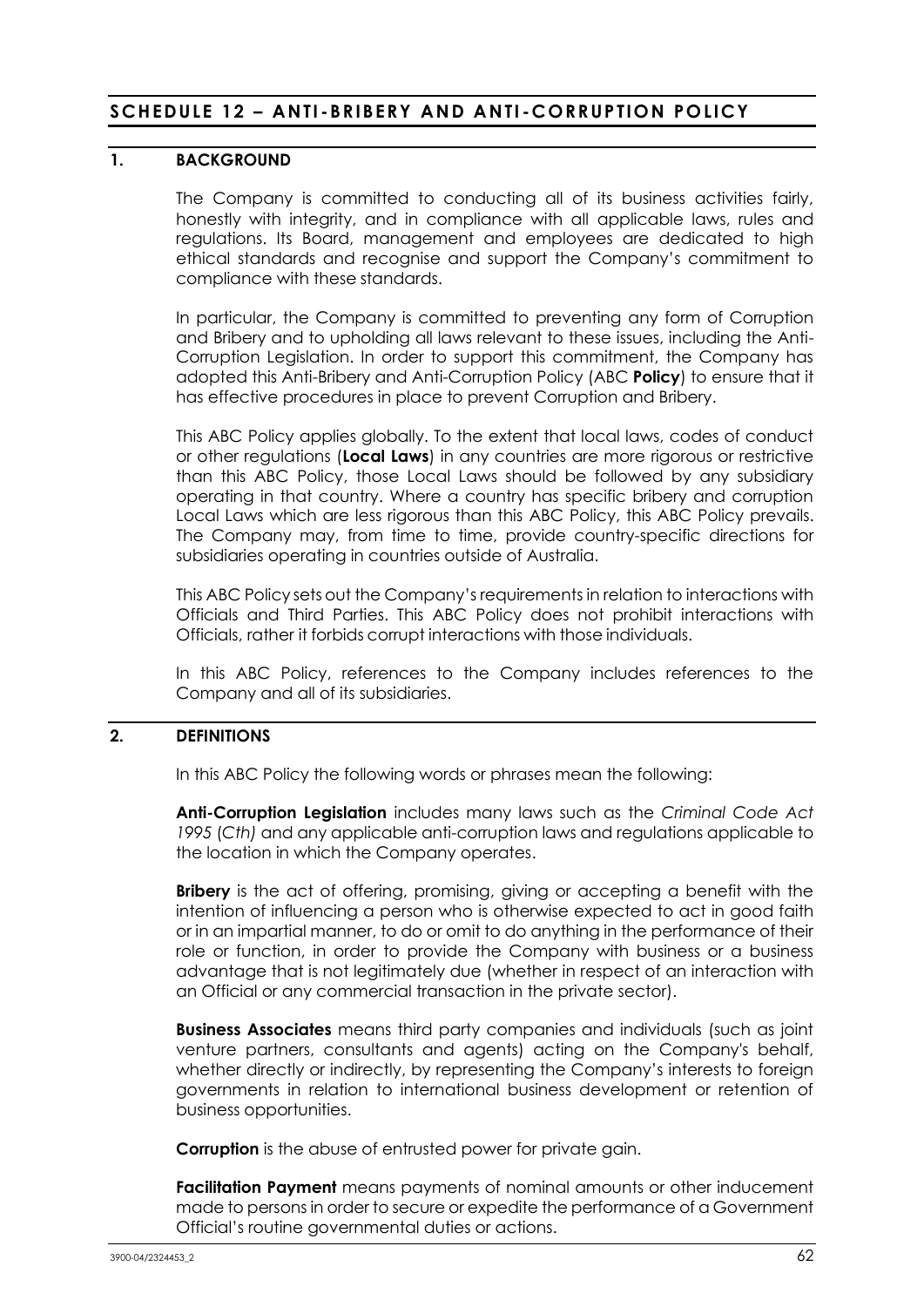## SCHEDULE 12 – ANTI-BRIBERY AND ANTI-CORRUPTION POLICY

### 1. BACKGROUND

The Company is committed to conducting all of its business activities fairly, honestly with integrity, and in compliance with all applicable laws, rules and regulations. Its Board, management and employees are dedicated to high ethical standards and recognise and support the Company's commitment to compliance with these standards.

In particular, the Company is committed to preventing any form of Corruption and Bribery and to upholding all laws relevant to these issues, including the Anti-Corruption Legislation. In order to support this commitment, the Company has adopted this Anti-Bribery and Anti-Corruption Policy (ABC **Policy**) to ensure that it has effective procedures in place to prevent Corruption and Bribery.

This ABC Policy applies globally. To the extent that local laws, codes of conduct or other regulations (**Local Laws**) in any countries are more rigorous or restrictive than this ABC Policy, those Local Laws should be followed by any subsidiary operating in that country. Where a country has specific bribery and corruption Local Laws which are less rigorous than this ABC Policy, this ABC Policy prevails. The Company may, from time to time, provide country-specific directions for subsidiaries operating in countries outside of Australia.

This ABC Policy sets out the Company's requirements in relation to interactions with Officials and Third Parties. This ABC Policy does not prohibit interactions with Officials, rather it forbids corrupt interactions with those individuals.

In this ABC Policy, references to the Company includes references to the Company and all of its subsidiaries.

### 2. DEFINITIONS

In this ABC Policy the following words or phrases mean the following:

**Anti-Corruption Legislation** includes many laws such as the *Criminal Code Act 1995* (*Cth)* and any applicable anti-corruption laws and regulations applicable to the location in which the Company operates.

**Bribery** is the act of offering, promising, giving or accepting a benefit with the intention of influencing a person who is otherwise expected to act in good faith or in an impartial manner, to do or omit to do anything in the performance of their role or function, in order to provide the Company with business or a business advantage that is not legitimately due (whether in respect of an interaction with an Official or any commercial transaction in the private sector).

**Business Associates** means third party companies and individuals (such as joint venture partners, consultants and agents) acting on the Company's behalf, whether directly or indirectly, by representing the Company's interests to foreign governments in relation to international business development or retention of business opportunities.

**Corruption** is the abuse of entrusted power for private gain.

**Facilitation Payment** means payments of nominal amounts or other inducement made to persons in order to secure or expedite the performance of a Government Official's routine governmental duties or actions.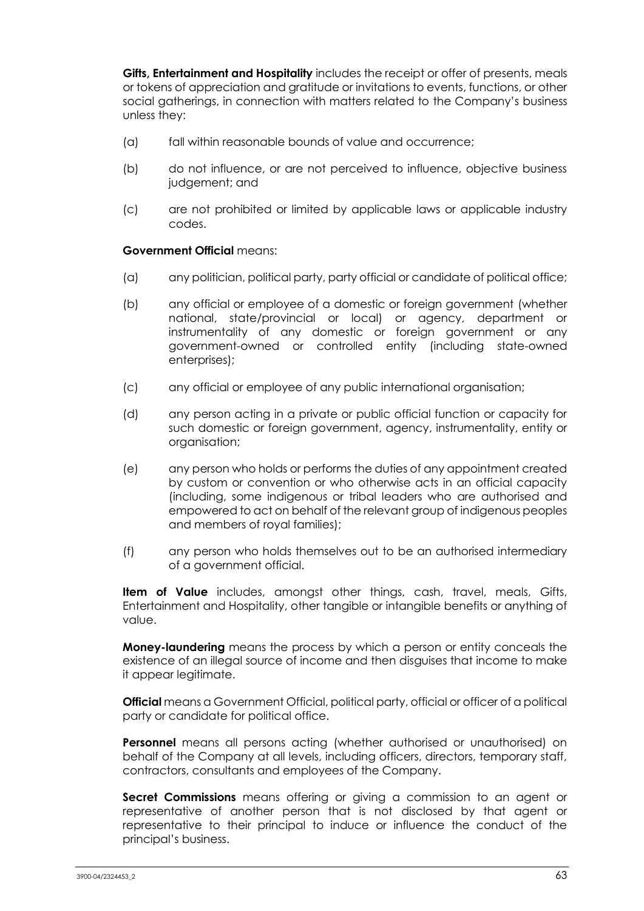**Gifts, Entertainment and Hospitality** includes the receipt or offer of presents, meals or tokens of appreciation and gratitude or invitations to events, functions, or other social gatherings, in connection with matters related to the Company's business unless they:

(a) fall within reasonable bounds of value and occurrence;

(b) do not influence, or are not perceived to influence, objective business judgement; and

(c) are not prohibited or limited by applicable laws or applicable industry codes.

**Government Official** means:

(a) any politician, political party, party official or candidate of political office;

(b) any official or employee of a domestic or foreign government (whether national, state/provincial or local) or agency, department or instrumentality of any domestic or foreign government or any government-owned or controlled entity (including state-owned enterprises);

(c) any official or employee of any public international organisation;

(d) any person acting in a private or public official function or capacity for such domestic or foreign government, agency, instrumentality, entity or organisation;

(e) any person who holds or performs the duties of any appointment created by custom or convention or who otherwise acts in an official capacity (including, some indigenous or tribal leaders who are authorised and empowered to act on behalf of the relevant group of indigenous peoples and members of royal families);

(f) any person who holds themselves out to be an authorised intermediary of a government official.

**Item of Value** includes, amongst other things, cash, travel, meals, Gifts, Entertainment and Hospitality, other tangible or intangible benefits or anything of value.

**Money-laundering** means the process by which a person or entity conceals the existence of an illegal source of income and then disguises that income to make it appear legitimate.

**Official** means a Government Official, political party, official or officer of a political party or candidate for political office.

**Personnel** means all persons acting (whether authorised or unauthorised) on behalf of the Company at all levels, including officers, directors, temporary staff, contractors, consultants and employees of the Company.

**Secret Commissions** means offering or giving a commission to an agent or representative of another person that is not disclosed by that agent or representative to their principal to induce or influence the conduct of the principal's business.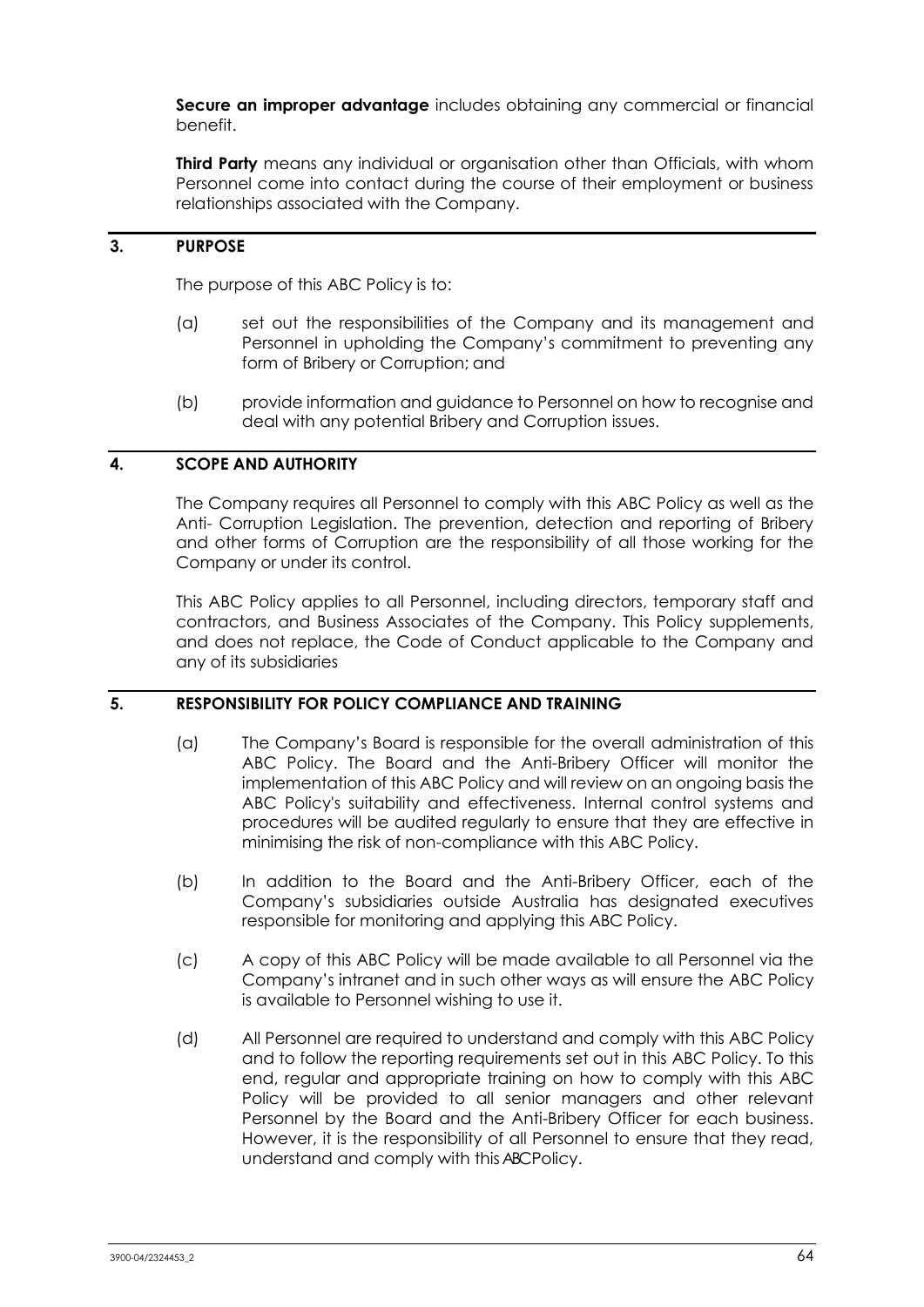**Secure an improper advantage** includes obtaining any commercial or financial benefit.

**Third Party** means any individual or organisation other than Officials, with whom Personnel come into contact during the course of their employment or business relationships associated with the Company.

## 3. PURPOSE

The purpose of this ABC Policy is to:

(a) set out the responsibilities of the Company and its management and Personnel in upholding the Company's commitment to preventing any form of Bribery or Corruption; and

(b) provide information and guidance to Personnel on how to recognise and deal with any potential Bribery and Corruption issues.

## 4. SCOPE AND AUTHORITY

The Company requires all Personnel to comply with this ABC Policy as well as the Anti- Corruption Legislation. The prevention, detection and reporting of Bribery and other forms of Corruption are the responsibility of all those working for the Company or under its control.

This ABC Policy applies to all Personnel, including directors, temporary staff and contractors, and Business Associates of the Company. This Policy supplements, and does not replace, the Code of Conduct applicable to the Company and any of its subsidiaries

## 5. RESPONSIBILITY FOR POLICY COMPLIANCE AND TRAINING

(a) The Company's Board is responsible for the overall administration of this ABC Policy. The Board and the Anti-Bribery Officer will monitor the implementation of this ABC Policy and will review on an ongoing basis the ABC Policy's suitability and effectiveness. Internal control systems and procedures will be audited regularly to ensure that they are effective in minimising the risk of non-compliance with this ABC Policy.

(b) In addition to the Board and the Anti-Bribery Officer, each of the Company's subsidiaries outside Australia has designated executives responsible for monitoring and applying this ABC Policy.

(c) A copy of this ABC Policy will be made available to all Personnel via the Company's intranet and in such other ways as will ensure the ABC Policy is available to Personnel wishing to use it.

(d) All Personnel are required to understand and comply with this ABC Policy and to follow the reporting requirements set out in this ABC Policy. To this end, regular and appropriate training on how to comply with this ABC Policy will be provided to all senior managers and other relevant Personnel by the Board and the Anti-Bribery Officer for each business. However, it is the responsibility of all Personnel to ensure that they read, understand and comply with this ABC Policy.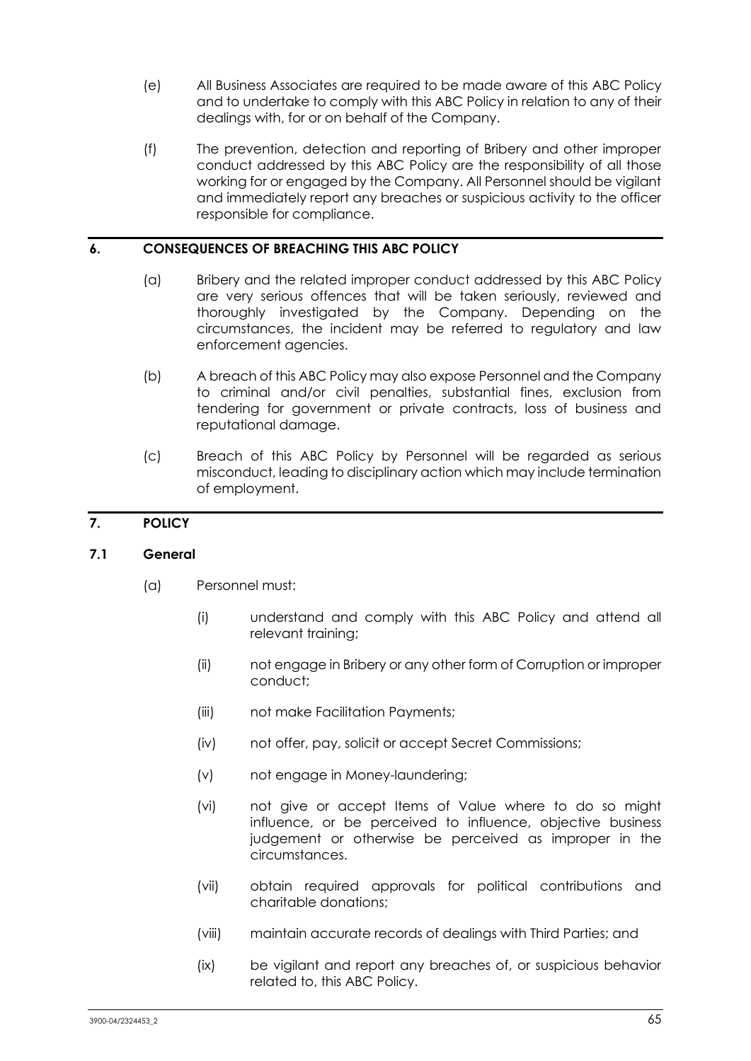(e) All Business Associates are required to be made aware of this ABC Policy and to undertake to comply with this ABC Policy in relation to any of their dealings with, for or on behalf of the Company.

(f) The prevention, detection and reporting of Bribery and other improper conduct addressed by this ABC Policy are the responsibility of all those working for or engaged by the Company. All Personnel should be vigilant and immediately report any breaches or suspicious activity to the officer responsible for compliance.

## 6. CONSEQUENCES OF BREACHING THIS ABC POLICY

(a) Bribery and the related improper conduct addressed by this ABC Policy are very serious offences that will be taken seriously, reviewed and thoroughly investigated by the Company. Depending on the circumstances, the incident may be referred to regulatory and law enforcement agencies.

(b) A breach of this ABC Policy may also expose Personnel and the Company to criminal and/or civil penalties, substantial fines, exclusion from tendering for government or private contracts, loss of business and reputational damage.

(c) Breach of this ABC Policy by Personnel will be regarded as serious misconduct, leading to disciplinary action which may include termination of employment.

## 7. POLICY

### 7.1 General

(a) Personnel must:

(i) understand and comply with this ABC Policy and attend all relevant training;

(ii) not engage in Bribery or any other form of Corruption or improper conduct;

(iii) not make Facilitation Payments;

(iv) not offer, pay, solicit or accept Secret Commissions;

(v) not engage in Money-laundering;

(vi) not give or accept Items of Value where to do so might influence, or be perceived to influence, objective business judgement or otherwise be perceived as improper in the circumstances.

(vii) obtain required approvals for political contributions and charitable donations;

(viii) maintain accurate records of dealings with Third Parties; and

(ix) be vigilant and report any breaches of, or suspicious behavior related to, this ABC Policy.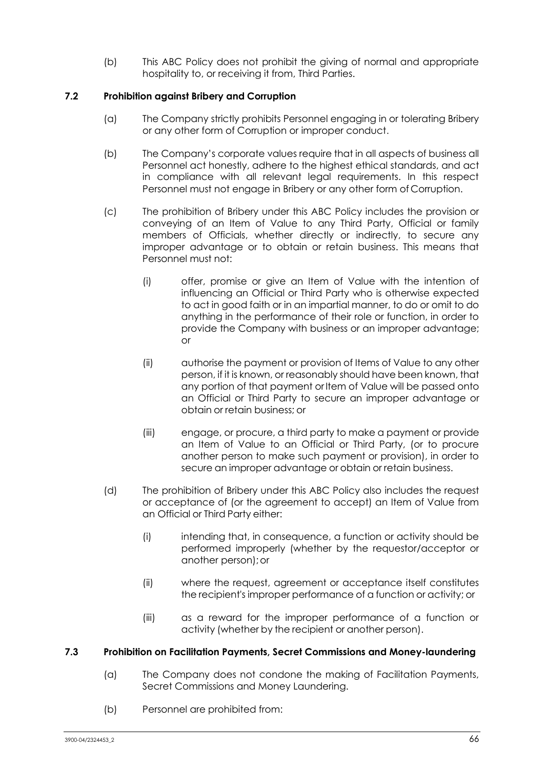(b) This ABC Policy does not prohibit the giving of normal and appropriate hospitality to, or receiving it from, Third Parties.

### 7.2 Prohibition against Bribery and Corruption

(a) The Company strictly prohibits Personnel engaging in or tolerating Bribery or any other form of Corruption or improper conduct.

(b) The Company's corporate values require that in all aspects of business all Personnel act honestly, adhere to the highest ethical standards, and act in compliance with all relevant legal requirements. In this respect Personnel must not engage in Bribery or any other form of Corruption.

(c) The prohibition of Bribery under this ABC Policy includes the provision or conveying of an Item of Value to any Third Party, Official or family members of Officials, whether directly or indirectly, to secure any improper advantage or to obtain or retain business. This means that Personnel must not:

   (i) offer, promise or give an Item of Value with the intention of influencing an Official or Third Party who is otherwise expected to act in good faith or in an impartial manner, to do or omit to do anything in the performance of their role or function, in order to provide the Company with business or an improper advantage; or

   (ii) authorise the payment or provision of Items of Value to any other person, if it is known, or reasonably should have been known, that any portion of that payment or Item of Value will be passed onto an Official or Third Party to secure an improper advantage or obtain or retain business; or

   (iii) engage, or procure, a third party to make a payment or provide an Item of Value to an Official or Third Party, (or to procure another person to make such payment or provision), in order to secure an improper advantage or obtain or retain business.

(d) The prohibition of Bribery under this ABC Policy also includes the request or acceptance of (or the agreement to accept) an Item of Value from an Official or Third Party either:

   (i) intending that, in consequence, a function or activity should be performed improperly (whether by the requestor/acceptor or another person); or

   (ii) where the request, agreement or acceptance itself constitutes the recipient's improper performance of a function or activity; or

   (iii) as a reward for the improper performance of a function or activity (whether by the recipient or another person).

### 7.3 Prohibition on Facilitation Payments, Secret Commissions and Money-laundering

(a) The Company does not condone the making of Facilitation Payments, Secret Commissions and Money Laundering.

(b) Personnel are prohibited from: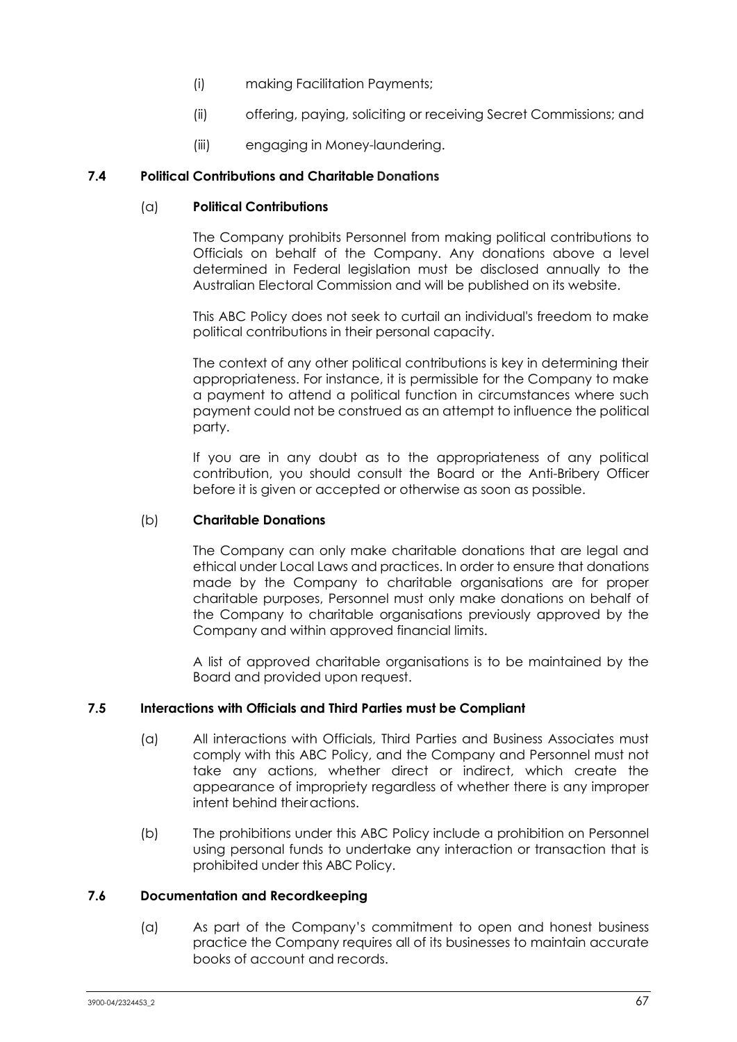(i) making Facilitation Payments;

(ii) offering, paying, soliciting or receiving Secret Commissions; and

(iii) engaging in Money-laundering.

### 7.4 Political Contributions and Charitable Donations

#### (a) Political Contributions

The Company prohibits Personnel from making political contributions to Officials on behalf of the Company. Any donations above a level determined in Federal legislation must be disclosed annually to the Australian Electoral Commission and will be published on its website.

This ABC Policy does not seek to curtail an individual's freedom to make political contributions in their personal capacity.

The context of any other political contributions is key in determining their appropriateness. For instance, it is permissible for the Company to make a payment to attend a political function in circumstances where such payment could not be construed as an attempt to influence the political party.

If you are in any doubt as to the appropriateness of any political contribution, you should consult the Board or the Anti-Bribery Officer before it is given or accepted or otherwise as soon as possible.

#### (b) Charitable Donations

The Company can only make charitable donations that are legal and ethical under Local Laws and practices. In order to ensure that donations made by the Company to charitable organisations are for proper charitable purposes, Personnel must only make donations on behalf of the Company to charitable organisations previously approved by the Company and within approved financial limits.

A list of approved charitable organisations is to be maintained by the Board and provided upon request.

### 7.5 Interactions with Officials and Third Parties must be Compliant

(a) All interactions with Officials, Third Parties and Business Associates must comply with this ABC Policy, and the Company and Personnel must not take any actions, whether direct or indirect, which create the appearance of impropriety regardless of whether there is any improper intent behind their actions.

(b) The prohibitions under this ABC Policy include a prohibition on Personnel using personal funds to undertake any interaction or transaction that is prohibited under this ABC Policy.

### 7.6 Documentation and Recordkeeping

(a) As part of the Company's commitment to open and honest business practice the Company requires all of its businesses to maintain accurate books of account and records.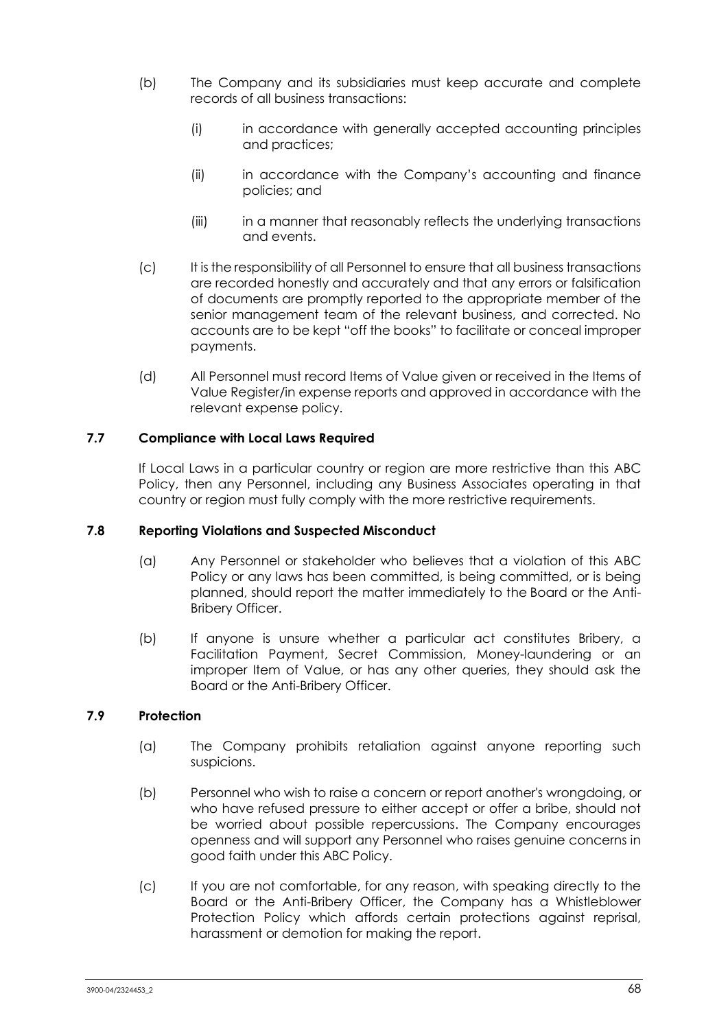(b) The Company and its subsidiaries must keep accurate and complete records of all business transactions:

(i) in accordance with generally accepted accounting principles and practices;

(ii) in accordance with the Company's accounting and finance policies; and

(iii) in a manner that reasonably reflects the underlying transactions and events.

(c) It is the responsibility of all Personnel to ensure that all business transactions are recorded honestly and accurately and that any errors or falsification of documents are promptly reported to the appropriate member of the senior management team of the relevant business, and corrected. No accounts are to be kept "off the books" to facilitate or conceal improper payments.

(d) All Personnel must record Items of Value given or received in the Items of Value Register/in expense reports and approved in accordance with the relevant expense policy.

### 7.7 Compliance with Local Laws Required

If Local Laws in a particular country or region are more restrictive than this ABC Policy, then any Personnel, including any Business Associates operating in that country or region must fully comply with the more restrictive requirements.

### 7.8 Reporting Violations and Suspected Misconduct

(a) Any Personnel or stakeholder who believes that a violation of this ABC Policy or any laws has been committed, is being committed, or is being planned, should report the matter immediately to the Board or the Anti-Bribery Officer.

(b) If anyone is unsure whether a particular act constitutes Bribery, a Facilitation Payment, Secret Commission, Money-laundering or an improper Item of Value, or has any other queries, they should ask the Board or the Anti-Bribery Officer.

### 7.9 Protection

(a) The Company prohibits retaliation against anyone reporting such suspicions.

(b) Personnel who wish to raise a concern or report another's wrongdoing, or who have refused pressure to either accept or offer a bribe, should not be worried about possible repercussions. The Company encourages openness and will support any Personnel who raises genuine concerns in good faith under this ABC Policy.

(c) If you are not comfortable, for any reason, with speaking directly to the Board or the Anti-Bribery Officer, the Company has a Whistleblower Protection Policy which affords certain protections against reprisal, harassment or demotion for making the report.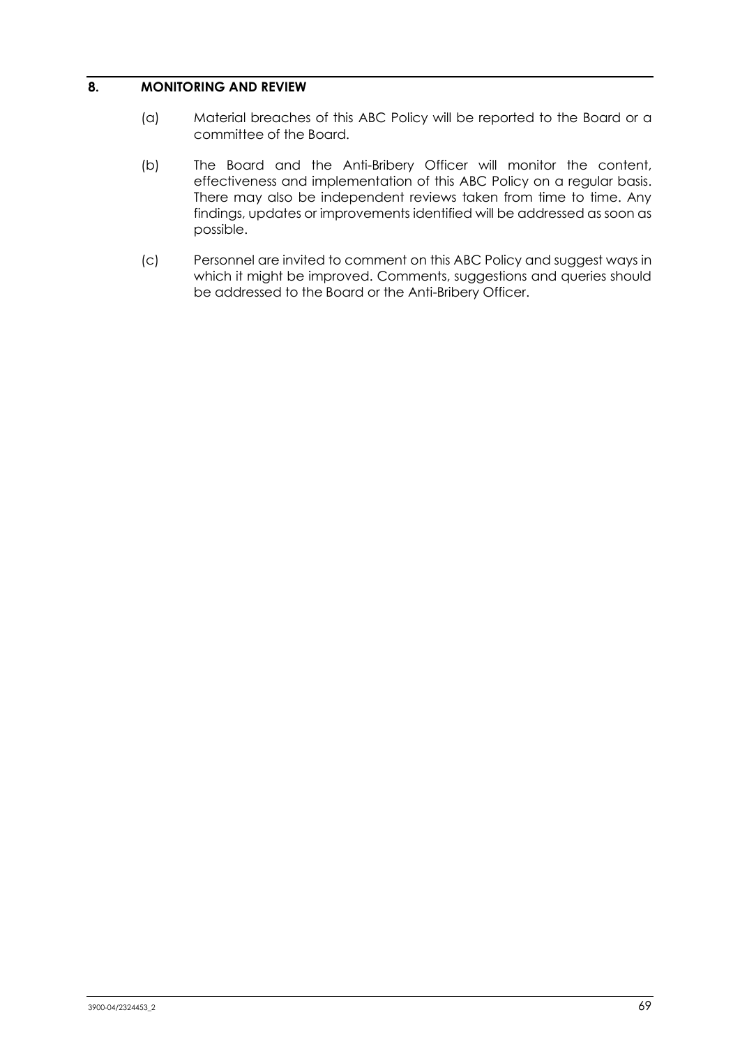## 8. MONITORING AND REVIEW

(a) Material breaches of this ABC Policy will be reported to the Board or a committee of the Board.

(b) The Board and the Anti-Bribery Officer will monitor the content, effectiveness and implementation of this ABC Policy on a regular basis. There may also be independent reviews taken from time to time. Any findings, updates or improvements identified will be addressed as soon as possible.

(c) Personnel are invited to comment on this ABC Policy and suggest ways in which it might be improved. Comments, suggestions and queries should be addressed to the Board or the Anti-Bribery Officer.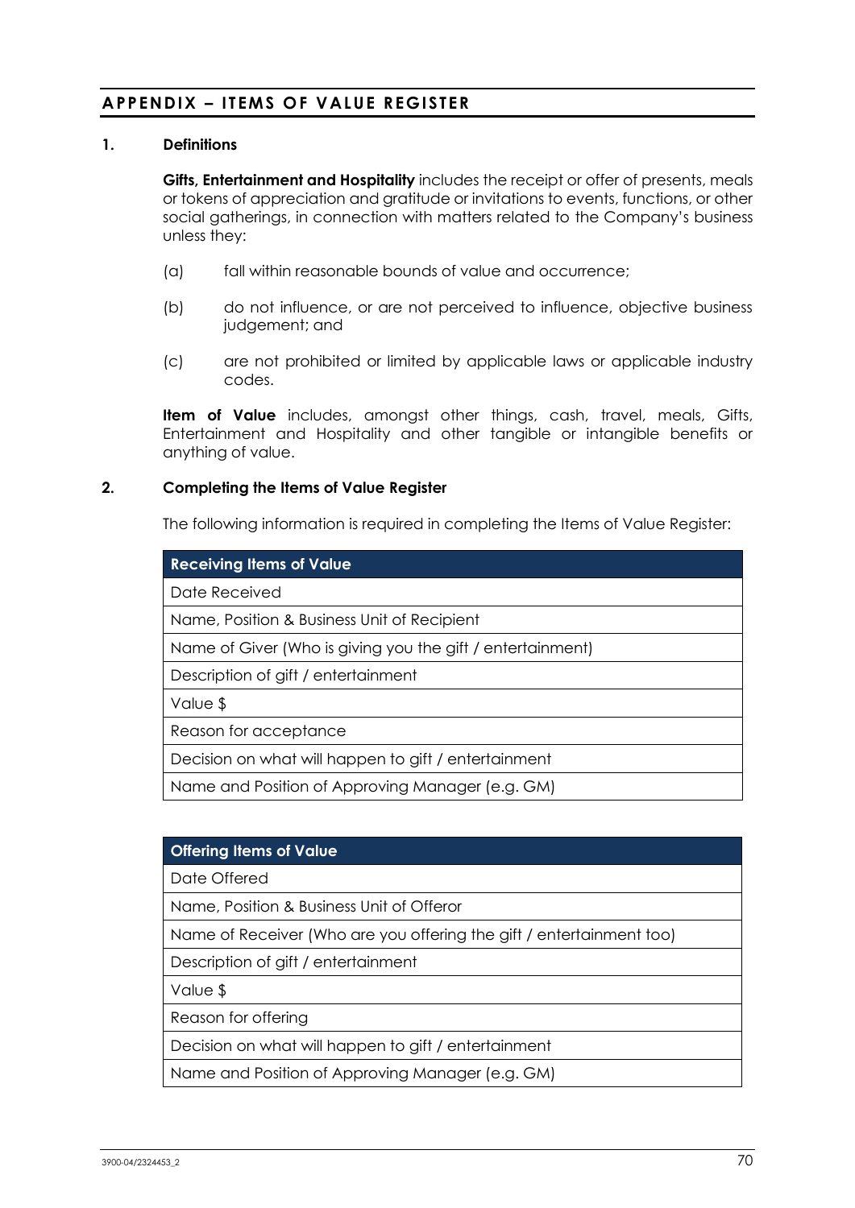## APPENDIX – ITEMS OF VALUE REGISTER

### 1. Definitions

**Gifts, Entertainment and Hospitality** includes the receipt or offer of presents, meals or tokens of appreciation and gratitude or invitations to events, functions, or other social gatherings, in connection with matters related to the Company's business unless they:

(a) fall within reasonable bounds of value and occurrence;

(b) do not influence, or are not perceived to influence, objective business judgement; and

(c) are not prohibited or limited by applicable laws or applicable industry codes.

**Item of Value** includes, amongst other things, cash, travel, meals, Gifts, Entertainment and Hospitality and other tangible or intangible benefits or anything of value.

### 2. Completing the Items of Value Register

The following information is required in completing the Items of Value Register:

| Receiving Items of Value |
|---|
| Date Received |
| Name, Position & Business Unit of Recipient |
| Name of Giver (Who is giving you the gift / entertainment) |
| Description of gift / entertainment |
| Value $ |
| Reason for acceptance |
| Decision on what will happen to gift / entertainment |
| Name and Position of Approving Manager (e.g. GM) |

| Offering Items of Value |
|---|
| Date Offered |
| Name, Position & Business Unit of Offeror |
| Name of Receiver (Who are you offering the gift / entertainment too) |
| Description of gift / entertainment |
| Value $ |
| Reason for offering |
| Decision on what will happen to gift / entertainment |
| Name and Position of Approving Manager (e.g. GM) |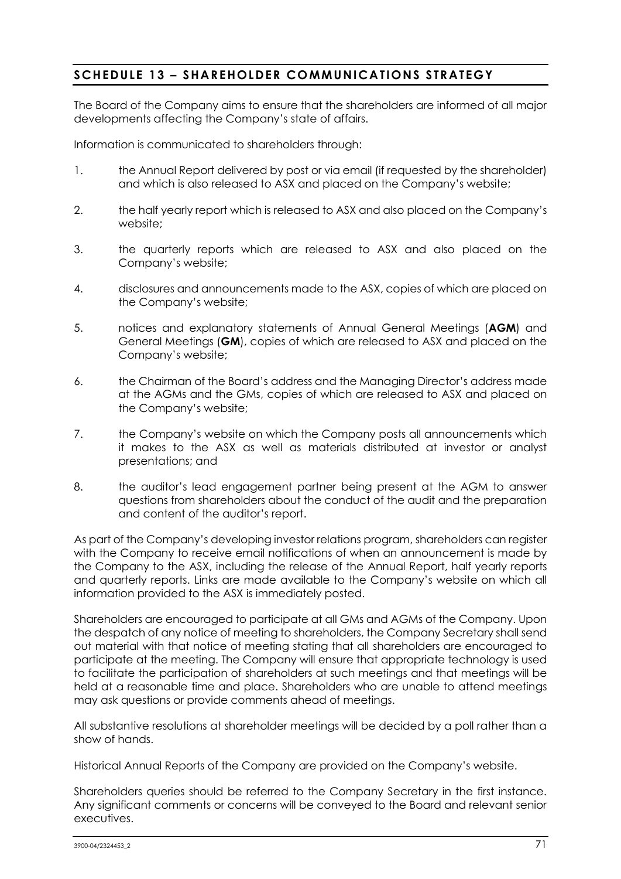## SCHEDULE 13 – SHAREHOLDER COMMUNICATIONS STRATEGY

The Board of the Company aims to ensure that the shareholders are informed of all major developments affecting the Company's state of affairs.

Information is communicated to shareholders through:

1. the Annual Report delivered by post or via email (if requested by the shareholder) and which is also released to ASX and placed on the Company's website;
2. the half yearly report which is released to ASX and also placed on the Company's website;
3. the quarterly reports which are released to ASX and also placed on the Company's website;
4. disclosures and announcements made to the ASX, copies of which are placed on the Company's website;
5. notices and explanatory statements of Annual General Meetings (**AGM**) and General Meetings (**GM**), copies of which are released to ASX and placed on the Company's website;
6. the Chairman of the Board's address and the Managing Director's address made at the AGMs and the GMs, copies of which are released to ASX and placed on the Company's website;
7. the Company's website on which the Company posts all announcements which it makes to the ASX as well as materials distributed at investor or analyst presentations; and
8. the auditor's lead engagement partner being present at the AGM to answer questions from shareholders about the conduct of the audit and the preparation and content of the auditor's report.

As part of the Company's developing investor relations program, shareholders can register with the Company to receive email notifications of when an announcement is made by the Company to the ASX, including the release of the Annual Report, half yearly reports and quarterly reports. Links are made available to the Company's website on which all information provided to the ASX is immediately posted.

Shareholders are encouraged to participate at all GMs and AGMs of the Company. Upon the despatch of any notice of meeting to shareholders, the Company Secretary shall send out material with that notice of meeting stating that all shareholders are encouraged to participate at the meeting. The Company will ensure that appropriate technology is used to facilitate the participation of shareholders at such meetings and that meetings will be held at a reasonable time and place. Shareholders who are unable to attend meetings may ask questions or provide comments ahead of meetings.

All substantive resolutions at shareholder meetings will be decided by a poll rather than a show of hands.

Historical Annual Reports of the Company are provided on the Company's website.

Shareholders queries should be referred to the Company Secretary in the first instance. Any significant comments or concerns will be conveyed to the Board and relevant senior executives.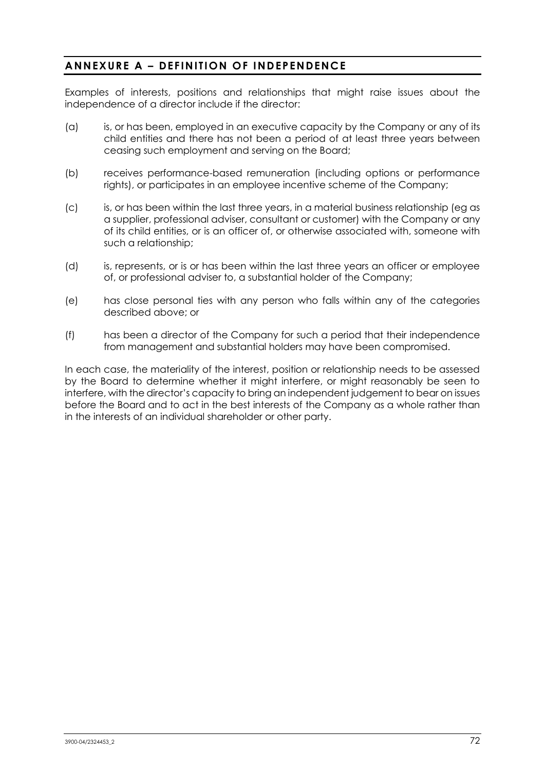## ANNEXURE A – DEFINITION OF INDEPENDENCE

Examples of interests, positions and relationships that might raise issues about the independence of a director include if the director:

(a) is, or has been, employed in an executive capacity by the Company or any of its child entities and there has not been a period of at least three years between ceasing such employment and serving on the Board;

(b) receives performance-based remuneration (including options or performance rights), or participates in an employee incentive scheme of the Company;

(c) is, or has been within the last three years, in a material business relationship (eg as a supplier, professional adviser, consultant or customer) with the Company or any of its child entities, or is an officer of, or otherwise associated with, someone with such a relationship;

(d) is, represents, or is or has been within the last three years an officer or employee of, or professional adviser to, a substantial holder of the Company;

(e) has close personal ties with any person who falls within any of the categories described above; or

(f) has been a director of the Company for such a period that their independence from management and substantial holders may have been compromised.

In each case, the materiality of the interest, position or relationship needs to be assessed by the Board to determine whether it might interfere, or might reasonably be seen to interfere, with the director's capacity to bring an independent judgement to bear on issues before the Board and to act in the best interests of the Company as a whole rather than in the interests of an individual shareholder or other party.